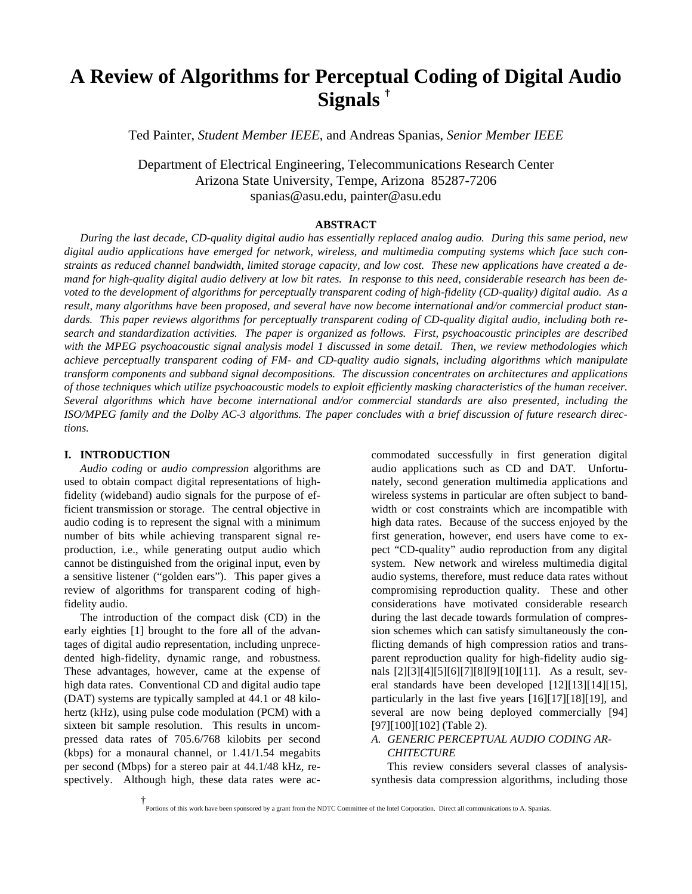# A Review of Algorithms for Perceptual Coding of Digital Audio Signals [†]

Ted Painter, *Student Member IEEE*, and Andreas Spanias, *Senior Member IEEE*

Department of Electrical Engineering, Telecommunications Research Center
Arizona State University, Tempe, Arizona 85287-7206
spanias@asu.edu, painter@asu.edu

## ABSTRACT

*During the last decade, CD-quality digital audio has essentially replaced analog audio. During this same period, new digital audio applications have emerged for network, wireless, and multimedia computing systems which face such constraints as reduced channel bandwidth, limited storage capacity, and low cost. These new applications have created a demand for high-quality digital audio delivery at low bit rates. In response to this need, considerable research has been devoted to the development of algorithms for perceptually transparent coding of high-fidelity (CD-quality) digital audio. As a result, many algorithms have been proposed, and several have now become international and/or commercial product standards. This paper reviews algorithms for perceptually transparent coding of CD-quality digital audio, including both research and standardization activities. The paper is organized as follows. First, psychoacoustic principles are described with the MPEG psychoacoustic signal analysis model 1 discussed in some detail. Then, we review methodologies which achieve perceptually transparent coding of FM- and CD-quality audio signals, including algorithms which manipulate transform components and subband signal decompositions. The discussion concentrates on architectures and applications of those techniques which utilize psychoacoustic models to exploit efficiently masking characteristics of the human receiver. Several algorithms which have become international and/or commercial standards are also presented, including the ISO/MPEG family and the Dolby AC-3 algorithms. The paper concludes with a brief discussion of future research directions.*

## I. INTRODUCTION

*Audio coding* or *audio compression* algorithms are used to obtain compact digital representations of high-fidelity (wideband) audio signals for the purpose of efficient transmission or storage. The central objective in audio coding is to represent the signal with a minimum number of bits while achieving transparent signal reproduction, i.e., while generating output audio which cannot be distinguished from the original input, even by a sensitive listener ("golden ears"). This paper gives a review of algorithms for transparent coding of high-fidelity audio.

The introduction of the compact disk (CD) in the early eighties [1] brought to the fore all of the advantages of digital audio representation, including unprecedented high-fidelity, dynamic range, and robustness. These advantages, however, came at the expense of high data rates. Conventional CD and digital audio tape (DAT) systems are typically sampled at 44.1 or 48 kilohertz (kHz), using pulse code modulation (PCM) with a sixteen bit sample resolution. This results in uncompressed data rates of 705.6/768 kilobits per second (kbps) for a monaural channel, or 1.41/1.54 megabits per second (Mbps) for a stereo pair at 44.1/48 kHz, respectively. Although high, these data rates were accommodated successfully in first generation digital audio applications such as CD and DAT. Unfortunately, second generation multimedia applications and wireless systems in particular are often subject to bandwidth or cost constraints which are incompatible with high data rates. Because of the success enjoyed by the first generation, however, end users have come to expect "CD-quality" audio reproduction from any digital system. New network and wireless multimedia digital audio systems, therefore, must reduce data rates without compromising reproduction quality. These and other considerations have motivated considerable research during the last decade towards formulation of compression schemes which can satisfy simultaneously the conflicting demands of high compression ratios and transparent reproduction quality for high-fidelity audio signals [2][3][4][5][6][7][8][9][10][11]. As a result, several standards have been developed [12][13][14][15], particularly in the last five years [16][17][18][19], and several are now being deployed commercially [94][97][100][102] (Table 2).

### *A. GENERIC PERCEPTUAL AUDIO CODING ARCHITECTURE*

This review considers several classes of analysis-synthesis data compression algorithms, including those

[†] Portions of this work have been sponsored by a grant from the NDTC Committee of the Intel Corporation. Direct all communications to A. Spanias.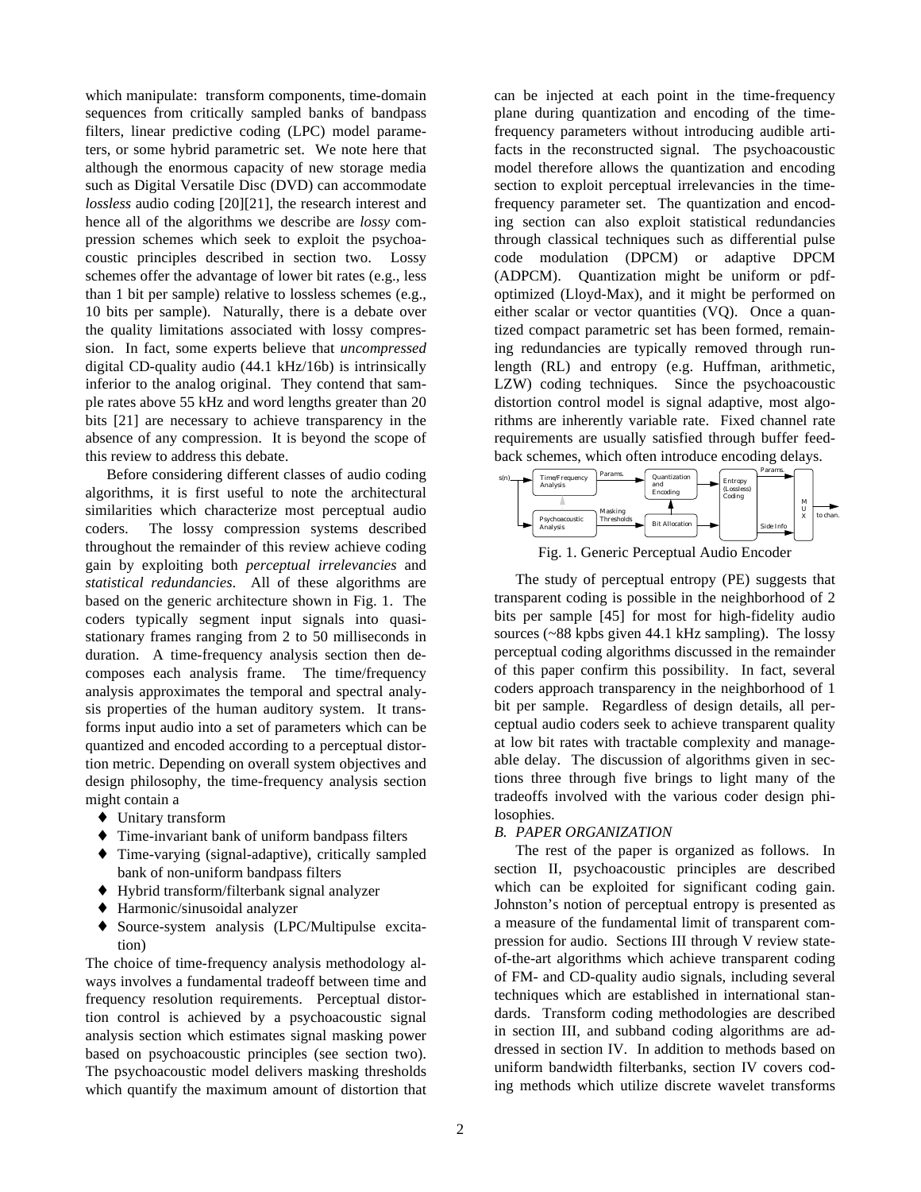which manipulate: transform components, time-domain sequences from critically sampled banks of bandpass filters, linear predictive coding (LPC) model parameters, or some hybrid parametric set. We note here that although the enormous capacity of new storage media such as Digital Versatile Disc (DVD) can accommodate *lossless* audio coding [20][21], the research interest and hence all of the algorithms we describe are *lossy* compression schemes which seek to exploit the psychoacoustic principles described in section two. Lossy schemes offer the advantage of lower bit rates (e.g., less than 1 bit per sample) relative to lossless schemes (e.g., 10 bits per sample). Naturally, there is a debate over the quality limitations associated with lossy compression. In fact, some experts believe that *uncompressed* digital CD-quality audio (44.1 kHz/16b) is intrinsically inferior to the analog original. They contend that sample rates above 55 kHz and word lengths greater than 20 bits [21] are necessary to achieve transparency in the absence of any compression. It is beyond the scope of this review to address this debate.

Before considering different classes of audio coding algorithms, it is first useful to note the architectural similarities which characterize most perceptual audio coders. The lossy compression systems described throughout the remainder of this review achieve coding gain by exploiting both *perceptual irrelevancies* and *statistical redundancies*. All of these algorithms are based on the generic architecture shown in Fig. 1. The coders typically segment input signals into quasi-stationary frames ranging from 2 to 50 milliseconds in duration. A time-frequency analysis section then decomposes each analysis frame. The time/frequency analysis approximates the temporal and spectral analysis properties of the human auditory system. It transforms input audio into a set of parameters which can be quantized and encoded according to a perceptual distortion metric. Depending on overall system objectives and design philosophy, the time-frequency analysis section might contain a

- Unitary transform
- Time-invariant bank of uniform bandpass filters
- Time-varying (signal-adaptive), critically sampled bank of non-uniform bandpass filters
- Hybrid transform/filterbank signal analyzer
- Harmonic/sinusoidal analyzer
- Source-system analysis (LPC/Multipulse excitation)

The choice of time-frequency analysis methodology always involves a fundamental tradeoff between time and frequency resolution requirements. Perceptual distortion control is achieved by a psychoacoustic signal analysis section which estimates signal masking power based on psychoacoustic principles (see section two). The psychoacoustic model delivers masking thresholds which quantify the maximum amount of distortion that can be injected at each point in the time-frequency plane during quantization and encoding of the time-frequency parameters without introducing audible artifacts in the reconstructed signal. The psychoacoustic model therefore allows the quantization and encoding section to exploit perceptual irrelevancies in the time-frequency parameter set. The quantization and encoding section can also exploit statistical redundancies through classical techniques such as differential pulse code modulation (DPCM) or adaptive DPCM (ADPCM). Quantization might be uniform or pdf-optimized (Lloyd-Max), and it might be performed on either scalar or vector quantities (VQ). Once a quantized compact parametric set has been formed, remaining redundancies are typically removed through run-length (RL) and entropy (e.g. Huffman, arithmetic, LZW) coding techniques. Since the psychoacoustic distortion control model is signal adaptive, most algorithms are inherently variable rate. Fixed channel rate requirements are usually satisfied through buffer feedback schemes, which often introduce encoding delays.

s(n)
Time/Frequency Analysis
Params.
Quantization and Encoding
Entropy (Lossless) Coding
Params.
M U X
to chan.
Psychoacoustic Analysis
Masking Thresholds
Bit Allocation
Side Info

Fig. 1. Generic Perceptual Audio Encoder

The study of perceptual entropy (PE) suggests that transparent coding is possible in the neighborhood of 2 bits per sample [45] for most for high-fidelity audio sources (~88 kpbs given 44.1 kHz sampling). The lossy perceptual coding algorithms discussed in the remainder of this paper confirm this possibility. In fact, several coders approach transparency in the neighborhood of 1 bit per sample. Regardless of design details, all perceptual audio coders seek to achieve transparent quality at low bit rates with tractable complexity and manageable delay. The discussion of algorithms given in sections three through five brings to light many of the tradeoffs involved with the various coder design philosophies.

### B. PAPER ORGANIZATION

The rest of the paper is organized as follows. In section II, psychoacoustic principles are described which can be exploited for significant coding gain. Johnston's notion of perceptual entropy is presented as a measure of the fundamental limit of transparent compression for audio. Sections III through V review state-of-the-art algorithms which achieve transparent coding of FM- and CD-quality audio signals, including several techniques which are established in international standards. Transform coding methodologies are described in section III, and subband coding algorithms are addressed in section IV. In addition to methods based on uniform bandwidth filterbanks, section IV covers coding methods which utilize discrete wavelet transforms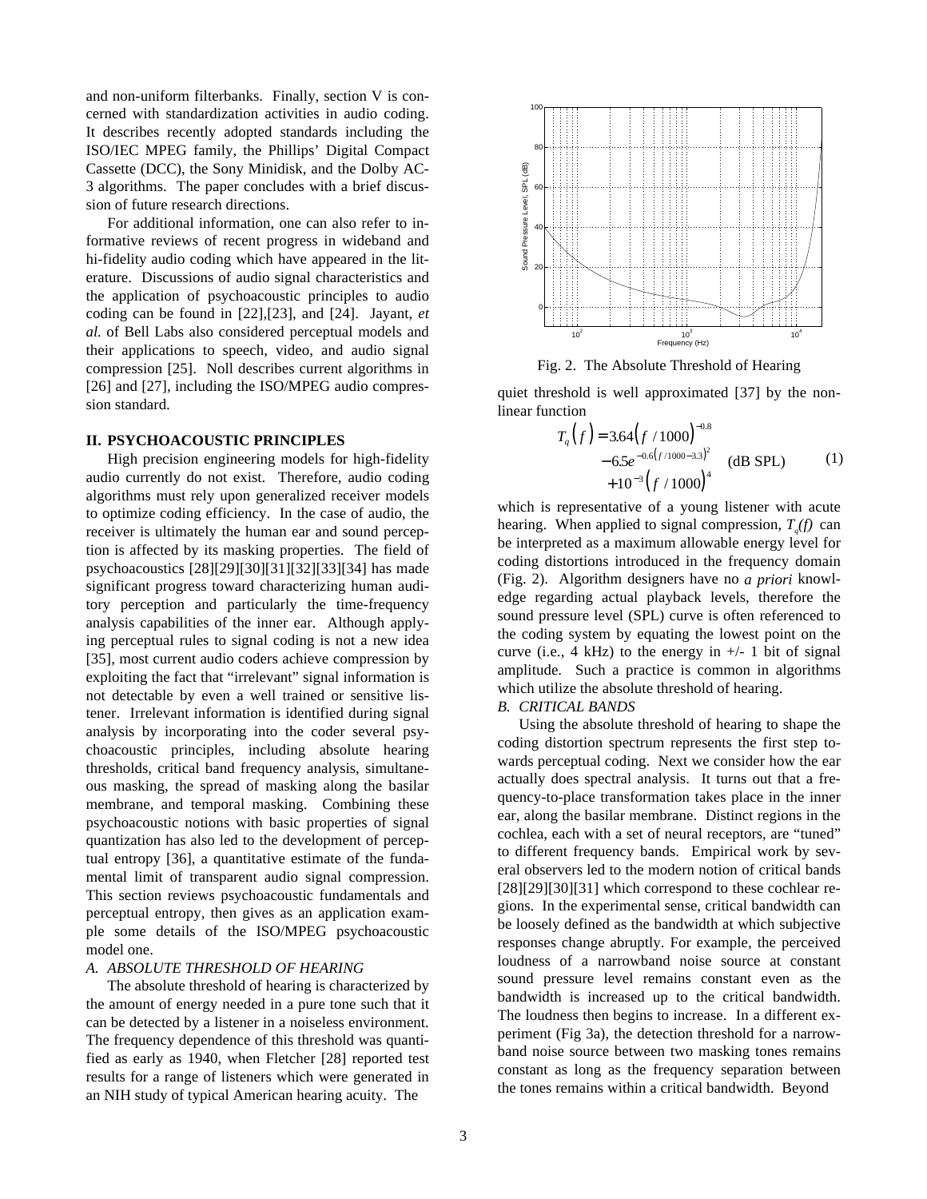and non-uniform filterbanks. Finally, section V is concerned with standardization activities in audio coding. It describes recently adopted standards including the ISO/IEC MPEG family, the Phillips' Digital Compact Cassette (DCC), the Sony Minidisk, and the Dolby AC-3 algorithms. The paper concludes with a brief discussion of future research directions.

For additional information, one can also refer to informative reviews of recent progress in wideband and hi-fidelity audio coding which have appeared in the literature. Discussions of audio signal characteristics and the application of psychoacoustic principles to audio coding can be found in [22],[23], and [24]. Jayant, *et al.* of Bell Labs also considered perceptual models and their applications to speech, video, and audio signal compression [25]. Noll describes current algorithms in [26] and [27], including the ISO/MPEG audio compression standard.

## II. PSYCHOACOUSTIC PRINCIPLES

High precision engineering models for high-fidelity audio currently do not exist. Therefore, audio coding algorithms must rely upon generalized receiver models to optimize coding efficiency. In the case of audio, the receiver is ultimately the human ear and sound perception is affected by its masking properties. The field of psychoacoustics [28][29][30][31][32][33][34] has made significant progress toward characterizing human auditory perception and particularly the time-frequency analysis capabilities of the inner ear. Although applying perceptual rules to signal coding is not a new idea [35], most current audio coders achieve compression by exploiting the fact that "irrelevant" signal information is not detectable by even a well trained or sensitive listener. Irrelevant information is identified during signal analysis by incorporating into the coder several psychoacoustic principles, including absolute hearing thresholds, critical band frequency analysis, simultaneous masking, the spread of masking along the basilar membrane, and temporal masking. Combining these psychoacoustic notions with basic properties of signal quantization has also led to the development of perceptual entropy [36], a quantitative estimate of the fundamental limit of transparent audio signal compression. This section reviews psychoacoustic fundamentals and perceptual entropy, then gives as an application example some details of the ISO/MPEG psychoacoustic model one.

### *A. ABSOLUTE THRESHOLD OF HEARING*

The absolute threshold of hearing is characterized by the amount of energy needed in a pure tone such that it can be detected by a listener in a noiseless environment. The frequency dependence of this threshold was quantified as early as 1940, when Fletcher [28] reported test results for a range of listeners which were generated in an NIH study of typical American hearing acuity. The quiet threshold is well approximated [37] by the non-linear function

$$T_q(f) = 3.64(f/1000)^{-0.8} - 6.5e^{-0.6(f/1000-3.3)^2} + 10^{-3}(f/1000)^4 \quad \text{(dB SPL)} \qquad (1)$$

Fig. 2. The Absolute Threshold of Hearing

which is representative of a young listener with acute hearing. When applied to signal compression, $T_q(f)$ can be interpreted as a maximum allowable energy level for coding distortions introduced in the frequency domain (Fig. 2). Algorithm designers have no *a priori* knowledge regarding actual playback levels, therefore the sound pressure level (SPL) curve is often referenced to the coding system by equating the lowest point on the curve (i.e., 4 kHz) to the energy in +/- 1 bit of signal amplitude. Such a practice is common in algorithms which utilize the absolute threshold of hearing.

### *B. CRITICAL BANDS*

Using the absolute threshold of hearing to shape the coding distortion spectrum represents the first step towards perceptual coding. Next we consider how the ear actually does spectral analysis. It turns out that a frequency-to-place transformation takes place in the inner ear, along the basilar membrane. Distinct regions in the cochlea, each with a set of neural receptors, are "tuned" to different frequency bands. Empirical work by several observers led to the modern notion of critical bands [28][29][30][31] which correspond to these cochlear regions. In the experimental sense, critical bandwidth can be loosely defined as the bandwidth at which subjective responses change abruptly. For example, the perceived loudness of a narrowband noise source at constant sound pressure level remains constant even as the bandwidth is increased up to the critical bandwidth. The loudness then begins to increase. In a different experiment (Fig 3a), the detection threshold for a narrowband noise source between two masking tones remains constant as long as the frequency separation between the tones remains within a critical bandwidth. Beyond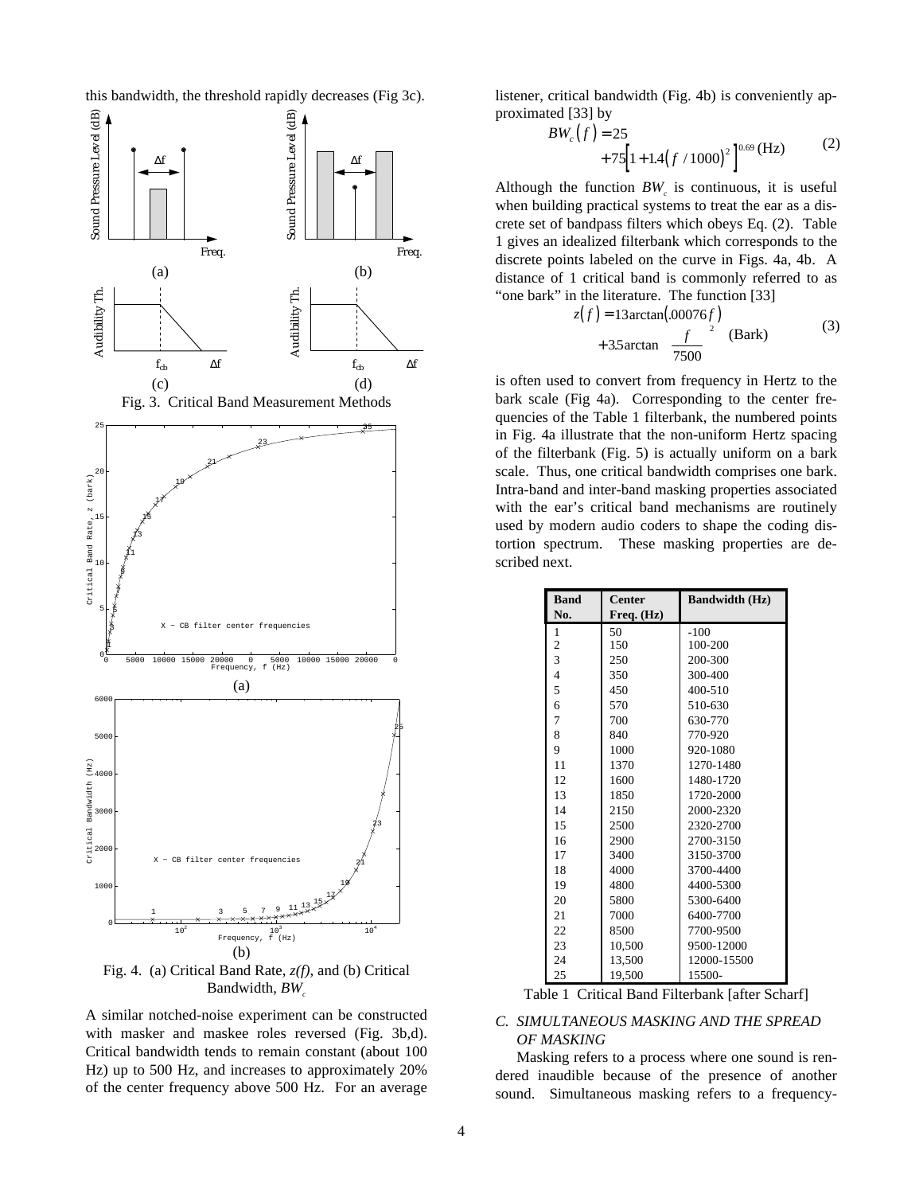this bandwidth, the threshold rapidly decreases (Fig 3c).

Fig. 3. Critical Band Measurement Methods

Fig. 4. (a) Critical Band Rate, *z(f)*, and (b) Critical Bandwidth, $BW_c$

A similar notched-noise experiment can be constructed with masker and maskee roles reversed (Fig. 3b,d). Critical bandwidth tends to remain constant (about 100 Hz) up to 500 Hz, and increases to approximately 20% of the center frequency above 500 Hz. For an average listener, critical bandwidth (Fig. 4b) is conveniently approximated [33] by

$$BW_c(f) = 25 + 75\left[1 + 1.4\left(f/1000\right)^2\right]^{0.69} \text{(Hz)} \tag{2}$$

Although the function $BW_c$ is continuous, it is useful when building practical systems to treat the ear as a discrete set of bandpass filters which obeys Eq. (2). Table 1 gives an idealized filterbank which corresponds to the discrete points labeled on the curve in Figs. 4a, 4b. A distance of 1 critical band is commonly referred to as "one bark" in the literature. The function [33]

$$z(f) = 13\arctan(.00076f) + 3.5\arctan\left[\left(\frac{f}{7500}\right)^2\right] \text{(Bark)} \tag{3}$$

is often used to convert from frequency in Hertz to the bark scale (Fig 4a). Corresponding to the center frequencies of the Table 1 filterbank, the numbered points in Fig. 4a illustrate that the non-uniform Hertz spacing of the filterbank (Fig. 5) is actually uniform on a bark scale. Thus, one critical bandwidth comprises one bark. Intra-band and inter-band masking properties associated with the ear's critical band mechanisms are routinely used by modern audio coders to shape the coding distortion spectrum. These masking properties are described next.

| Band No. | Center Freq. (Hz) | Bandwidth (Hz) |
|---|---|---|
| 1 | 50 | -100 |
| 2 | 150 | 100-200 |
| 3 | 250 | 200-300 |
| 4 | 350 | 300-400 |
| 5 | 450 | 400-510 |
| 6 | 570 | 510-630 |
| 7 | 700 | 630-770 |
| 8 | 840 | 770-920 |
| 9 | 1000 | 920-1080 |
| 11 | 1370 | 1270-1480 |
| 12 | 1600 | 1480-1720 |
| 13 | 1850 | 1720-2000 |
| 14 | 2150 | 2000-2320 |
| 15 | 2500 | 2320-2700 |
| 16 | 2900 | 2700-3150 |
| 17 | 3400 | 3150-3700 |
| 18 | 4000 | 3700-4400 |
| 19 | 4800 | 4400-5300 |
| 20 | 5800 | 5300-6400 |
| 21 | 7000 | 6400-7700 |
| 22 | 8500 | 7700-9500 |
| 23 | 10,500 | 9500-12000 |
| 24 | 13,500 | 12000-15500 |
| 25 | 19,500 | 15500- |

Table 1 Critical Band Filterbank [after Scharf]

### C. SIMULTANEOUS MASKING AND THE SPREAD OF MASKING

Masking refers to a process where one sound is rendered inaudible because of the presence of another sound. Simultaneous masking refers to a frequency-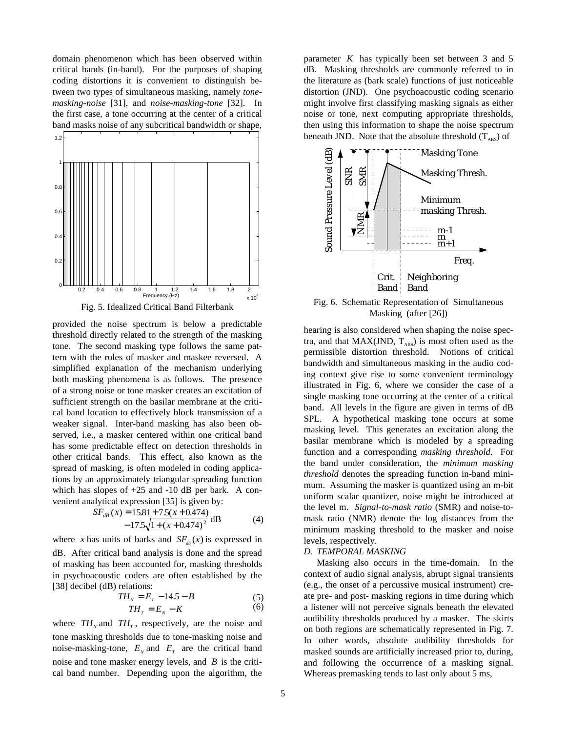domain phenomenon which has been observed within critical bands (in-band). For the purposes of shaping coding distortions it is convenient to distinguish between two types of simultaneous masking, namely *tone-masking-noise* [31], and *noise-masking-tone* [32]. In the first case, a tone occurring at the center of a critical band masks noise of any subcritical bandwidth or shape,

1.2
1
0.8
0.6
0.4
0.2
0
0.2 0.4 0.6 0.8 1 1.2 1.4 1.6 1.8 2
Frequency (Hz)
x 10^4

Fig. 5. Idealized Critical Band Filterbank

provided the noise spectrum is below a predictable threshold directly related to the strength of the masking tone. The second masking type follows the same pattern with the roles of masker and maskee reversed. A simplified explanation of the mechanism underlying both masking phenomena is as follows. The presence of a strong noise or tone masker creates an excitation of sufficient strength on the basilar membrane at the critical band location to effectively block transmission of a weaker signal. Inter-band masking has also been observed, i.e., a masker centered within one critical band has some predictable effect on detection thresholds in other critical bands. This effect, also known as the spread of masking, is often modeled in coding applications by an approximately triangular spreading function which has slopes of +25 and -10 dB per bark. A convenient analytical expression [35] is given by:

$$SF_{dB}(x) = 15.81 + 7.5(x + 0.474) - 17.5\sqrt{1 + (x + 0.474)^2} \text{ dB} \tag{4}$$

where $x$ has units of barks and $SF_{db}(x)$ is expressed in dB. After critical band analysis is done and the spread of masking has been accounted for, masking thresholds in psychoacoustic coders are often established by the [38] decibel (dB) relations:

$$TH_N = E_T - 14.5 - B \tag{5}$$

$$TH_T = E_N - K \tag{6}$$

where $TH_N$ and $TH_T$, respectively, are the noise and tone masking thresholds due to tone-masking noise and noise-masking-tone, $E_N$ and $E_T$ are the critical band noise and tone masker energy levels, and $B$ is the critical band number. Depending upon the algorithm, the parameter $K$ has typically been set between 3 and 5 dB. Masking thresholds are commonly referred to in the literature as (bark scale) functions of just noticeable distortion (JND). One psychoacoustic coding scenario might involve first classifying masking signals as either noise or tone, next computing appropriate thresholds, then using this information to shape the noise spectrum beneath JND. Note that the absolute threshold ($T_{ABS}$) of

Sound Pressure Level (dB)
SNR
SMR
NMR
Masking Tone
Masking Thresh.
Minimum
masking Thresh.
m-1
m
m+1
Freq.
Crit. Band
Neighboring Band

Fig. 6. Schematic Representation of Simultaneous Masking (after [26])

hearing is also considered when shaping the noise spectra, and that MAX(JND, $T_{ABS}$) is most often used as the permissible distortion threshold. Notions of critical bandwidth and simultaneous masking in the audio coding context give rise to some convenient terminology illustrated in Fig. 6, where we consider the case of a single masking tone occurring at the center of a critical band. All levels in the figure are given in terms of dB SPL. A hypothetical masking tone occurs at some masking level. This generates an excitation along the basilar membrane which is modeled by a spreading function and a corresponding *masking threshold*. For the band under consideration, the *minimum masking threshold* denotes the spreading function in-band minimum. Assuming the masker is quantized using an m-bit uniform scalar quantizer, noise might be introduced at the level m. *Signal-to-mask ratio* (SMR) and noise-to-mask ratio (NMR) denote the log distances from the minimum masking threshold to the masker and noise levels, respectively.

### D. TEMPORAL MASKING

Masking also occurs in the time-domain. In the context of audio signal analysis, abrupt signal transients (e.g., the onset of a percussive musical instrument) create pre- and post- masking regions in time during which a listener will not perceive signals beneath the elevated audibility thresholds produced by a masker. The skirts on both regions are schematically represented in Fig. 7. In other words, absolute audibility thresholds for masked sounds are artificially increased prior to, during, and following the occurrence of a masking signal. Whereas premasking tends to last only about 5 ms,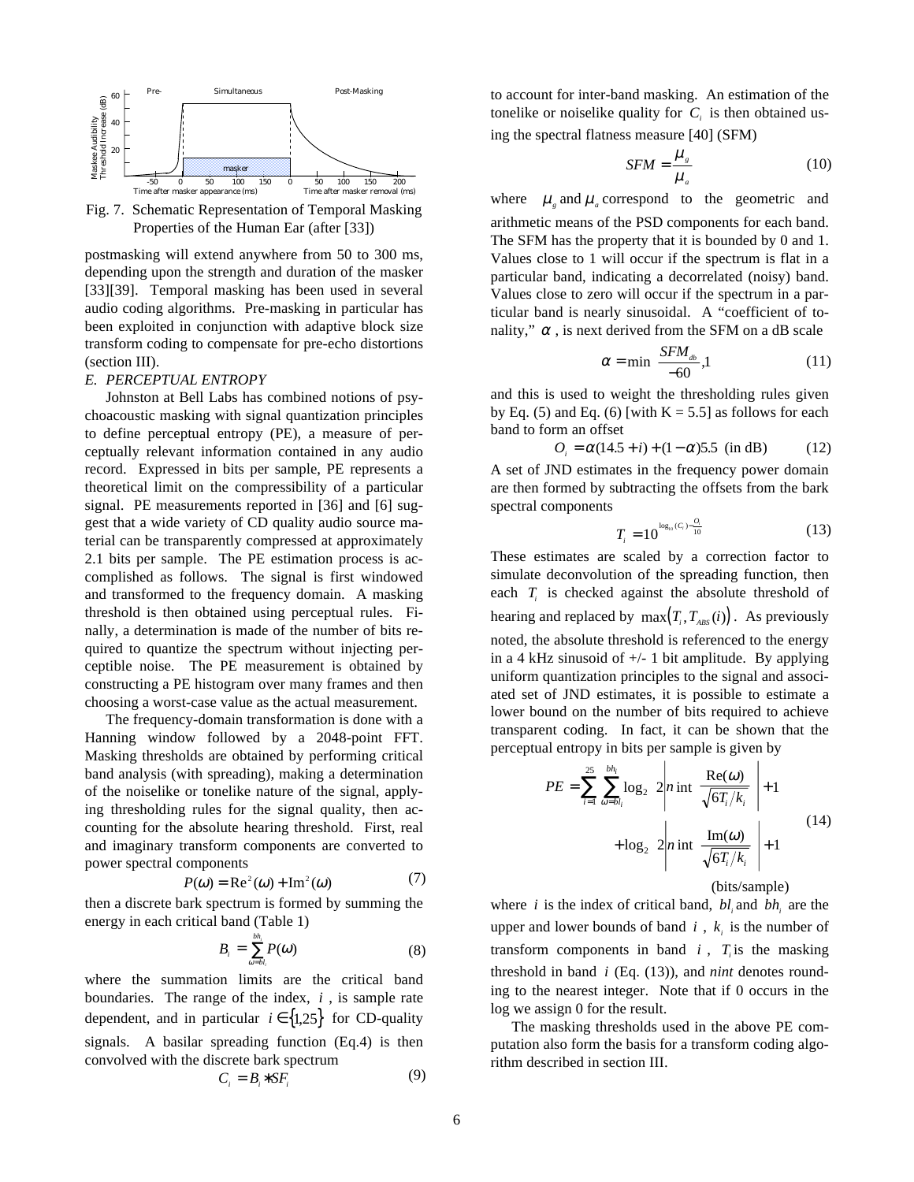Pre-

Simultaneous

Post-Masking

Maskee Audibility Threshold Increase (dB)

60

40

20

masker

-50 0 50 100 150 0 50 100 150 200

Time after masker appearance (ms)

Time after masker removal (ms)

Fig. 7. Schematic Representation of Temporal Masking Properties of the Human Ear (after [33])

postmasking will extend anywhere from 50 to 300 ms, depending upon the strength and duration of the masker [33][39]. Temporal masking has been used in several audio coding algorithms. Pre-masking in particular has been exploited in conjunction with adaptive block size transform coding to compensate for pre-echo distortions (section III).

### E. PERCEPTUAL ENTROPY

Johnston at Bell Labs has combined notions of psychoacoustic masking with signal quantization principles to define perceptual entropy (PE), a measure of perceptually relevant information contained in any audio record. Expressed in bits per sample, PE represents a theoretical limit on the compressibility of a particular signal. PE measurements reported in [36] and [6] suggest that a wide variety of CD quality audio source material can be transparently compressed at approximately 2.1 bits per sample. The PE estimation process is accomplished as follows. The signal is first windowed and transformed to the frequency domain. A masking threshold is then obtained using perceptual rules. Finally, a determination is made of the number of bits required to quantize the spectrum without injecting perceptible noise. The PE measurement is obtained by constructing a PE histogram over many frames and then choosing a worst-case value as the actual measurement.

The frequency-domain transformation is done with a Hanning window followed by a 2048-point FFT. Masking thresholds are obtained by performing critical band analysis (with spreading), making a determination of the noiselike or tonelike nature of the signal, applying thresholding rules for the signal quality, then accounting for the absolute hearing threshold. First, real and imaginary transform components are converted to power spectral components

$$P(\omega) = \mathrm{Re}^2(\omega) + \mathrm{Im}^2(\omega) \tag{7}$$

then a discrete bark spectrum is formed by summing the energy in each critical band (Table 1)

$$B_i = \sum_{\omega = bl_i}^{bh_i} P(\omega) \tag{8}$$

where the summation limits are the critical band boundaries. The range of the index, $i$, is sample rate dependent, and in particular $i \in \{1,25\}$ for CD-quality signals. A basilar spreading function (Eq.4) is then convolved with the discrete bark spectrum

$$C_i = B_i * SF_i \tag{9}$$

to account for inter-band masking. An estimation of the tonelike or noiselike quality for $C_i$ is then obtained using the spectral flatness measure [40] (SFM)

$$SFM = \frac{\mu_g}{\mu_a} \tag{10}$$

where $\mu_g$ and $\mu_a$ correspond to the geometric and arithmetic means of the PSD components for each band. The SFM has the property that it is bounded by 0 and 1. Values close to 1 will occur if the spectrum is flat in a particular band, indicating a decorrelated (noisy) band. Values close to zero will occur if the spectrum in a particular band is nearly sinusoidal. A "coefficient of tonality," $\alpha$, is next derived from the SFM on a dB scale

$$\alpha = \min\left(\frac{SFM_{db}}{-60}, 1\right) \tag{11}$$

and this is used to weight the thresholding rules given by Eq. (5) and Eq. (6) [with K = 5.5] as follows for each band to form an offset

$$O_i = \alpha(14.5 + i) + (1 - \alpha)5.5 \ \text{ (in dB)} \tag{12}$$

A set of JND estimates in the frequency power domain are then formed by subtracting the offsets from the bark spectral components

$$T_i = 10^{\log_{10}(C_i) - \frac{O_i}{10}} \tag{13}$$

These estimates are scaled by a correction factor to simulate deconvolution of the spreading function, then each $T_i$ is checked against the absolute threshold of hearing and replaced by $\max\left(T_i, T_{ABS}(i)\right)$. As previously noted, the absolute threshold is referenced to the energy in a 4 kHz sinusoid of +/- 1 bit amplitude. By applying uniform quantization principles to the signal and associated set of JND estimates, it is possible to estimate a lower bound on the number of bits required to achieve transparent coding. In fact, it can be shown that the perceptual entropy in bits per sample is given by

$$PE = \sum_{i=1}^{25} \sum_{\omega = bl_i}^{bh_i} \log_2\left(2\left|nint\left(\frac{\mathrm{Re}(\omega)}{\sqrt{6T_i/k_i}}\right)\right| + 1\right) + \log_2\left(2\left|nint\left(\frac{\mathrm{Im}(\omega)}{\sqrt{6T_i/k_i}}\right)\right| + 1\right) \tag{14}$$

(bits/sample)

where $i$ is the index of critical band, $bl_i$ and $bh_i$ are the upper and lower bounds of band $i$, $k_i$ is the number of transform components in band $i$, $T_i$ is the masking threshold in band $i$ (Eq. (13)), and *nint* denotes rounding to the nearest integer. Note that if 0 occurs in the log we assign 0 for the result.

The masking thresholds used in the above PE computation also form the basis for a transform coding algorithm described in section III.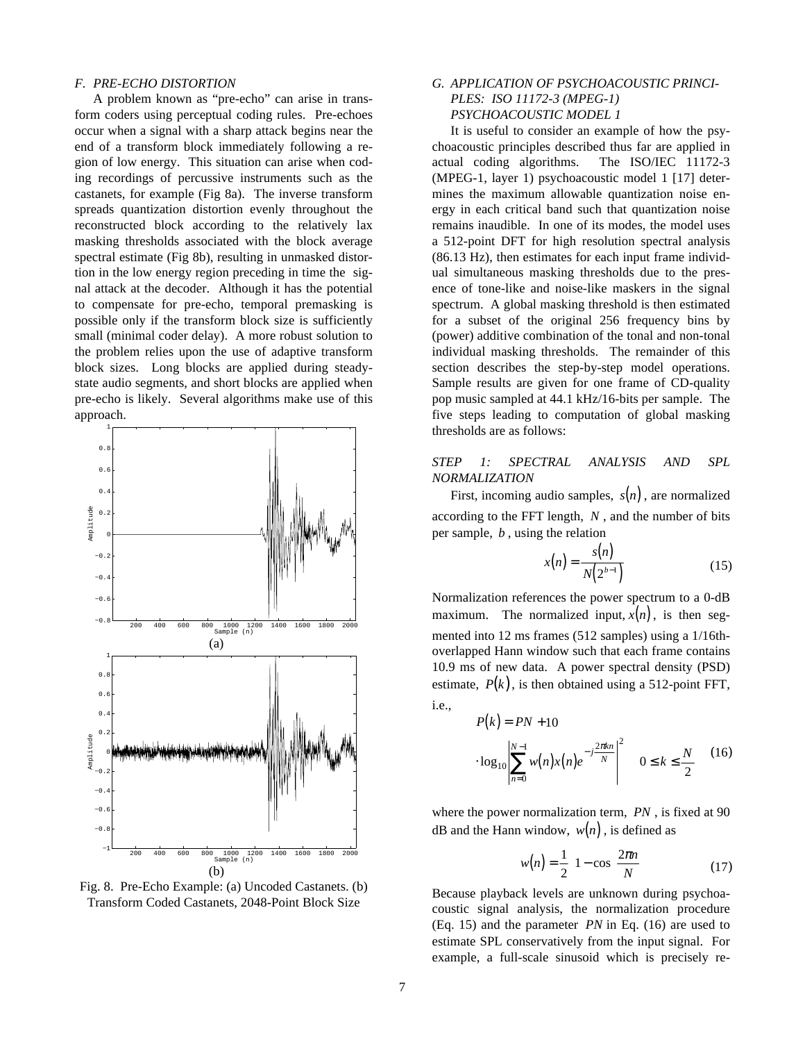### F. PRE-ECHO DISTORTION

A problem known as "pre-echo" can arise in transform coders using perceptual coding rules. Pre-echoes occur when a signal with a sharp attack begins near the end of a transform block immediately following a region of low energy. This situation can arise when coding recordings of percussive instruments such as the castanets, for example (Fig 8a). The inverse transform spreads quantization distortion evenly throughout the reconstructed block according to the relatively lax masking thresholds associated with the block average spectral estimate (Fig 8b), resulting in unmasked distortion in the low energy region preceding in time the signal attack at the decoder. Although it has the potential to compensate for pre-echo, temporal premasking is possible only if the transform block size is sufficiently small (minimal coder delay). A more robust solution to the problem relies upon the use of adaptive transform block sizes. Long blocks are applied during steady-state audio segments, and short blocks are applied when pre-echo is likely. Several algorithms make use of this approach.

Amplitude
Sample (n)
1
0.8
0.6
0.4
0.2
0
−0.2
−0.4
−0.6
−0.8
200 400 600 800 1000 1200 1400 1600 1800 2000

(a)

Amplitude
Sample (n)
1
0.8
0.6
0.4
0.2
0
−0.2
−0.4
−0.6
−0.8
−1
200 400 600 800 1000 1200 1400 1600 1800 2000

(b)

Fig. 8. Pre-Echo Example: (a) Uncoded Castanets. (b) Transform Coded Castanets, 2048-Point Block Size

### G. APPLICATION OF PSYCHOACOUSTIC PRINCIPLES: ISO 11172-3 (MPEG-1) PSYCHOACOUSTIC MODEL 1

It is useful to consider an example of how the psychoacoustic principles described thus far are applied in actual coding algorithms. The ISO/IEC 11172-3 (MPEG-1, layer 1) psychoacoustic model 1 [17] determines the maximum allowable quantization noise energy in each critical band such that quantization noise remains inaudible. In one of its modes, the model uses a 512-point DFT for high resolution spectral analysis (86.13 Hz), then estimates for each input frame individual simultaneous masking thresholds due to the presence of tone-like and noise-like maskers in the signal spectrum. A global masking threshold is then estimated for a subset of the original 256 frequency bins by (power) additive combination of the tonal and non-tonal individual masking thresholds. The remainder of this section describes the step-by-step model operations. Sample results are given for one frame of CD-quality pop music sampled at 44.1 kHz/16-bits per sample. The five steps leading to computation of global masking thresholds are as follows:

*STEP 1: SPECTRAL ANALYSIS AND SPL NORMALIZATION*

First, incoming audio samples, $s(n)$, are normalized according to the FFT length, $N$, and the number of bits per sample, $b$, using the relation

$$x(n) = \frac{s(n)}{N\left(2^{b-1}\right)} \tag{15}$$

Normalization references the power spectrum to a 0-dB maximum. The normalized input, $x(n)$, is then segmented into 12 ms frames (512 samples) using a 1/16th-overlapped Hann window such that each frame contains 10.9 ms of new data. A power spectral density (PSD) estimate, $P(k)$, is then obtained using a 512-point FFT, i.e.,

$$P(k) = PN + 10 \cdot \log_{10} \left| \sum_{n=0}^{N-1} w(n)x(n)e^{-j\frac{2\pi kn}{N}} \right|^2 \quad 0 \le k \le \frac{N}{2} \tag{16}$$

where the power normalization term, $PN$, is fixed at 90 dB and the Hann window, $w(n)$, is defined as

$$w(n) = \frac{1}{2}\left[1 - \cos\left(\frac{2\pi n}{N}\right)\right] \tag{17}$$

Because playback levels are unknown during psychoacoustic signal analysis, the normalization procedure (Eq. 15) and the parameter $PN$ in Eq. (16) are used to estimate SPL conservatively from the input signal. For example, a full-scale sinusoid which is precisely re-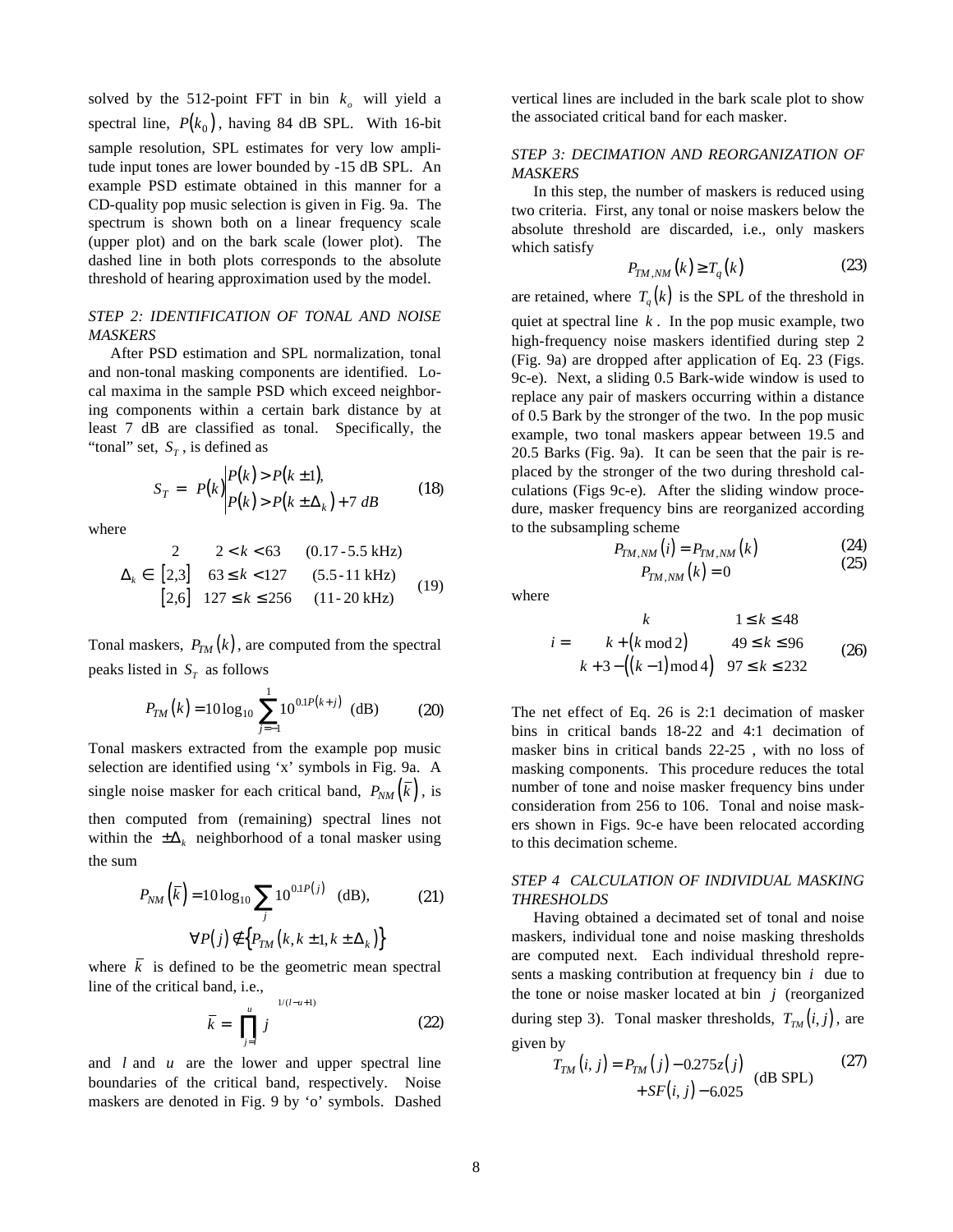solved by the 512-point FFT in bin $k_o$ will yield a spectral line, $P(k_0)$, having 84 dB SPL. With 16-bit sample resolution, SPL estimates for very low amplitude input tones are lower bounded by -15 dB SPL. An example PSD estimate obtained in this manner for a CD-quality pop music selection is given in Fig. 9a. The spectrum is shown both on a linear frequency scale (upper plot) and on the bark scale (lower plot). The dashed line in both plots corresponds to the absolute threshold of hearing approximation used by the model.

*STEP 2: IDENTIFICATION OF TONAL AND NOISE MASKERS*

After PSD estimation and SPL normalization, tonal and non-tonal masking components are identified. Local maxima in the sample PSD which exceed neighboring components within a certain bark distance by at least 7 dB are classified as tonal. Specifically, the "tonal" set, $S_T$, is defined as

$$S_T = \left\{ P(k) \left| \begin{array}{l} P(k) > P(k \pm 1), \\ P(k) > P(k \pm \Delta_k) + 7 \text{ dB} \end{array} \right. \right\} \tag{18}$$

where

$$\Delta_k \in \begin{cases} 2 & 2 < k < 63 \quad (0.17\text{-}5.5 \text{ kHz}) \\ [2,3] & 63 \le k < 127 \quad (5.5\text{-}11 \text{ kHz}) \\ [2,6] & 127 \le k \le 256 \quad (11\text{-}20 \text{ kHz}) \end{cases} \tag{19}$$

Tonal maskers, $P_{TM}(k)$, are computed from the spectral peaks listed in $S_T$ as follows

$$P_{TM}(k) = 10\log_{10} \sum_{j=-1}^{1} 10^{0.1P(k+j)} \text{ (dB)} \tag{20}$$

Tonal maskers extracted from the example pop music selection are identified using 'x' symbols in Fig. 9a. A single noise masker for each critical band, $P_{NM}(\bar{k})$, is then computed from (remaining) spectral lines not within the $\pm\Delta_k$ neighborhood of a tonal masker using the sum

$$P_{NM}(\bar{k}) = 10\log_{10} \sum_{j} 10^{0.1P(j)} \text{ (dB)}, \quad \forall P(j) \notin \{P_{TM}(k, k \pm 1, k \pm \Delta_k)\} \tag{21}$$

where $\bar{k}$ is defined to be the geometric mean spectral line of the critical band, i.e.,

$$\bar{k} = \left( \prod_{j=l}^{u} j \right)^{1/(l-u+1)} \tag{22}$$

and $l$ and $u$ are the lower and upper spectral line boundaries of the critical band, respectively. Noise maskers are denoted in Fig. 9 by 'o' symbols. Dashed vertical lines are included in the bark scale plot to show the associated critical band for each masker.

*STEP 3: DECIMATION AND REORGANIZATION OF MASKERS*

In this step, the number of maskers is reduced using two criteria. First, any tonal or noise maskers below the absolute threshold are discarded, i.e., only maskers which satisfy

$$P_{TM,NM}(k) \ge T_q(k) \tag{23}$$

are retained, where $T_q(k)$ is the SPL of the threshold in quiet at spectral line $k$. In the pop music example, two high-frequency noise maskers identified during step 2 (Fig. 9a) are dropped after application of Eq. 23 (Figs. 9c-e). Next, a sliding 0.5 Bark-wide window is used to replace any pair of maskers occurring within a distance of 0.5 Bark by the stronger of the two. In the pop music example, two tonal maskers appear between 19.5 and 20.5 Barks (Fig. 9a). It can be seen that the pair is replaced by the stronger of the two during threshold calculations (Figs 9c-e). After the sliding window procedure, masker frequency bins are reorganized according to the subsampling scheme

$$P_{TM,NM}(i) = P_{TM,NM}(k) \tag{24}$$

$$P_{TM,NM}(k) = 0 \tag{25}$$

where

$$i = \begin{cases} k & 1 \le k \le 48 \\ k + (k \bmod 2) & 49 \le k \le 96 \\ k + 3 - ((k-1) \bmod 4) & 97 \le k \le 232 \end{cases} \tag{26}$$

The net effect of Eq. 26 is 2:1 decimation of masker bins in critical bands 18-22 and 4:1 decimation of masker bins in critical bands 22-25 , with no loss of masking components. This procedure reduces the total number of tone and noise masker frequency bins under consideration from 256 to 106. Tonal and noise maskers shown in Figs. 9c-e have been relocated according to this decimation scheme.

*STEP 4 CALCULATION OF INDIVIDUAL MASKING THRESHOLDS*

Having obtained a decimated set of tonal and noise maskers, individual tone and noise masking thresholds are computed next. Each individual threshold represents a masking contribution at frequency bin $i$ due to the tone or noise masker located at bin $j$ (reorganized during step 3). Tonal masker thresholds, $T_{TM}(i,j)$, are given by

$$T_{TM}(i,j) = P_{TM}(j) - 0.275z(j) + SF(i,j) - 6.025 \quad \text{(dB SPL)} \tag{27}$$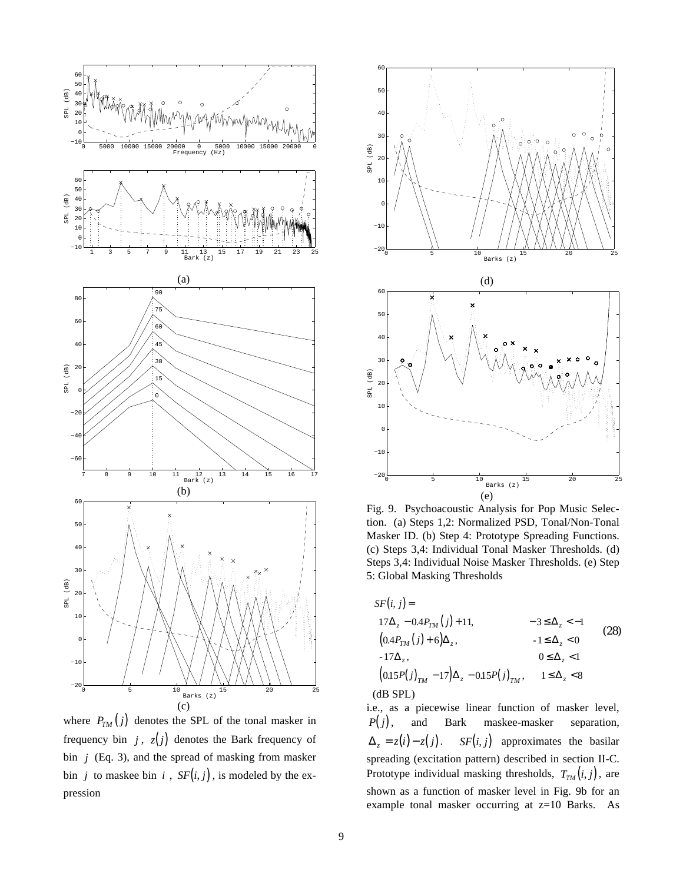60
50
40
30
20
10
0
−10
SPL (dB)
0 5000 10000 15000 20000 0 5000 10000 15000 20000 0
Frequency (Hz)

60
50
40
30
20
10
0
−10
SPL (dB)
1 3 5 7 9 11 13 15 17 19 21 23 25
Bark (z)

(a)

90
75
60
45
30
15
0
80
60
40
20
0
−20
−40
−60
SPL (dB)
7 8 9 10 11 12 13 14 15 16 17
Bark (z)

(b)

60
50
40
30
20
10
0
−10
−20
SPL (dB)
0 5 10 15 20 25
Barks (z)

(c)

60
50
40
30
20
10
0
−10
−20
SPL (dB)
0 5 10 15 20 25
Barks (z)

(d)

60
50
40
30
20
10
0
−10
−20
SPL (dB)
0 5 10 15 20 25
Barks (z)

(e)

Fig. 9. Psychoacoustic Analysis for Pop Music Selection. (a) Steps 1,2: Normalized PSD, Tonal/Non-Tonal Masker ID. (b) Step 4: Prototype Spreading Functions. (c) Steps 3,4: Individual Tonal Masker Thresholds. (d) Steps 3,4: Individual Noise Masker Thresholds. (e) Step 5: Global Masking Thresholds

where $P_{TM}(j)$ denotes the SPL of the tonal masker in frequency bin $j$, $z(j)$ denotes the Bark frequency of bin $j$ (Eq. 3), and the spread of masking from masker bin $j$ to maskee bin $i$, $SF(i,j)$, is modeled by the expression

$$SF(i,j) = \begin{cases} 17\Delta_z - 0.4P_{TM}(j) + 11, & -3 \le \Delta_z < -1 \\ \left(0.4P_{TM}(j) + 6\right)\Delta_z, & -1 \le \Delta_z < 0 \\ -17\Delta_z, & 0 \le \Delta_z < 1 \\ \left(0.15P(j)_{TM} - 17\right)\Delta_z - 0.15P(j)_{TM}, & 1 \le \Delta_z < 8 \end{cases} \quad (28)$$

(dB SPL)

i.e., as a piecewise linear function of masker level, $P(j)$, and Bark maskee-masker separation, $\Delta_z = z(i) - z(j)$. $SF(i,j)$ approximates the basilar spreading (excitation pattern) described in section II-C. Prototype individual masking thresholds, $T_{TM}(i,j)$, are shown as a function of masker level in Fig. 9b for an example tonal masker occurring at z=10 Barks. As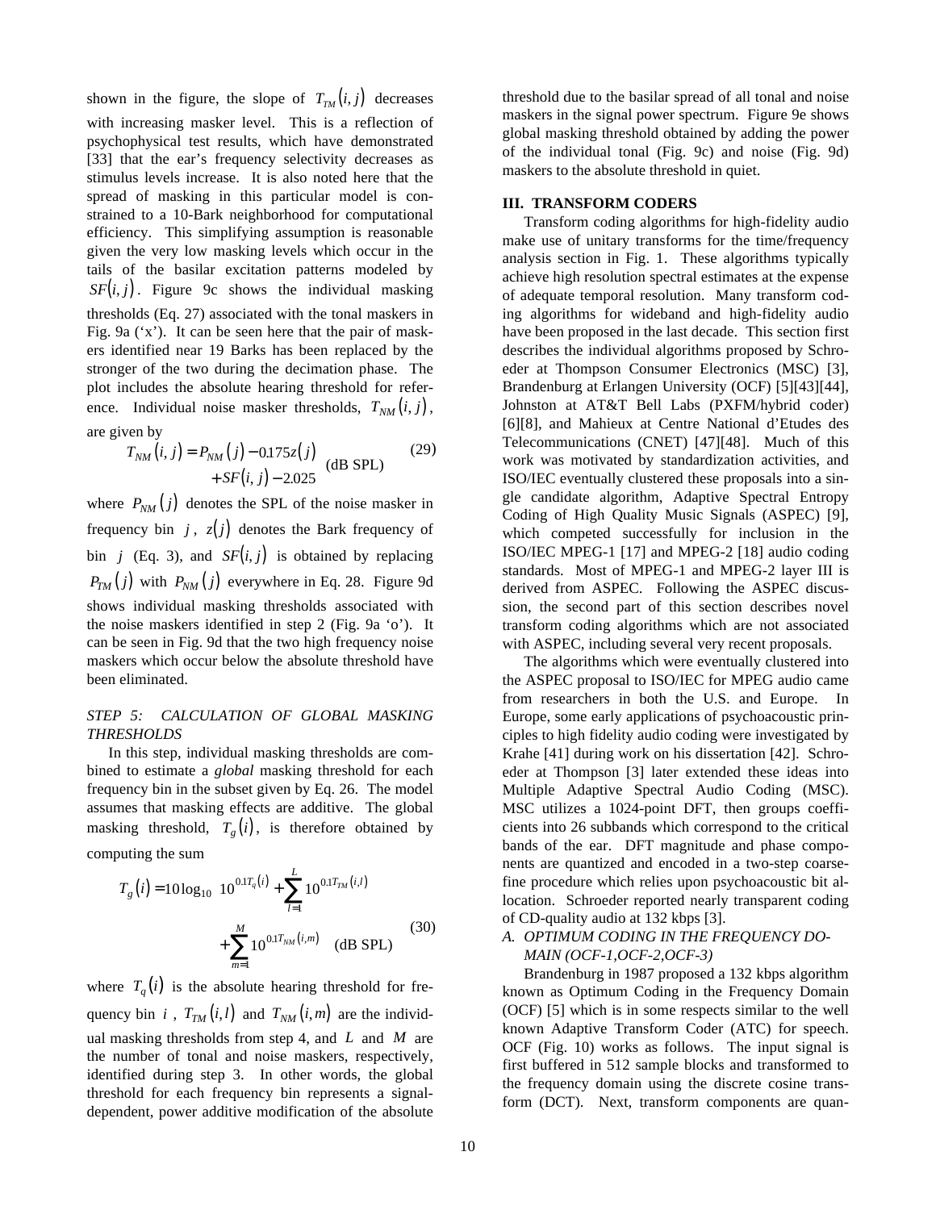shown in the figure, the slope of $T_{TM}(i,j)$ decreases with increasing masker level. This is a reflection of psychophysical test results, which have demonstrated [33] that the ear's frequency selectivity decreases as stimulus levels increase. It is also noted here that the spread of masking in this particular model is constrained to a 10-Bark neighborhood for computational efficiency. This simplifying assumption is reasonable given the very low masking levels which occur in the tails of the basilar excitation patterns modeled by $SF(i,j)$. Figure 9c shows the individual masking thresholds (Eq. 27) associated with the tonal maskers in Fig. 9a ('x'). It can be seen here that the pair of maskers identified near 19 Barks has been replaced by the stronger of the two during the decimation phase. The plot includes the absolute hearing threshold for reference. Individual noise masker thresholds, $T_{NM}(i,j)$, are given by

$$T_{NM}(i,j) = P_{NM}(j) - 0.175z(j) + SF(i,j) - 2.025 \quad \text{(dB SPL)} \tag{29}$$

where $P_{NM}(j)$ denotes the SPL of the noise masker in frequency bin $j$, $z(j)$ denotes the Bark frequency of bin $j$ (Eq. 3), and $SF(i,j)$ is obtained by replacing $P_{TM}(j)$ with $P_{NM}(j)$ everywhere in Eq. 28. Figure 9d shows individual masking thresholds associated with the noise maskers identified in step 2 (Fig. 9a 'o'). It can be seen in Fig. 9d that the two high frequency noise maskers which occur below the absolute threshold have been eliminated.

*STEP 5: CALCULATION OF GLOBAL MASKING THRESHOLDS*

In this step, individual masking thresholds are combined to estimate a *global* masking threshold for each frequency bin in the subset given by Eq. 26. The model assumes that masking effects are additive. The global masking threshold, $T_g(i)$, is therefore obtained by computing the sum

$$T_g(i) = 10\log_{10}\left(10^{0.1T_q(i)} + \sum_{l=1}^{L} 10^{0.1T_{TM}(i,l)} + \sum_{m=1}^{M} 10^{0.1T_{NM}(i,m)}\right) \quad \text{(dB SPL)} \tag{30}$$

where $T_q(i)$ is the absolute hearing threshold for frequency bin $i$, $T_{TM}(i,l)$ and $T_{NM}(i,m)$ are the individual masking thresholds from step 4, and $L$ and $M$ are the number of tonal and noise maskers, respectively, identified during step 3. In other words, the global threshold for each frequency bin represents a signal-dependent, power additive modification of the absolute threshold due to the basilar spread of all tonal and noise maskers in the signal power spectrum. Figure 9e shows global masking threshold obtained by adding the power of the individual tonal (Fig. 9c) and noise (Fig. 9d) maskers to the absolute threshold in quiet.

## III. TRANSFORM CODERS

Transform coding algorithms for high-fidelity audio make use of unitary transforms for the time/frequency analysis section in Fig. 1. These algorithms typically achieve high resolution spectral estimates at the expense of adequate temporal resolution. Many transform coding algorithms for wideband and high-fidelity audio have been proposed in the last decade. This section first describes the individual algorithms proposed by Schroeder at Thompson Consumer Electronics (MSC) [3], Brandenburg at Erlangen University (OCF) [5][43][44], Johnston at AT&T Bell Labs (PXFM/hybrid coder) [6][8], and Mahieux at Centre National d'Etudes des Telecommunications (CNET) [47][48]. Much of this work was motivated by standardization activities, and ISO/IEC eventually clustered these proposals into a single candidate algorithm, Adaptive Spectral Entropy Coding of High Quality Music Signals (ASPEC) [9], which competed successfully for inclusion in the ISO/IEC MPEG-1 [17] and MPEG-2 [18] audio coding standards. Most of MPEG-1 and MPEG-2 layer III is derived from ASPEC. Following the ASPEC discussion, the second part of this section describes novel transform coding algorithms which are not associated with ASPEC, including several very recent proposals.

The algorithms which were eventually clustered into the ASPEC proposal to ISO/IEC for MPEG audio came from researchers in both the U.S. and Europe. In Europe, some early applications of psychoacoustic principles to high fidelity audio coding were investigated by Krahe [41] during work on his dissertation [42]. Schroeder at Thompson [3] later extended these ideas into Multiple Adaptive Spectral Audio Coding (MSC). MSC utilizes a 1024-point DFT, then groups coefficients into 26 subbands which correspond to the critical bands of the ear. DFT magnitude and phase components are quantized and encoded in a two-step coarse-fine procedure which relies upon psychoacoustic bit allocation. Schroeder reported nearly transparent coding of CD-quality audio at 132 kbps [3].

### A. OPTIMUM CODING IN THE FREQUENCY DOMAIN (OCF-1,OCF-2,OCF-3)

Brandenburg in 1987 proposed a 132 kbps algorithm known as Optimum Coding in the Frequency Domain (OCF) [5] which is in some respects similar to the well known Adaptive Transform Coder (ATC) for speech. OCF (Fig. 10) works as follows. The input signal is first buffered in 512 sample blocks and transformed to the frequency domain using the discrete cosine transform (DCT). Next, transform components are quan-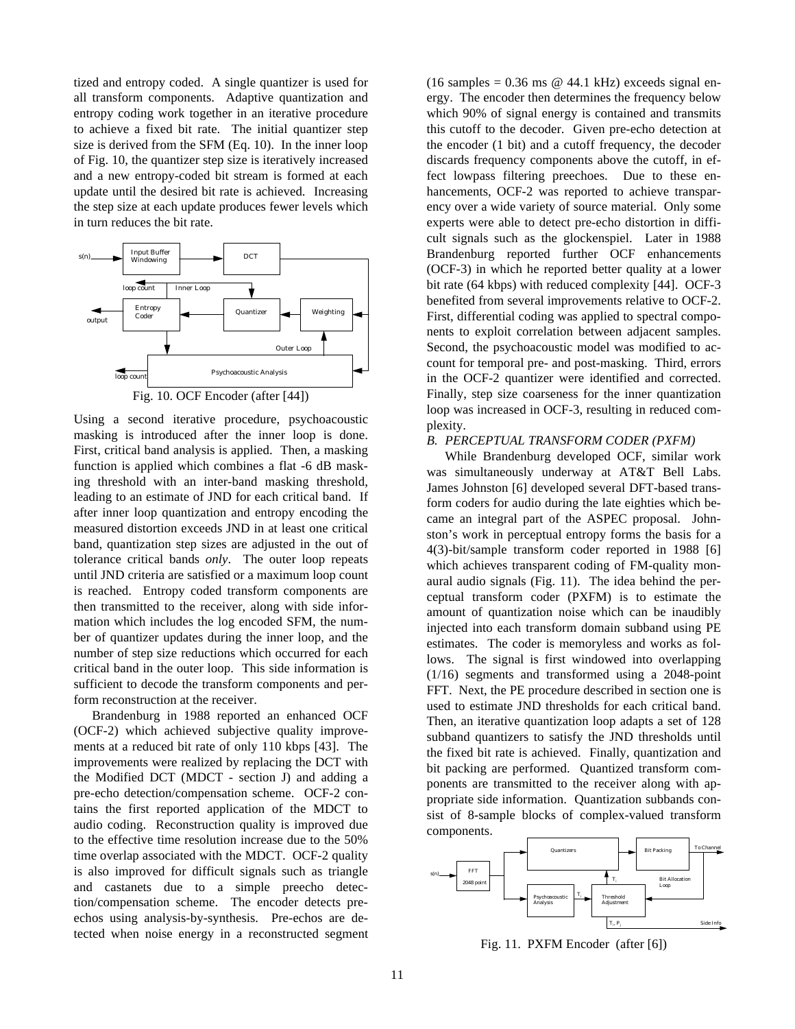tized and entropy coded. A single quantizer is used for all transform components. Adaptive quantization and entropy coding work together in an iterative procedure to achieve a fixed bit rate. The initial quantizer step size is derived from the SFM (Eq. 10). In the inner loop of Fig. 10, the quantizer step size is iteratively increased and a new entropy-coded bit stream is formed at each update until the desired bit rate is achieved. Increasing the step size at each update produces fewer levels which in turn reduces the bit rate.

s(n)
Input Buffer Windowing
DCT
loop count
Inner Loop
Entropy Coder
output
Quantizer
Weighting
Outer Loop
Psychoacoustic Analysis
loop count

Fig. 10. OCF Encoder (after [44])

Using a second iterative procedure, psychoacoustic masking is introduced after the inner loop is done. First, critical band analysis is applied. Then, a masking function is applied which combines a flat -6 dB masking threshold with an inter-band masking threshold, leading to an estimate of JND for each critical band. If after inner loop quantization and entropy encoding the measured distortion exceeds JND in at least one critical band, quantization step sizes are adjusted in the out of tolerance critical bands *only*. The outer loop repeats until JND criteria are satisfied or a maximum loop count is reached. Entropy coded transform components are then transmitted to the receiver, along with side information which includes the log encoded SFM, the number of quantizer updates during the inner loop, and the number of step size reductions which occurred for each critical band in the outer loop. This side information is sufficient to decode the transform components and perform reconstruction at the receiver.

Brandenburg in 1988 reported an enhanced OCF (OCF-2) which achieved subjective quality improvements at a reduced bit rate of only 110 kbps [43]. The improvements were realized by replacing the DCT with the Modified DCT (MDCT - section J) and adding a pre-echo detection/compensation scheme. OCF-2 contains the first reported application of the MDCT to audio coding. Reconstruction quality is improved due to the effective time resolution increase due to the 50% time overlap associated with the MDCT. OCF-2 quality is also improved for difficult signals such as triangle and castanets due to a simple preecho detection/compensation scheme. The encoder detects pre-echos using analysis-by-synthesis. Pre-echos are detected when noise energy in a reconstructed segment (16 samples = 0.36 ms @ 44.1 kHz) exceeds signal energy. The encoder then determines the frequency below which 90% of signal energy is contained and transmits this cutoff to the decoder. Given pre-echo detection at the encoder (1 bit) and a cutoff frequency, the decoder discards frequency components above the cutoff, in effect lowpass filtering preechoes. Due to these enhancements, OCF-2 was reported to achieve transparency over a wide variety of source material. Only some experts were able to detect pre-echo distortion in difficult signals such as the glockenspiel. Later in 1988 Brandenburg reported further OCF enhancements (OCF-3) in which he reported better quality at a lower bit rate (64 kbps) with reduced complexity [44]. OCF-3 benefited from several improvements relative to OCF-2. First, differential coding was applied to spectral components to exploit correlation between adjacent samples. Second, the psychoacoustic model was modified to account for temporal pre- and post-masking. Third, errors in the OCF-2 quantizer were identified and corrected. Finally, step size coarseness for the inner quantization loop was increased in OCF-3, resulting in reduced complexity.

### *B. PERCEPTUAL TRANSFORM CODER (PXFM)*

While Brandenburg developed OCF, similar work was simultaneously underway at AT&T Bell Labs. James Johnston [6] developed several DFT-based transform coders for audio during the late eighties which became an integral part of the ASPEC proposal. Johnston's work in perceptual entropy forms the basis for a 4(3)-bit/sample transform coder reported in 1988 [6] which achieves transparent coding of FM-quality monaural audio signals (Fig. 11). The idea behind the perceptual transform coder (PXFM) is to estimate the amount of quantization noise which can be inaudibly injected into each transform domain subband using PE estimates. The coder is memoryless and works as follows. The signal is first windowed into overlapping (1/16) segments and transformed using a 2048-point FFT. Next, the PE procedure described in section one is used to estimate JND thresholds for each critical band. Then, an iterative quantization loop adapts a set of 128 subband quantizers to satisfy the JND thresholds until the fixed bit rate is achieved. Finally, quantization and bit packing are performed. Quantized transform components are transmitted to the receiver along with appropriate side information. Quantization subbands consist of 8-sample blocks of complex-valued transform components.

s(n)
FFT
2048 point
Quantizers
Bit Packing
To Channel
$T_i$
Bit Allocation Loop
Psychoacoustic Analysis
$T_i$
Threshold Adjustment
$T_i$, $P_j$
Side Info

Fig. 11. PXFM Encoder (after [6])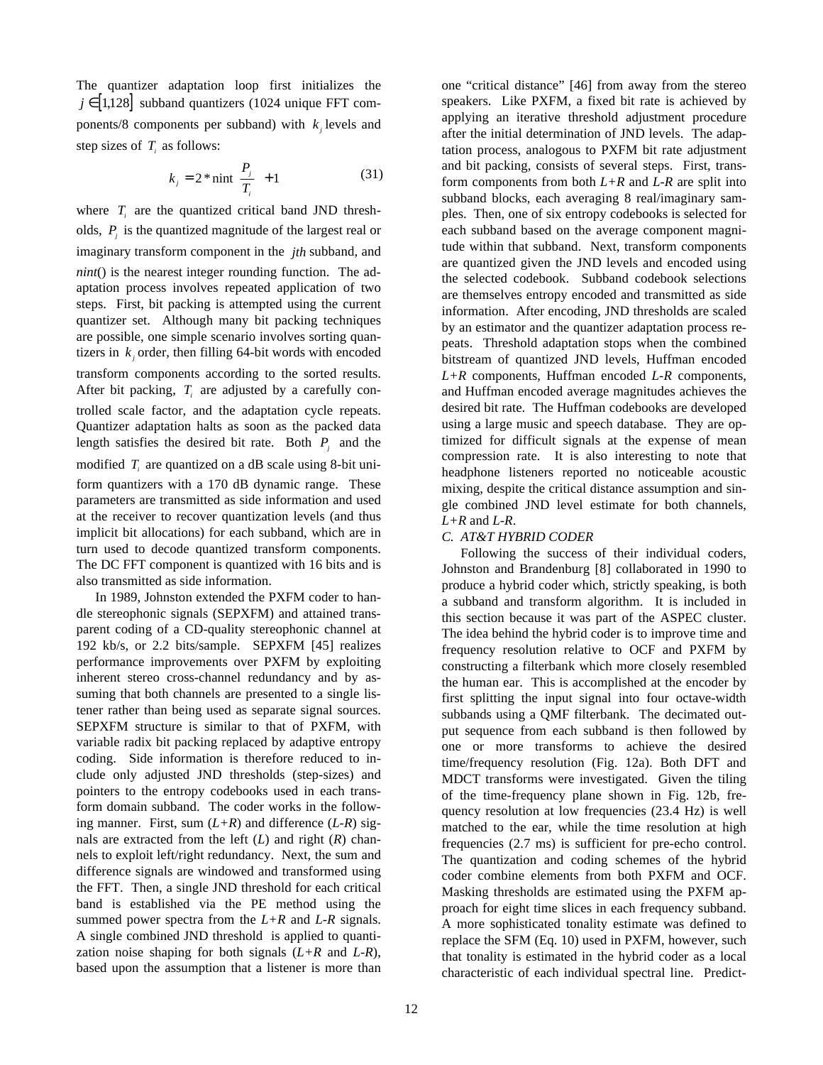The quantizer adaptation loop first initializes the $j \in [1,128]$ subband quantizers (1024 unique FFT components/8 components per subband) with $k_j$ levels and step sizes of $T_i$ as follows:

$$k_j = 2 * \text{nint}\left(\frac{P_j}{T_i}\right) + 1 \tag{31}$$

where $T_i$ are the quantized critical band JND thresholds, $P_j$ is the quantized magnitude of the largest real or imaginary transform component in the $jth$ subband, and *nint*() is the nearest integer rounding function. The adaptation process involves repeated application of two steps. First, bit packing is attempted using the current quantizer set. Although many bit packing techniques are possible, one simple scenario involves sorting quantizers in $k_j$ order, then filling 64-bit words with encoded transform components according to the sorted results. After bit packing, $T_i$ are adjusted by a carefully controlled scale factor, and the adaptation cycle repeats. Quantizer adaptation halts as soon as the packed data length satisfies the desired bit rate. Both $P_j$ and the modified $T_i$ are quantized on a dB scale using 8-bit uniform quantizers with a 170 dB dynamic range. These parameters are transmitted as side information and used at the receiver to recover quantization levels (and thus implicit bit allocations) for each subband, which are in turn used to decode quantized transform components. The DC FFT component is quantized with 16 bits and is also transmitted as side information.

In 1989, Johnston extended the PXFM coder to handle stereophonic signals (SEPXFM) and attained transparent coding of a CD-quality stereophonic channel at 192 kb/s, or 2.2 bits/sample. SEPXFM [45] realizes performance improvements over PXFM by exploiting inherent stereo cross-channel redundancy and by assuming that both channels are presented to a single listener rather than being used as separate signal sources. SEPXFM structure is similar to that of PXFM, with variable radix bit packing replaced by adaptive entropy coding. Side information is therefore reduced to include only adjusted JND thresholds (step-sizes) and pointers to the entropy codebooks used in each transform domain subband. The coder works in the following manner. First, sum (*L+R*) and difference (*L-R*) signals are extracted from the left (*L*) and right (*R*) channels to exploit left/right redundancy. Next, the sum and difference signals are windowed and transformed using the FFT. Then, a single JND threshold for each critical band is established via the PE method using the summed power spectra from the *L+R* and *L-R* signals. A single combined JND threshold is applied to quantization noise shaping for both signals (*L+R* and *L-R*), based upon the assumption that a listener is more than one "critical distance" [46] from away from the stereo speakers. Like PXFM, a fixed bit rate is achieved by applying an iterative threshold adjustment procedure after the initial determination of JND levels. The adaptation process, analogous to PXFM bit rate adjustment and bit packing, consists of several steps. First, transform components from both *L+R* and *L-R* are split into subband blocks, each averaging 8 real/imaginary samples. Then, one of six entropy codebooks is selected for each subband based on the average component magnitude within that subband. Next, transform components are quantized given the JND levels and encoded using the selected codebook. Subband codebook selections are themselves entropy encoded and transmitted as side information. After encoding, JND thresholds are scaled by an estimator and the quantizer adaptation process repeats. Threshold adaptation stops when the combined bitstream of quantized JND levels, Huffman encoded *L+R* components, Huffman encoded *L-R* components, and Huffman encoded average magnitudes achieves the desired bit rate. The Huffman codebooks are developed using a large music and speech database. They are optimized for difficult signals at the expense of mean compression rate. It is also interesting to note that headphone listeners reported no noticeable acoustic mixing, despite the critical distance assumption and single combined JND level estimate for both channels, *L+R* and *L-R*.

### C. AT&T HYBRID CODER

Following the success of their individual coders, Johnston and Brandenburg [8] collaborated in 1990 to produce a hybrid coder which, strictly speaking, is both a subband and transform algorithm. It is included in this section because it was part of the ASPEC cluster. The idea behind the hybrid coder is to improve time and frequency resolution relative to OCF and PXFM by constructing a filterbank which more closely resembled the human ear. This is accomplished at the encoder by first splitting the input signal into four octave-width subbands using a QMF filterbank. The decimated output sequence from each subband is then followed by one or more transforms to achieve the desired time/frequency resolution (Fig. 12a). Both DFT and MDCT transforms were investigated. Given the tiling of the time-frequency plane shown in Fig. 12b, frequency resolution at low frequencies (23.4 Hz) is well matched to the ear, while the time resolution at high frequencies (2.7 ms) is sufficient for pre-echo control. The quantization and coding schemes of the hybrid coder combine elements from both PXFM and OCF. Masking thresholds are estimated using the PXFM approach for eight time slices in each frequency subband. A more sophisticated tonality estimate was defined to replace the SFM (Eq. 10) used in PXFM, however, such that tonality is estimated in the hybrid coder as a local characteristic of each individual spectral line. Predict-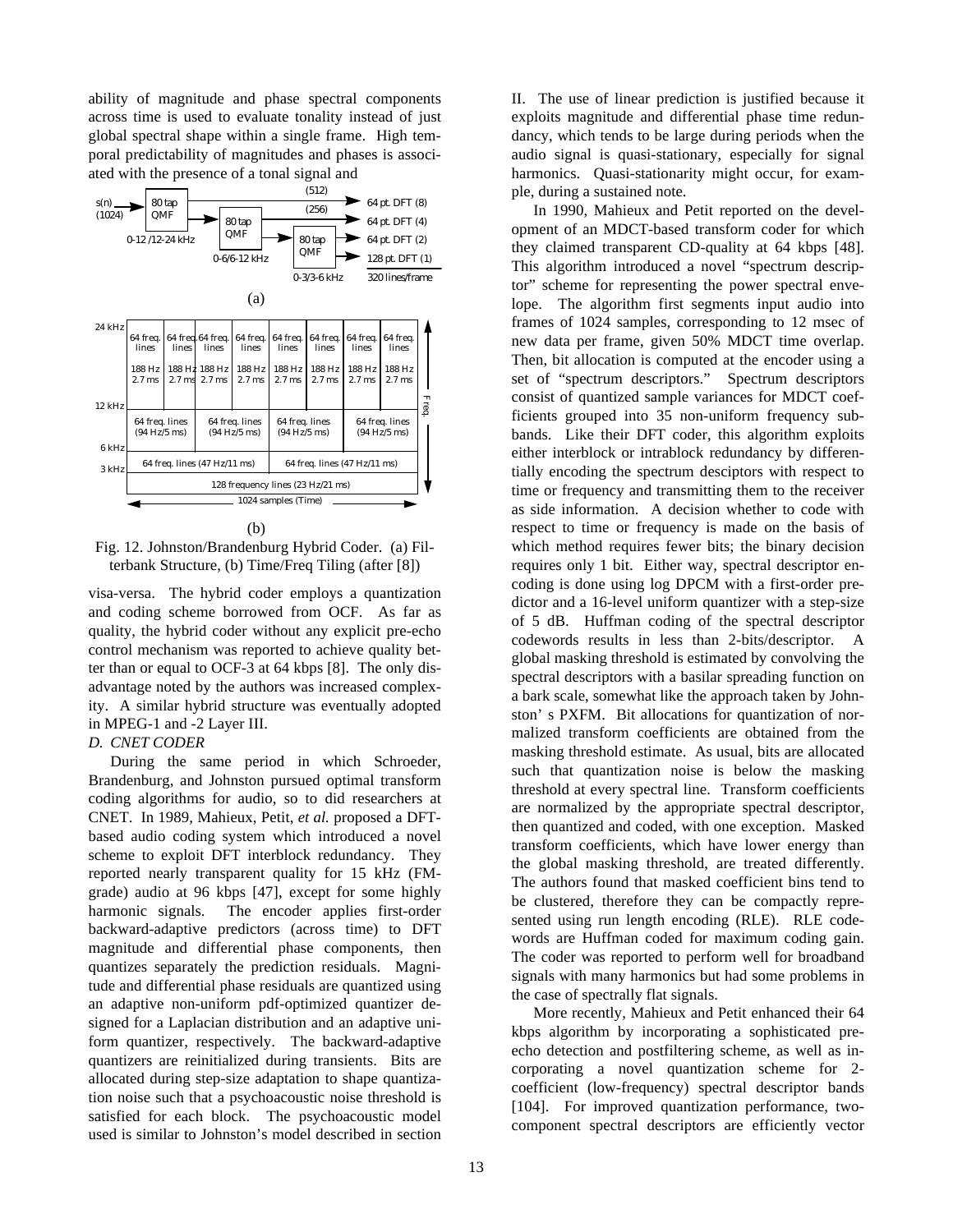ability of magnitude and phase spectral components across time is used to evaluate tonality instead of just global spectral shape within a single frame. High temporal predictability of magnitudes and phases is associated with the presence of a tonal signal and visa-versa. The hybrid coder employs a quantization and coding scheme borrowed from OCF. As far as quality, the hybrid coder without any explicit pre-echo control mechanism was reported to achieve quality better than or equal to OCF-3 at 64 kbps [8]. The only disadvantage noted by the authors was increased complexity. A similar hybrid structure was eventually adopted in MPEG-1 and -2 Layer III.

s(n) (1024)
80 tap QMF
0-12 /12-24 kHz
80 tap QMF
0-6/6-12 kHz
80 tap QMF
0-3/3-6 kHz
(512)
(256)
64 pt. DFT (8)
64 pt. DFT (4)
64 pt. DFT (2)
128 pt. DFT (1)
320 lines/frame

(a)

24 kHz
12 kHz
6 kHz
3 kHz
64 freq. lines
188 Hz 2.7 ms
64 freq. lines (94 Hz/5 ms)
64 freq. lines (47 Hz/11 ms)
128 frequency lines (23 Hz/21 ms)
1024 samples (Time)
Freq.

(b)

Fig. 12. Johnston/Brandenburg Hybrid Coder. (a) Filterbank Structure, (b) Time/Freq Tiling (after [8])

*D. CNET CODER*

During the same period in which Schroeder, Brandenburg, and Johnston pursued optimal transform coding algorithms for audio, so to did researchers at CNET. In 1989, Mahieux, Petit, *et al.* proposed a DFT-based audio coding system which introduced a novel scheme to exploit DFT interblock redundancy. They reported nearly transparent quality for 15 kHz (FM-grade) audio at 96 kbps [47], except for some highly harmonic signals. The encoder applies first-order backward-adaptive predictors (across time) to DFT magnitude and differential phase components, then quantizes separately the prediction residuals. Magnitude and differential phase residuals are quantized using an adaptive non-uniform pdf-optimized quantizer designed for a Laplacian distribution and an adaptive uniform quantizer, respectively. The backward-adaptive quantizers are reinitialized during transients. Bits are allocated during step-size adaptation to shape quantization noise such that a psychoacoustic noise threshold is satisfied for each block. The psychoacoustic model used is similar to Johnston's model described in section II. The use of linear prediction is justified because it exploits magnitude and differential phase time redundancy, which tends to be large during periods when the audio signal is quasi-stationary, especially for signal harmonics. Quasi-stationarity might occur, for example, during a sustained note.

In 1990, Mahieux and Petit reported on the development of an MDCT-based transform coder for which they claimed transparent CD-quality at 64 kbps [48]. This algorithm introduced a novel "spectrum descriptor" scheme for representing the power spectral envelope. The algorithm first segments input audio into frames of 1024 samples, corresponding to 12 msec of new data per frame, given 50% MDCT time overlap. Then, bit allocation is computed at the encoder using a set of "spectrum descriptors." Spectrum descriptors consist of quantized sample variances for MDCT coefficients grouped into 35 non-uniform frequency subbands. Like their DFT coder, this algorithm exploits either interblock or intrablock redundancy by differentially encoding the spectrum desciptors with respect to time or frequency and transmitting them to the receiver as side information. A decision whether to code with respect to time or frequency is made on the basis of which method requires fewer bits; the binary decision requires only 1 bit. Either way, spectral descriptor encoding is done using log DPCM with a first-order predictor and a 16-level uniform quantizer with a step-size of 5 dB. Huffman coding of the spectral descriptor codewords results in less than 2-bits/descriptor. A global masking threshold is estimated by convolving the spectral descriptors with a basilar spreading function on a bark scale, somewhat like the approach taken by Johnston' s PXFM. Bit allocations for quantization of normalized transform coefficients are obtained from the masking threshold estimate. As usual, bits are allocated such that quantization noise is below the masking threshold at every spectral line. Transform coefficients are normalized by the appropriate spectral descriptor, then quantized and coded, with one exception. Masked transform coefficients, which have lower energy than the global masking threshold, are treated differently. The authors found that masked coefficient bins tend to be clustered, therefore they can be compactly represented using run length encoding (RLE). RLE codewords are Huffman coded for maximum coding gain. The coder was reported to perform well for broadband signals with many harmonics but had some problems in the case of spectrally flat signals.

More recently, Mahieux and Petit enhanced their 64 kbps algorithm by incorporating a sophisticated pre-echo detection and postfiltering scheme, as well as incorporating a novel quantization scheme for 2-coefficient (low-frequency) spectral descriptor bands [104]. For improved quantization performance, two-component spectral descriptors are efficiently vector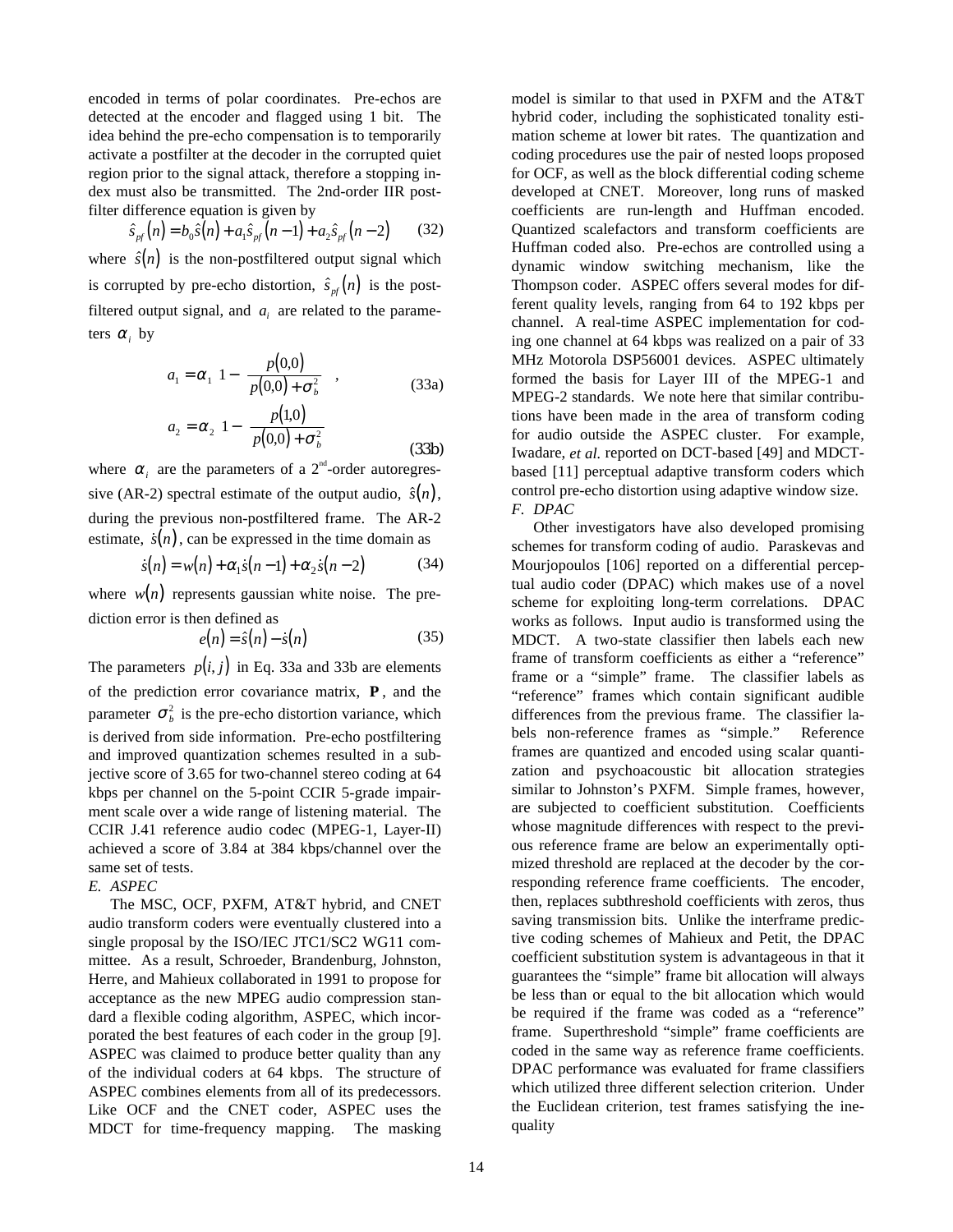encoded in terms of polar coordinates. Pre-echos are detected at the encoder and flagged using 1 bit. The idea behind the pre-echo compensation is to temporarily activate a postfilter at the decoder in the corrupted quiet region prior to the signal attack, therefore a stopping index must also be transmitted. The 2nd-order IIR postfilter difference equation is given by

$$\hat{s}_{pf}(n) = b_0\hat{s}(n) + a_1\hat{s}_{pf}(n-1) + a_2\hat{s}_{pf}(n-2) \tag{32}$$

where $\hat{s}(n)$ is the non-postfiltered output signal which is corrupted by pre-echo distortion, $\hat{s}_{pf}(n)$ is the postfiltered output signal, and $a_i$ are related to the parameters $\alpha_i$ by

$$a_1 = \alpha_1 \left[1 - \frac{p(0,0)}{p(0,0) + \sigma_b^2}\right], \tag{33a}$$

$$a_2 = \alpha_2 \left[1 - \frac{p(1,0)}{p(0,0) + \sigma_b^2}\right] \tag{33b}$$

where $\alpha_i$ are the parameters of a 2nd-order autoregressive (AR-2) spectral estimate of the output audio, $\hat{s}(n)$, during the previous non-postfiltered frame. The AR-2 estimate, $\dot{s}(n)$, can be expressed in the time domain as

$$\dot{s}(n) = w(n) + \alpha_1\dot{s}(n-1) + \alpha_2\dot{s}(n-2) \tag{34}$$

where $w(n)$ represents gaussian white noise. The prediction error is then defined as

$$e(n) = \hat{s}(n) - \dot{s}(n) \tag{35}$$

The parameters $p(i,j)$ in Eq. 33a and 33b are elements of the prediction error covariance matrix, $\mathbf{P}$, and the parameter $\sigma_b^2$ is the pre-echo distortion variance, which is derived from side information. Pre-echo postfiltering and improved quantization schemes resulted in a subjective score of 3.65 for two-channel stereo coding at 64 kbps per channel on the 5-point CCIR 5-grade impairment scale over a wide range of listening material. The CCIR J.41 reference audio codec (MPEG-1, Layer-II) achieved a score of 3.84 at 384 kbps/channel over the same set of tests.

### *E. ASPEC*

The MSC, OCF, PXFM, AT&T hybrid, and CNET audio transform coders were eventually clustered into a single proposal by the ISO/IEC JTC1/SC2 WG11 committee. As a result, Schroeder, Brandenburg, Johnston, Herre, and Mahieux collaborated in 1991 to propose for acceptance as the new MPEG audio compression standard a flexible coding algorithm, ASPEC, which incorporated the best features of each coder in the group [9]. ASPEC was claimed to produce better quality than any of the individual coders at 64 kbps. The structure of ASPEC combines elements from all of its predecessors. Like OCF and the CNET coder, ASPEC uses the MDCT for time-frequency mapping. The masking model is similar to that used in PXFM and the AT&T hybrid coder, including the sophisticated tonality estimation scheme at lower bit rates. The quantization and coding procedures use the pair of nested loops proposed for OCF, as well as the block differential coding scheme developed at CNET. Moreover, long runs of masked coefficients are run-length and Huffman encoded. Quantized scalefactors and transform coefficients are Huffman coded also. Pre-echos are controlled using a dynamic window switching mechanism, like the Thompson coder. ASPEC offers several modes for different quality levels, ranging from 64 to 192 kbps per channel. A real-time ASPEC implementation for coding one channel at 64 kbps was realized on a pair of 33 MHz Motorola DSP56001 devices. ASPEC ultimately formed the basis for Layer III of the MPEG-1 and MPEG-2 standards. We note here that similar contributions have been made in the area of transform coding for audio outside the ASPEC cluster. For example, Iwadare, *et al.* reported on DCT-based [49] and MDCT-based [11] perceptual adaptive transform coders which control pre-echo distortion using adaptive window size.

### *F. DPAC*

Other investigators have also developed promising schemes for transform coding of audio. Paraskevas and Mourjopoulos [106] reported on a differential perceptual audio coder (DPAC) which makes use of a novel scheme for exploiting long-term correlations. DPAC works as follows. Input audio is transformed using the MDCT. A two-state classifier then labels each new frame of transform coefficients as either a "reference" frame or a "simple" frame. The classifier labels as "reference" frames which contain significant audible differences from the previous frame. The classifier labels non-reference frames as "simple." Reference frames are quantized and encoded using scalar quantization and psychoacoustic bit allocation strategies similar to Johnston's PXFM. Simple frames, however, are subjected to coefficient substitution. Coefficients whose magnitude differences with respect to the previous reference frame are below an experimentally optimized threshold are replaced at the decoder by the corresponding reference frame coefficients. The encoder, then, replaces subthreshold coefficients with zeros, thus saving transmission bits. Unlike the interframe predictive coding schemes of Mahieux and Petit, the DPAC coefficient substitution system is advantageous in that it guarantees the "simple" frame bit allocation will always be less than or equal to the bit allocation which would be required if the frame was coded as a "reference" frame. Superthreshold "simple" frame coefficients are coded in the same way as reference frame coefficients. DPAC performance was evaluated for frame classifiers which utilized three different selection criterion. Under the Euclidean criterion, test frames satisfying the inequality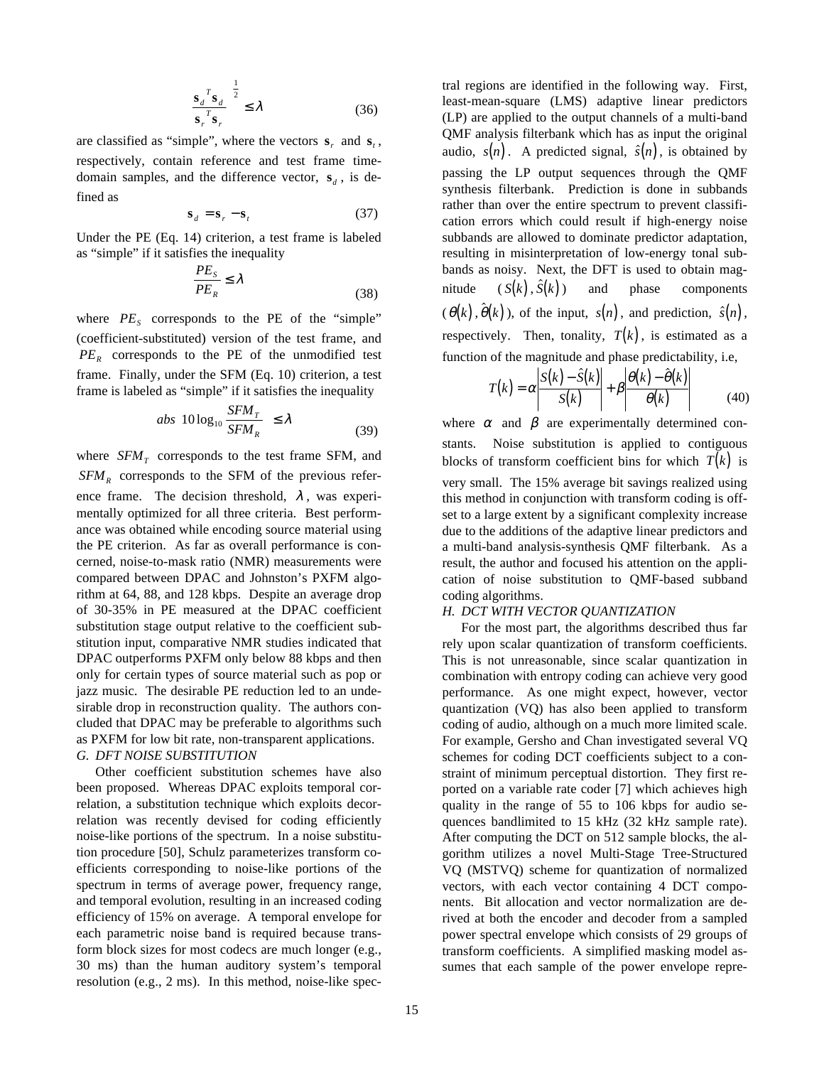$$\left[\frac{\mathbf{s}_d{}^T\mathbf{s}_d}{\mathbf{s}_r{}^T\mathbf{s}_r}\right]^{\frac{1}{2}} \leq \lambda \tag{36}$$

are classified as "simple", where the vectors $\mathbf{s}_r$ and $\mathbf{s}_t$, respectively, contain reference and test frame time-domain samples, and the difference vector, $\mathbf{s}_d$, is defined as

$$\mathbf{s}_d = \mathbf{s}_r - \mathbf{s}_t \tag{37}$$

Under the PE (Eq. 14) criterion, a test frame is labeled as "simple" if it satisfies the inequality

$$\frac{PE_S}{PE_R} \leq \lambda \tag{38}$$

where $PE_S$ corresponds to the PE of the "simple" (coefficient-substituted) version of the test frame, and $PE_R$ corresponds to the PE of the unmodified test frame. Finally, under the SFM (Eq. 10) criterion, a test frame is labeled as "simple" if it satisfies the inequality

$$abs\left(10\log_{10}\frac{SFM_T}{SFM_R}\right) \leq \lambda \tag{39}$$

where $SFM_T$ corresponds to the test frame SFM, and $SFM_R$ corresponds to the SFM of the previous reference frame. The decision threshold, $\lambda$, was experimentally optimized for all three criteria. Best performance was obtained while encoding source material using the PE criterion. As far as overall performance is concerned, noise-to-mask ratio (NMR) measurements were compared between DPAC and Johnston's PXFM algorithm at 64, 88, and 128 kbps. Despite an average drop of 30-35% in PE measured at the DPAC coefficient substitution stage output relative to the coefficient substitution input, comparative NMR studies indicated that DPAC outperforms PXFM only below 88 kbps and then only for certain types of source material such as pop or jazz music. The desirable PE reduction led to an undesirable drop in reconstruction quality. The authors concluded that DPAC may be preferable to algorithms such as PXFM for low bit rate, non-transparent applications.

### *G. DFT NOISE SUBSTITUTION*

Other coefficient substitution schemes have also been proposed. Whereas DPAC exploits temporal correlation, a substitution technique which exploits decorrelation was recently devised for coding efficiently noise-like portions of the spectrum. In a noise substitution procedure [50], Schulz parameterizes transform coefficients corresponding to noise-like portions of the spectrum in terms of average power, frequency range, and temporal evolution, resulting in an increased coding efficiency of 15% on average. A temporal envelope for each parametric noise band is required because transform block sizes for most codecs are much longer (e.g., 30 ms) than the human auditory system's temporal resolution (e.g., 2 ms). In this method, noise-like spectral regions are identified in the following way. First, least-mean-square (LMS) adaptive linear predictors (LP) are applied to the output channels of a multi-band QMF analysis filterbank which has as input the original audio, $s(n)$. A predicted signal, $\hat{s}(n)$, is obtained by passing the LP output sequences through the QMF synthesis filterbank. Prediction is done in subbands rather than over the entire spectrum to prevent classification errors which could result if high-energy noise subbands are allowed to dominate predictor adaptation, resulting in misinterpretation of low-energy tonal subbands as noisy. Next, the DFT is used to obtain magnitude ($S(k)$, $\hat{S}(k)$) and phase components ($\theta(k)$, $\hat{\theta}(k)$), of the input, $s(n)$, and prediction, $\hat{s}(n)$, respectively. Then, tonality, $T(k)$, is estimated as a function of the magnitude and phase predictability, i.e,

$$T(k) = \alpha\left|\frac{S(k) - \hat{S}(k)}{S(k)}\right| + \beta\left|\frac{\theta(k) - \hat{\theta}(k)}{\theta(k)}\right| \tag{40}$$

where $\alpha$ and $\beta$ are experimentally determined constants. Noise substitution is applied to contiguous blocks of transform coefficient bins for which $T(k)$ is very small. The 15% average bit savings realized using this method in conjunction with transform coding is offset to a large extent by a significant complexity increase due to the additions of the adaptive linear predictors and a multi-band analysis-synthesis QMF filterbank. As a result, the author and focused his attention on the application of noise substitution to QMF-based subband coding algorithms.

### *H. DCT WITH VECTOR QUANTIZATION*

For the most part, the algorithms described thus far rely upon scalar quantization of transform coefficients. This is not unreasonable, since scalar quantization in combination with entropy coding can achieve very good performance. As one might expect, however, vector quantization (VQ) has also been applied to transform coding of audio, although on a much more limited scale. For example, Gersho and Chan investigated several VQ schemes for coding DCT coefficients subject to a constraint of minimum perceptual distortion. They first reported on a variable rate coder [7] which achieves high quality in the range of 55 to 106 kbps for audio sequences bandlimited to 15 kHz (32 kHz sample rate). After computing the DCT on 512 sample blocks, the algorithm utilizes a novel Multi-Stage Tree-Structured VQ (MSTVQ) scheme for quantization of normalized vectors, with each vector containing 4 DCT components. Bit allocation and vector normalization are derived at both the encoder and decoder from a sampled power spectral envelope which consists of 29 groups of transform coefficients. A simplified masking model assumes that each sample of the power envelope repre-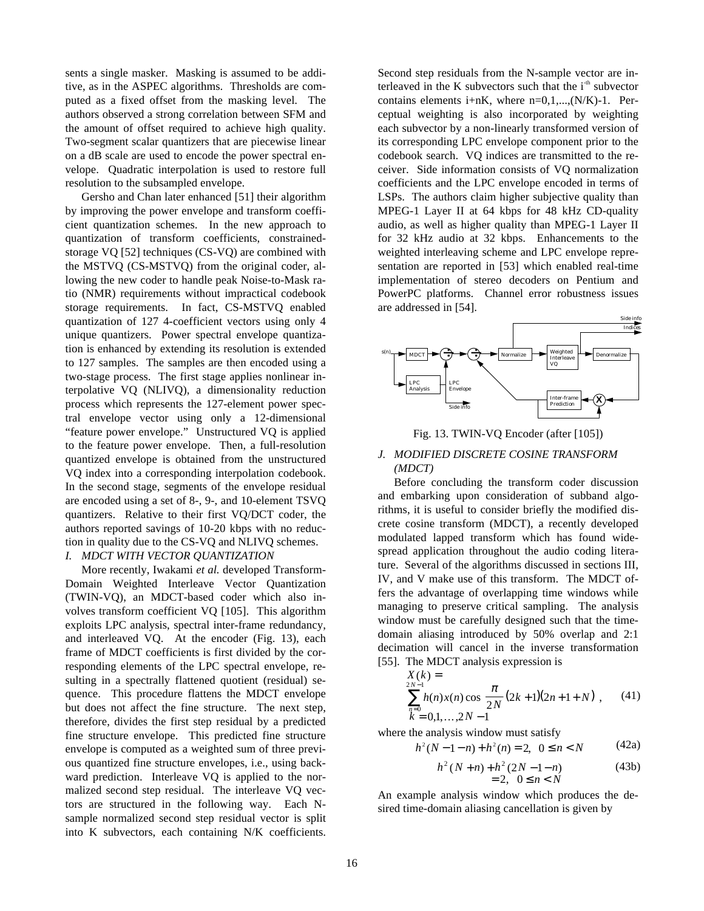sents a single masker. Masking is assumed to be additive, as in the ASPEC algorithms. Thresholds are computed as a fixed offset from the masking level. The authors observed a strong correlation between SFM and the amount of offset required to achieve high quality. Two-segment scalar quantizers that are piecewise linear on a dB scale are used to encode the power spectral envelope. Quadratic interpolation is used to restore full resolution to the subsampled envelope.

Gersho and Chan later enhanced [51] their algorithm by improving the power envelope and transform coefficient quantization schemes. In the new approach to quantization of transform coefficients, constrained-storage VQ [52] techniques (CS-VQ) are combined with the MSTVQ (CS-MSTVQ) from the original coder, allowing the new coder to handle peak Noise-to-Mask ratio (NMR) requirements without impractical codebook storage requirements. In fact, CS-MSTVQ enabled quantization of 127 4-coefficient vectors using only 4 unique quantizers. Power spectral envelope quantization is enhanced by extending its resolution is extended to 127 samples. The samples are then encoded using a two-stage process. The first stage applies nonlinear interpolative VQ (NLIVQ), a dimensionality reduction process which represents the 127-element power spectral envelope vector using only a 12-dimensional "feature power envelope." Unstructured VQ is applied to the feature power envelope. Then, a full-resolution quantized envelope is obtained from the unstructured VQ index into a corresponding interpolation codebook. In the second stage, segments of the envelope residual are encoded using a set of 8-, 9-, and 10-element TSVQ quantizers. Relative to their first VQ/DCT coder, the authors reported savings of 10-20 kbps with no reduction in quality due to the CS-VQ and NLIVQ schemes.

### I. MDCT WITH VECTOR QUANTIZATION

More recently, Iwakami *et al.* developed Transform-Domain Weighted Interleave Vector Quantization (TWIN-VQ), an MDCT-based coder which also involves transform coefficient VQ [105]. This algorithm exploits LPC analysis, spectral inter-frame redundancy, and interleaved VQ. At the encoder (Fig. 13), each frame of MDCT coefficients is first divided by the corresponding elements of the LPC spectral envelope, resulting in a spectrally flattened quotient (residual) sequence. This procedure flattens the MDCT envelope but does not affect the fine structure. The next step, therefore, divides the first step residual by a predicted fine structure envelope. This predicted fine structure envelope is computed as a weighted sum of three previous quantized fine structure envelopes, i.e., using backward prediction. Interleave VQ is applied to the normalized second step residual. The interleave VQ vectors are structured in the following way. Each N-sample normalized second step residual vector is split into K subvectors, each containing N/K coefficients. Second step residuals from the N-sample vector are interleaved in the K subvectors such that the $i^{th}$ subvector contains elements i+nK, where n=0,1,...,(N/K)-1. Perceptual weighting is also incorporated by weighting each subvector by a non-linearly transformed version of its corresponding LPC envelope component prior to the codebook search. VQ indices are transmitted to the receiver. Side information consists of VQ normalization coefficients and the LPC envelope encoded in terms of LSPs. The authors claim higher subjective quality than MPEG-1 Layer II at 64 kbps for 48 kHz CD-quality audio, as well as higher quality than MPEG-1 Layer II for 32 kHz audio at 32 kbps. Enhancements to the weighted interleaving scheme and LPC envelope representation are reported in [53] which enabled real-time implementation of stereo decoders on Pentium and PowerPC platforms. Channel error robustness issues are addressed in [54].

Side info
Indices
s(n)
MDCT
Normalize
Weighted Interleave VQ
Denormalize
LPC Analysis
LPC Envelope
Side info
Inter-frame Prediction

Fig. 13. TWIN-VQ Encoder (after [105])

### J. MODIFIED DISCRETE COSINE TRANSFORM (MDCT)

Before concluding the transform coder discussion and embarking upon consideration of subband algorithms, it is useful to consider briefly the modified discrete cosine transform (MDCT), a recently developed modulated lapped transform which has found widespread application throughout the audio coding literature. Several of the algorithms discussed in sections III, IV, and V make use of this transform. The MDCT offers the advantage of overlapping time windows while managing to preserve critical sampling. The analysis window must be carefully designed such that the time-domain aliasing introduced by 50% overlap and 2:1 decimation will cancel in the inverse transformation [55]. The MDCT analysis expression is

$$X(k) = \sum_{n=0}^{2N-1} h(n)x(n)\cos\left[\frac{\pi}{2N}(2k+1)(2n+1+N)\right], \quad k = 0,1,\ldots,2N-1 \tag{41}$$

where the analysis window must satisfy

$$h^2(N-1-n) + h^2(n) = 2, \quad 0 \le n < N \tag{42a}$$

$$h^2(N+n) + h^2(2N-1-n) = 2, \quad 0 \le n < N \tag{43b}$$

An example analysis window which produces the desired time-domain aliasing cancellation is given by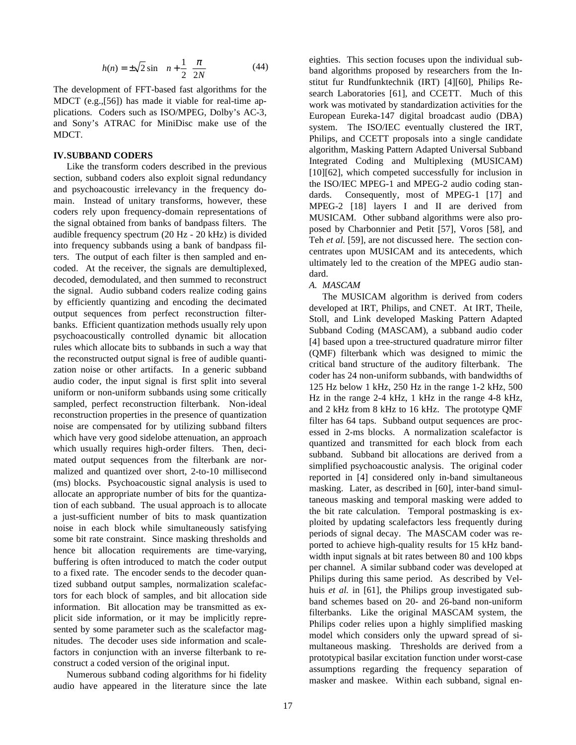$$h(n) = \pm\sqrt{2}\sin\left[\left(n+\frac{1}{2}\right)\frac{\pi}{2N}\right] \tag{44}$$

The development of FFT-based fast algorithms for the MDCT (e.g.,[56]) has made it viable for real-time applications. Coders such as ISO/MPEG, Dolby's AC-3, and Sony's ATRAC for MiniDisc make use of the MDCT.

## IV. SUBBAND CODERS

Like the transform coders described in the previous section, subband coders also exploit signal redundancy and psychoacoustic irrelevancy in the frequency domain. Instead of unitary transforms, however, these coders rely upon frequency-domain representations of the signal obtained from banks of bandpass filters. The audible frequency spectrum (20 Hz - 20 kHz) is divided into frequency subbands using a bank of bandpass filters. The output of each filter is then sampled and encoded. At the receiver, the signals are demultiplexed, decoded, demodulated, and then summed to reconstruct the signal. Audio subband coders realize coding gains by efficiently quantizing and encoding the decimated output sequences from perfect reconstruction filterbanks. Efficient quantization methods usually rely upon psychoacoustically controlled dynamic bit allocation rules which allocate bits to subbands in such a way that the reconstructed output signal is free of audible quantization noise or other artifacts. In a generic subband audio coder, the input signal is first split into several uniform or non-uniform subbands using some critically sampled, perfect reconstruction filterbank. Non-ideal reconstruction properties in the presence of quantization noise are compensated for by utilizing subband filters which have very good sidelobe attenuation, an approach which usually requires high-order filters. Then, decimated output sequences from the filterbank are normalized and quantized over short, 2-to-10 millisecond (ms) blocks. Psychoacoustic signal analysis is used to allocate an appropriate number of bits for the quantization of each subband. The usual approach is to allocate a just-sufficient number of bits to mask quantization noise in each block while simultaneously satisfying some bit rate constraint. Since masking thresholds and hence bit allocation requirements are time-varying, buffering is often introduced to match the coder output to a fixed rate. The encoder sends to the decoder quantized subband output samples, normalization scalefactors for each block of samples, and bit allocation side information. Bit allocation may be transmitted as explicit side information, or it may be implicitly represented by some parameter such as the scalefactor magnitudes. The decoder uses side information and scalefactors in conjunction with an inverse filterbank to reconstruct a coded version of the original input.

Numerous subband coding algorithms for hi fidelity audio have appeared in the literature since the late eighties. This section focuses upon the individual subband algorithms proposed by researchers from the Institut fur Rundfunktechnik (IRT) [4][60], Philips Research Laboratories [61], and CCETT. Much of this work was motivated by standardization activities for the European Eureka-147 digital broadcast audio (DBA) system. The ISO/IEC eventually clustered the IRT, Philips, and CCETT proposals into a single candidate algorithm, Masking Pattern Adapted Universal Subband Integrated Coding and Multiplexing (MUSICAM) [10][62], which competed successfully for inclusion in the ISO/IEC MPEG-1 and MPEG-2 audio coding standards. Consequently, most of MPEG-1 [17] and MPEG-2 [18] layers I and II are derived from MUSICAM. Other subband algorithms were also proposed by Charbonnier and Petit [57], Voros [58], and Teh *et al.* [59], are not discussed here. The section concentrates upon MUSICAM and its antecedents, which ultimately led to the creation of the MPEG audio standard.

### *A. MASCAM*

The MUSICAM algorithm is derived from coders developed at IRT, Philips, and CNET. At IRT, Theile, Stoll, and Link developed Masking Pattern Adapted Subband Coding (MASCAM), a subband audio coder [4] based upon a tree-structured quadrature mirror filter (QMF) filterbank which was designed to mimic the critical band structure of the auditory filterbank. The coder has 24 non-uniform subbands, with bandwidths of 125 Hz below 1 kHz, 250 Hz in the range 1-2 kHz, 500 Hz in the range 2-4 kHz, 1 kHz in the range 4-8 kHz, and 2 kHz from 8 kHz to 16 kHz. The prototype QMF filter has 64 taps. Subband output sequences are processed in 2-ms blocks. A normalization scalefactor is quantized and transmitted for each block from each subband. Subband bit allocations are derived from a simplified psychoacoustic analysis. The original coder reported in [4] considered only in-band simultaneous masking. Later, as described in [60], inter-band simultaneous masking and temporal masking were added to the bit rate calculation. Temporal postmasking is exploited by updating scalefactors less frequently during periods of signal decay. The MASCAM coder was reported to achieve high-quality results for 15 kHz bandwidth input signals at bit rates between 80 and 100 kbps per channel. A similar subband coder was developed at Philips during this same period. As described by Velhuis *et al.* in [61], the Philips group investigated subband schemes based on 20- and 26-band non-uniform filterbanks. Like the original MASCAM system, the Philips coder relies upon a highly simplified masking model which considers only the upward spread of simultaneous masking. Thresholds are derived from a prototypical basilar excitation function under worst-case assumptions regarding the frequency separation of masker and maskee. Within each subband, signal en-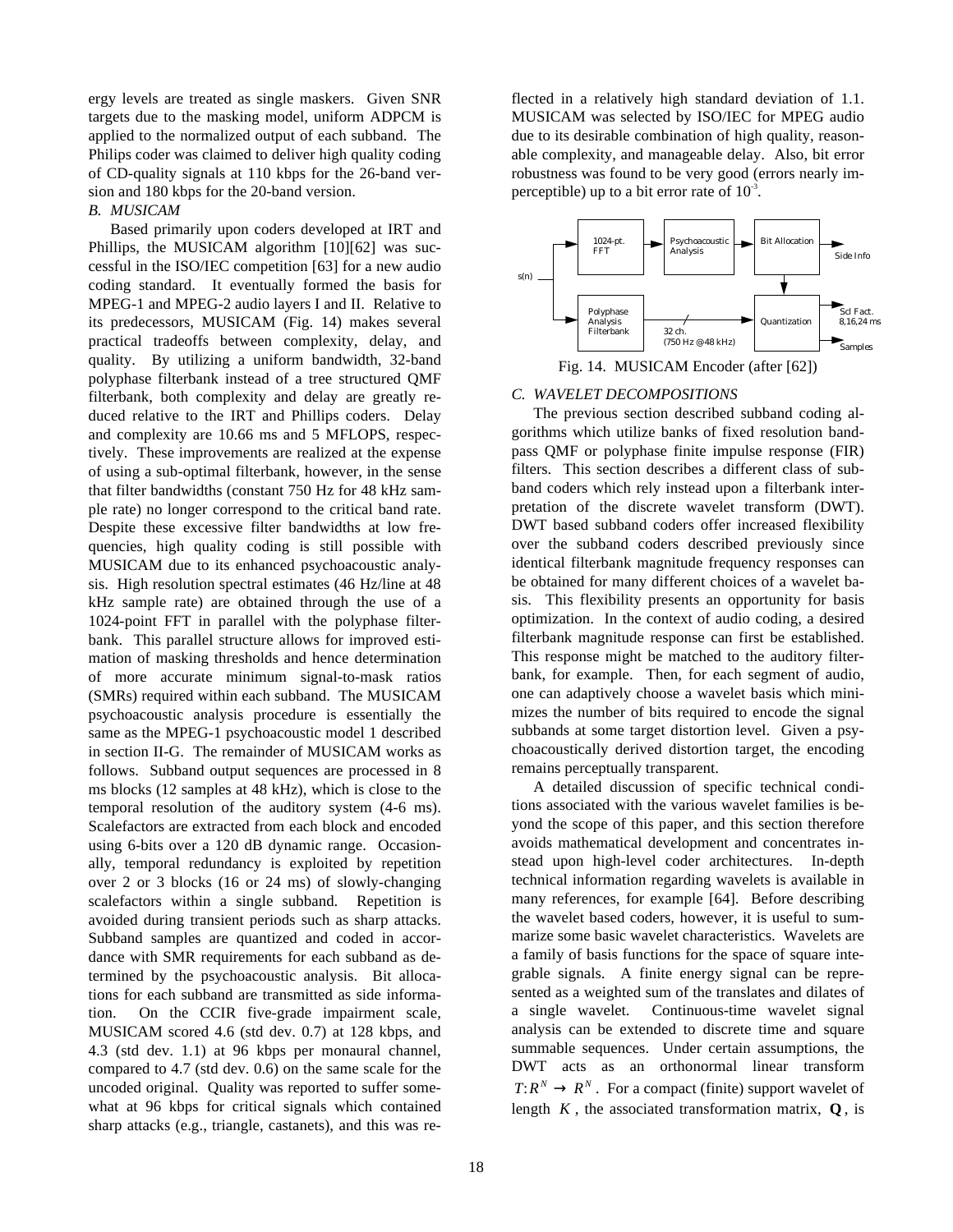ergy levels are treated as single maskers. Given SNR targets due to the masking model, uniform ADPCM is applied to the normalized output of each subband. The Philips coder was claimed to deliver high quality coding of CD-quality signals at 110 kbps for the 26-band version and 180 kbps for the 20-band version.

*B. MUSICAM*

Based primarily upon coders developed at IRT and Phillips, the MUSICAM algorithm [10][62] was successful in the ISO/IEC competition [63] for a new audio coding standard. It eventually formed the basis for MPEG-1 and MPEG-2 audio layers I and II. Relative to its predecessors, MUSICAM (Fig. 14) makes several practical tradeoffs between complexity, delay, and quality. By utilizing a uniform bandwidth, 32-band polyphase filterbank instead of a tree structured QMF filterbank, both complexity and delay are greatly reduced relative to the IRT and Phillips coders. Delay and complexity are 10.66 ms and 5 MFLOPS, respectively. These improvements are realized at the expense of using a sub-optimal filterbank, however, in the sense that filter bandwidths (constant 750 Hz for 48 kHz sample rate) no longer correspond to the critical band rate. Despite these excessive filter bandwidths at low frequencies, high quality coding is still possible with MUSICAM due to its enhanced psychoacoustic analysis. High resolution spectral estimates (46 Hz/line at 48 kHz sample rate) are obtained through the use of a 1024-point FFT in parallel with the polyphase filterbank. This parallel structure allows for improved estimation of masking thresholds and hence determination of more accurate minimum signal-to-mask ratios (SMRs) required within each subband. The MUSICAM psychoacoustic analysis procedure is essentially the same as the MPEG-1 psychoacoustic model 1 described in section II-G. The remainder of MUSICAM works as follows. Subband output sequences are processed in 8 ms blocks (12 samples at 48 kHz), which is close to the temporal resolution of the auditory system (4-6 ms). Scalefactors are extracted from each block and encoded using 6-bits over a 120 dB dynamic range. Occasionally, temporal redundancy is exploited by repetition over 2 or 3 blocks (16 or 24 ms) of slowly-changing scalefactors within a single subband. Repetition is avoided during transient periods such as sharp attacks. Subband samples are quantized and coded in accordance with SMR requirements for each subband as determined by the psychoacoustic analysis. Bit allocations for each subband are transmitted as side information. On the CCIR five-grade impairment scale, MUSICAM scored 4.6 (std dev. 0.7) at 128 kbps, and 4.3 (std dev. 1.1) at 96 kbps per monaural channel, compared to 4.7 (std dev. 0.6) on the same scale for the uncoded original. Quality was reported to suffer somewhat at 96 kbps for critical signals which contained sharp attacks (e.g., triangle, castanets), and this was reflected in a relatively high standard deviation of 1.1. MUSICAM was selected by ISO/IEC for MPEG audio due to its desirable combination of high quality, reasonable complexity, and manageable delay. Also, bit error robustness was found to be very good (errors nearly imperceptible) up to a bit error rate of $10^{-3}$.

s(n)
1024-pt. FFT
Psychoacoustic Analysis
Bit Allocation
Side Info
Polyphase Analysis Filterbank
32 ch. (750 Hz @48 kHz)
Quantization
Scl Fact. 8,16,24 ms
Samples

Fig. 14. MUSICAM Encoder (after [62])

*C. WAVELET DECOMPOSITIONS*

The previous section described subband coding algorithms which utilize banks of fixed resolution bandpass QMF or polyphase finite impulse response (FIR) filters. This section describes a different class of subband coders which rely instead upon a filterbank interpretation of the discrete wavelet transform (DWT). DWT based subband coders offer increased flexibility over the subband coders described previously since identical filterbank magnitude frequency responses can be obtained for many different choices of a wavelet basis. This flexibility presents an opportunity for basis optimization. In the context of audio coding, a desired filterbank magnitude response can first be established. This response might be matched to the auditory filterbank, for example. Then, for each segment of audio, one can adaptively choose a wavelet basis which minimizes the number of bits required to encode the signal subbands at some target distortion level. Given a psychoacoustically derived distortion target, the encoding remains perceptually transparent.

A detailed discussion of specific technical conditions associated with the various wavelet families is beyond the scope of this paper, and this section therefore avoids mathematical development and concentrates instead upon high-level coder architectures. In-depth technical information regarding wavelets is available in many references, for example [64]. Before describing the wavelet based coders, however, it is useful to summarize some basic wavelet characteristics. Wavelets are a family of basis functions for the space of square integrable signals. A finite energy signal can be represented as a weighted sum of the translates and dilates of a single wavelet. Continuous-time wavelet signal analysis can be extended to discrete time and square summable sequences. Under certain assumptions, the DWT acts as an orthonormal linear transform $T: R^N \to R^N$. For a compact (finite) support wavelet of length $K$, the associated transformation matrix, $\mathbf{Q}$, is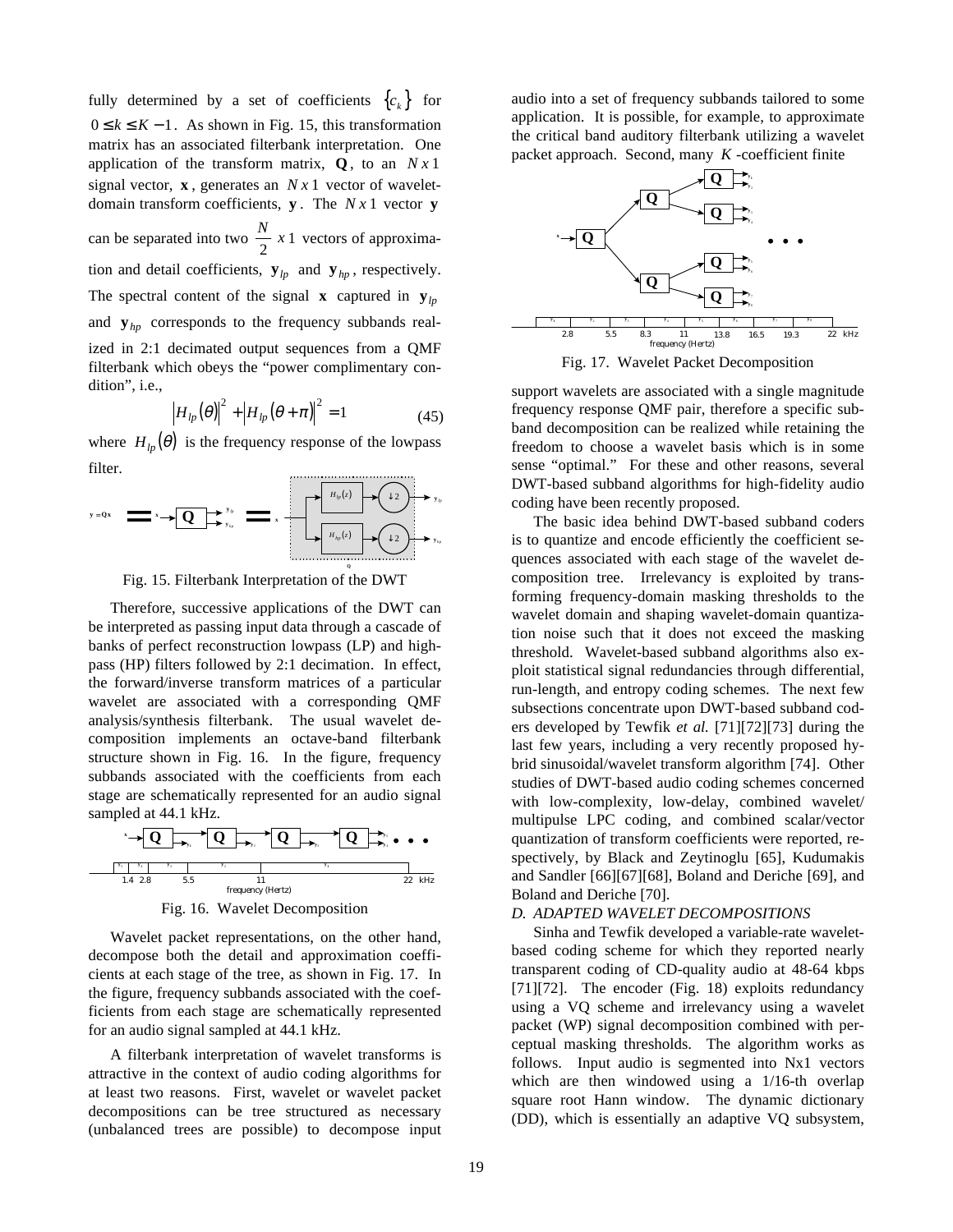fully determined by a set of coefficients $\{c_k\}$ for $0 \le k \le K-1$. As shown in Fig. 15, this transformation matrix has an associated filterbank interpretation. One application of the transform matrix, $\mathbf{Q}$, to an $N \, x \, 1$ signal vector, $\mathbf{x}$, generates an $N \, x \, 1$ vector of wavelet-domain transform coefficients, $\mathbf{y}$. The $N \, x \, 1$ vector $\mathbf{y}$ can be separated into two $\frac{N}{2} \, x \, 1$ vectors of approximation and detail coefficients, $\mathbf{y}_{lp}$ and $\mathbf{y}_{hp}$, respectively. The spectral content of the signal $\mathbf{x}$ captured in $\mathbf{y}_{lp}$ and $\mathbf{y}_{hp}$ corresponds to the frequency subbands realized in 2:1 decimated output sequences from a QMF filterbank which obeys the "power complimentary condition", i.e.,

$$\left|H_{lp}(\theta)\right|^2 + \left|H_{lp}(\theta + \pi)\right|^2 = 1 \tag{45}$$

where $H_{lp}(\theta)$ is the frequency response of the lowpass filter.

Fig. 15. Filterbank Interpretation of the DWT

Therefore, successive applications of the DWT can be interpreted as passing input data through a cascade of banks of perfect reconstruction lowpass (LP) and highpass (HP) filters followed by 2:1 decimation. In effect, the forward/inverse transform matrices of a particular wavelet are associated with a corresponding QMF analysis/synthesis filterbank. The usual wavelet decomposition implements an octave-band filterbank structure shown in Fig. 16. In the figure, frequency subbands associated with the coefficients from each stage are schematically represented for an audio signal sampled at 44.1 kHz.

Fig. 16. Wavelet Decomposition

Wavelet packet representations, on the other hand, decompose both the detail and approximation coefficients at each stage of the tree, as shown in Fig. 17. In the figure, frequency subbands associated with the coefficients from each stage are schematically represented for an audio signal sampled at 44.1 kHz.

A filterbank interpretation of wavelet transforms is attractive in the context of audio coding algorithms for at least two reasons. First, wavelet or wavelet packet decompositions can be tree structured as necessary (unbalanced trees are possible) to decompose input audio into a set of frequency subbands tailored to some application. It is possible, for example, to approximate the critical band auditory filterbank utilizing a wavelet packet approach. Second, many $K$-coefficient finite support wavelets are associated with a single magnitude frequency response QMF pair, therefore a specific subband decomposition can be realized while retaining the freedom to choose a wavelet basis which is in some sense "optimal." For these and other reasons, several DWT-based subband algorithms for high-fidelity audio coding have been recently proposed.

Fig. 17. Wavelet Packet Decomposition

The basic idea behind DWT-based subband coders is to quantize and encode efficiently the coefficient sequences associated with each stage of the wavelet decomposition tree. Irrelevancy is exploited by transforming frequency-domain masking thresholds to the wavelet domain and shaping wavelet-domain quantization noise such that it does not exceed the masking threshold. Wavelet-based subband algorithms also exploit statistical signal redundancies through differential, run-length, and entropy coding schemes. The next few subsections concentrate upon DWT-based subband coders developed by Tewfik *et al.* [71][72][73] during the last few years, including a very recently proposed hybrid sinusoidal/wavelet transform algorithm [74]. Other studies of DWT-based audio coding schemes concerned with low-complexity, low-delay, combined wavelet/multipulse LPC coding, and combined scalar/vector quantization of transform coefficients were reported, respectively, by Black and Zeytinoglu [65], Kudumakis and Sandler [66][67][68], Boland and Deriche [69], and Boland and Deriche [70].

### D. ADAPTED WAVELET DECOMPOSITIONS

Sinha and Tewfik developed a variable-rate wavelet-based coding scheme for which they reported nearly transparent coding of CD-quality audio at 48-64 kbps [71][72]. The encoder (Fig. 18) exploits redundancy using a VQ scheme and irrelevancy using a wavelet packet (WP) signal decomposition combined with perceptual masking thresholds. The algorithm works as follows. Input audio is segmented into Nx1 vectors which are then windowed using a 1/16-th overlap square root Hann window. The dynamic dictionary (DD), which is essentially an adaptive VQ subsystem,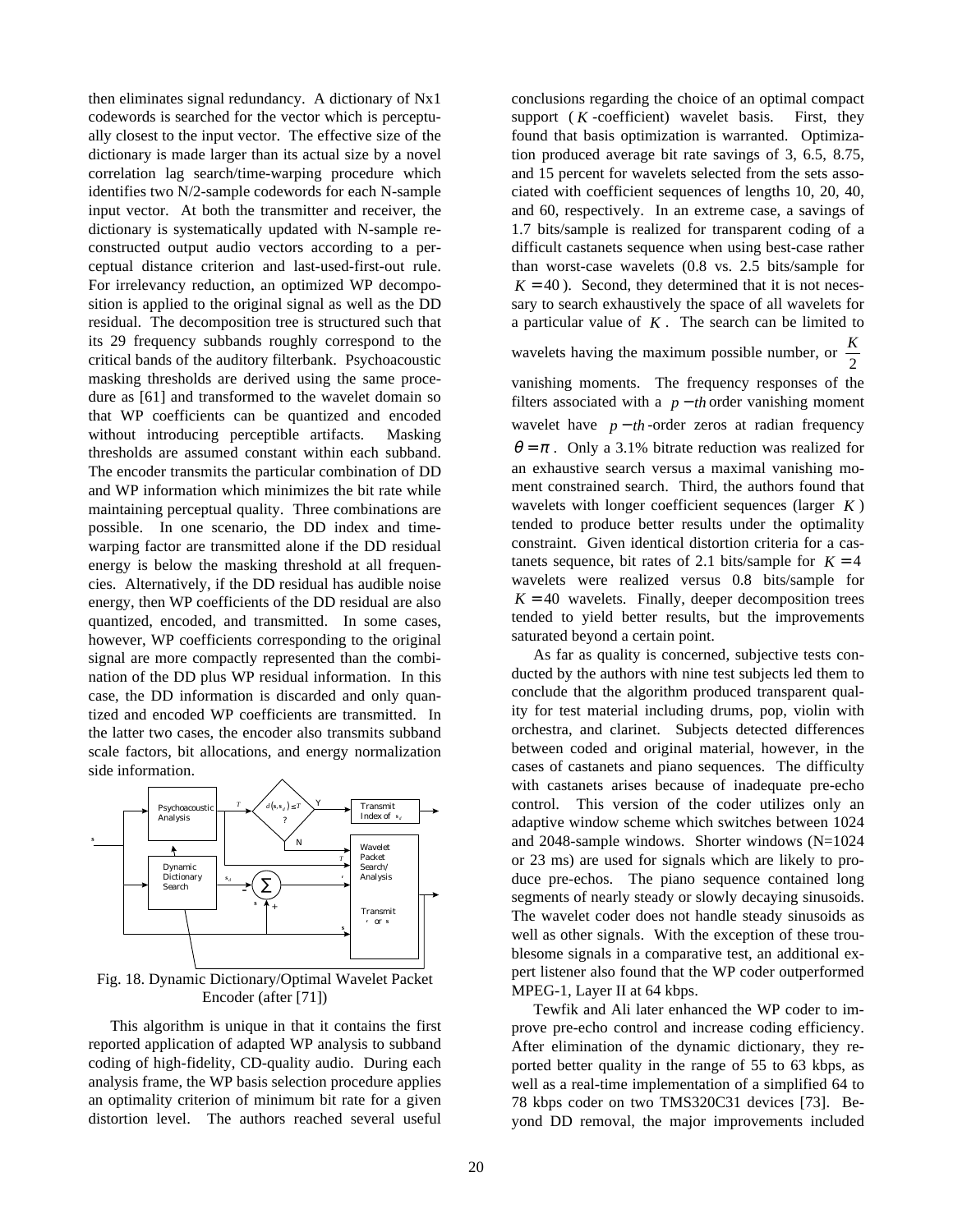then eliminates signal redundancy. A dictionary of Nx1 codewords is searched for the vector which is perceptually closest to the input vector. The effective size of the dictionary is made larger than its actual size by a novel correlation lag search/time-warping procedure which identifies two N/2-sample codewords for each N-sample input vector. At both the transmitter and receiver, the dictionary is systematically updated with N-sample reconstructed output audio vectors according to a perceptual distance criterion and last-used-first-out rule. For irrelevancy reduction, an optimized WP decomposition is applied to the original signal as well as the DD residual. The decomposition tree is structured such that its 29 frequency subbands roughly correspond to the critical bands of the auditory filterbank. Psychoacoustic masking thresholds are derived using the same procedure as [61] and transformed to the wavelet domain so that WP coefficients can be quantized and encoded without introducing perceptible artifacts. Masking thresholds are assumed constant within each subband. The encoder transmits the particular combination of DD and WP information which minimizes the bit rate while maintaining perceptual quality. Three combinations are possible. In one scenario, the DD index and time-warping factor are transmitted alone if the DD residual energy is below the masking threshold at all frequencies. Alternatively, if the DD residual has audible noise energy, then WP coefficients of the DD residual are also quantized, encoded, and transmitted. In some cases, however, WP coefficients corresponding to the original signal are more compactly represented than the combination of the DD plus WP residual information. In this case, the DD information is discarded and only quantized and encoded WP coefficients are transmitted. In the latter two cases, the encoder also transmits subband scale factors, bit allocations, and energy normalization side information.

Fig. 18. Dynamic Dictionary/Optimal Wavelet Packet Encoder (after [71])

This algorithm is unique in that it contains the first reported application of adapted WP analysis to subband coding of high-fidelity, CD-quality audio. During each analysis frame, the WP basis selection procedure applies an optimality criterion of minimum bit rate for a given distortion level. The authors reached several useful conclusions regarding the choice of an optimal compact support ($K$-coefficient) wavelet basis. First, they found that basis optimization is warranted. Optimization produced average bit rate savings of 3, 6.5, 8.75, and 15 percent for wavelets selected from the sets associated with coefficient sequences of lengths 10, 20, 40, and 60, respectively. In an extreme case, a savings of 1.7 bits/sample is realized for transparent coding of a difficult castanets sequence when using best-case rather than worst-case wavelets (0.8 vs. 2.5 bits/sample for $K = 40$). Second, they determined that it is not necessary to search exhaustively the space of all wavelets for a particular value of $K$. The search can be limited to wavelets having the maximum possible number, or $\frac{K}{2}$ vanishing moments. The frequency responses of the filters associated with a $p-th$ order vanishing moment wavelet have $p-th$-order zeros at radian frequency $\theta = \pi$. Only a 3.1% bitrate reduction was realized for an exhaustive search versus a maximal vanishing moment constrained search. Third, the authors found that wavelets with longer coefficient sequences (larger $K$) tended to produce better results under the optimality constraint. Given identical distortion criteria for a castanets sequence, bit rates of 2.1 bits/sample for $K = 4$ wavelets were realized versus 0.8 bits/sample for $K = 40$ wavelets. Finally, deeper decomposition trees tended to yield better results, but the improvements saturated beyond a certain point.

As far as quality is concerned, subjective tests conducted by the authors with nine test subjects led them to conclude that the algorithm produced transparent quality for test material including drums, pop, violin with orchestra, and clarinet. Subjects detected differences between coded and original material, however, in the cases of castanets and piano sequences. The difficulty with castanets arises because of inadequate pre-echo control. This version of the coder utilizes only an adaptive window scheme which switches between 1024 and 2048-sample windows. Shorter windows (N=1024 or 23 ms) are used for signals which are likely to produce pre-echos. The piano sequence contained long segments of nearly steady or slowly decaying sinusoids. The wavelet coder does not handle steady sinusoids as well as other signals. With the exception of these troublesome signals in a comparative test, an additional expert listener also found that the WP coder outperformed MPEG-1, Layer II at 64 kbps.

Tewfik and Ali later enhanced the WP coder to improve pre-echo control and increase coding efficiency. After elimination of the dynamic dictionary, they reported better quality in the range of 55 to 63 kbps, as well as a real-time implementation of a simplified 64 to 78 kbps coder on two TMS320C31 devices [73]. Beyond DD removal, the major improvements included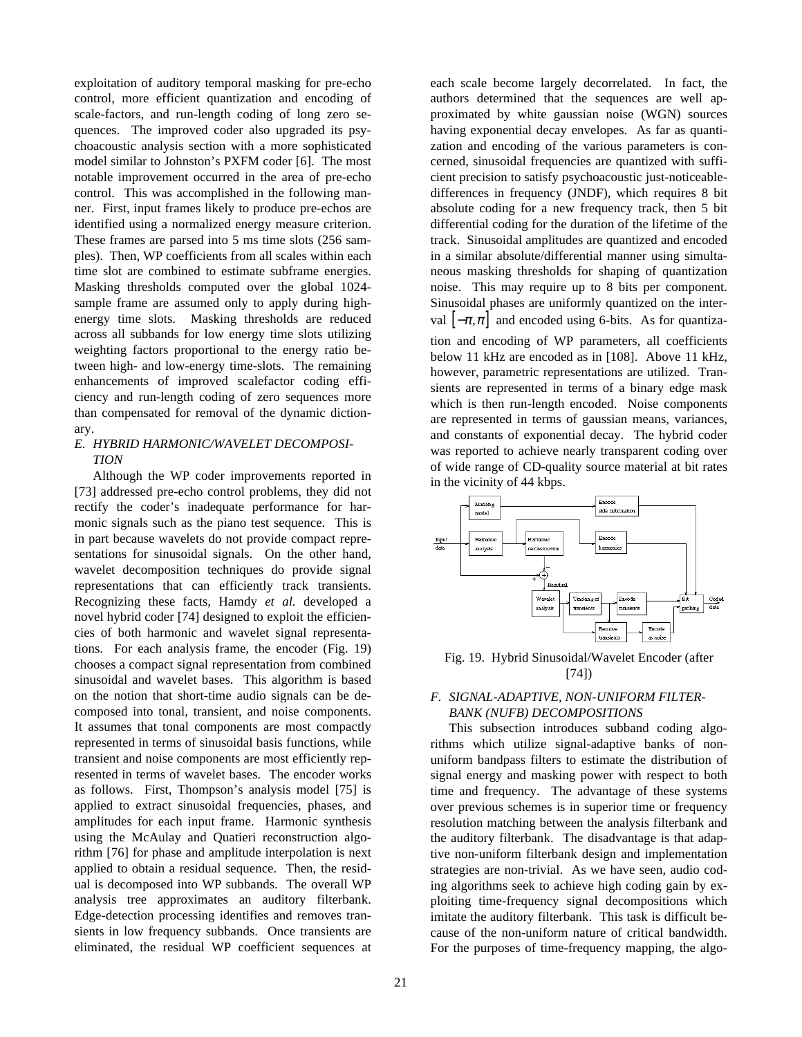exploitation of auditory temporal masking for pre-echo control, more efficient quantization and encoding of scale-factors, and run-length coding of long zero sequences. The improved coder also upgraded its psychoacoustic analysis section with a more sophisticated model similar to Johnston's PXFM coder [6]. The most notable improvement occurred in the area of pre-echo control. This was accomplished in the following manner. First, input frames likely to produce pre-echos are identified using a normalized energy measure criterion. These frames are parsed into 5 ms time slots (256 samples). Then, WP coefficients from all scales within each time slot are combined to estimate subframe energies. Masking thresholds computed over the global 1024-sample frame are assumed only to apply during high-energy time slots. Masking thresholds are reduced across all subbands for low energy time slots utilizing weighting factors proportional to the energy ratio between high- and low-energy time-slots. The remaining enhancements of improved scalefactor coding efficiency and run-length coding of zero sequences more than compensated for removal of the dynamic dictionary.

### *E. HYBRID HARMONIC/WAVELET DECOMPOSITION*

Although the WP coder improvements reported in [73] addressed pre-echo control problems, they did not rectify the coder's inadequate performance for harmonic signals such as the piano test sequence. This is in part because wavelets do not provide compact representations for sinusoidal signals. On the other hand, wavelet decomposition techniques do provide signal representations that can efficiently track transients. Recognizing these facts, Hamdy *et al.* developed a novel hybrid coder [74] designed to exploit the efficiencies of both harmonic and wavelet signal representations. For each analysis frame, the encoder (Fig. 19) chooses a compact signal representation from combined sinusoidal and wavelet bases. This algorithm is based on the notion that short-time audio signals can be decomposed into tonal, transient, and noise components. It assumes that tonal components are most compactly represented in terms of sinusoidal basis functions, while transient and noise components are most efficiently represented in terms of wavelet bases. The encoder works as follows. First, Thompson's analysis model [75] is applied to extract sinusoidal frequencies, phases, and amplitudes for each input frame. Harmonic synthesis using the McAulay and Quatieri reconstruction algorithm [76] for phase and amplitude interpolation is next applied to obtain a residual sequence. Then, the residual is decomposed into WP subbands. The overall WP analysis tree approximates an auditory filterbank. Edge-detection processing identifies and removes transients in low frequency subbands. Once transients are eliminated, the residual WP coefficient sequences at each scale become largely decorrelated. In fact, the authors determined that the sequences are well approximated by white gaussian noise (WGN) sources having exponential decay envelopes. As far as quantization and encoding of the various parameters is concerned, sinusoidal frequencies are quantized with sufficient precision to satisfy psychoacoustic just-noticeable-differences in frequency (JNDF), which requires 8 bit absolute coding for a new frequency track, then 5 bit differential coding for the duration of the lifetime of the track. Sinusoidal amplitudes are quantized and encoded in a similar absolute/differential manner using simultaneous masking thresholds for shaping of quantization noise. This may require up to 8 bits per component. Sinusoidal phases are uniformly quantized on the interval $[-\pi, \pi]$ and encoded using 6-bits. As for quantization and encoding of WP parameters, all coefficients below 11 kHz are encoded as in [108]. Above 11 kHz, however, parametric representations are utilized. Transients are represented in terms of a binary edge mask which is then run-length encoded. Noise components are represented in terms of gaussian means, variances, and constants of exponential decay. The hybrid coder was reported to achieve nearly transparent coding over of wide range of CD-quality source material at bit rates in the vicinity of 44 kbps.

Masking model
Encode side information
Input data
Harmonic analysis
Harmonic reconstruction
Encode harmonics
−
+
Residual
Wavelet analysis
Tracking of transients
Encode transients
Bit packing
Coded data
Remove transients
Encode as noise

Fig. 19. Hybrid Sinusoidal/Wavelet Encoder (after [74])

### *F. SIGNAL-ADAPTIVE, NON-UNIFORM FILTERBANK (NUFB) DECOMPOSITIONS*

This subsection introduces subband coding algorithms which utilize signal-adaptive banks of non-uniform bandpass filters to estimate the distribution of signal energy and masking power with respect to both time and frequency. The advantage of these systems over previous schemes is in superior time or frequency resolution matching between the analysis filterbank and the auditory filterbank. The disadvantage is that adaptive non-uniform filterbank design and implementation strategies are non-trivial. As we have seen, audio coding algorithms seek to achieve high coding gain by exploiting time-frequency signal decompositions which imitate the auditory filterbank. This task is difficult because of the non-uniform nature of critical bandwidth. For the purposes of time-frequency mapping, the algo-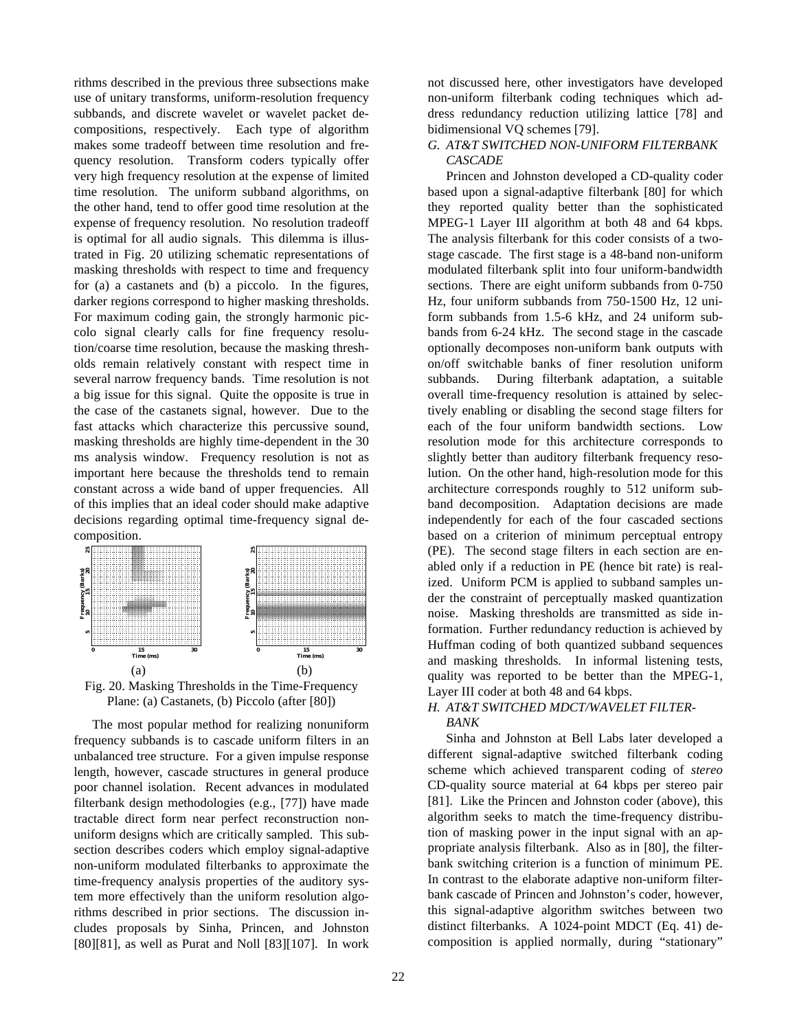rithms described in the previous three subsections make use of unitary transforms, uniform-resolution frequency subbands, and discrete wavelet or wavelet packet decompositions, respectively. Each type of algorithm makes some tradeoff between time resolution and frequency resolution. Transform coders typically offer very high frequency resolution at the expense of limited time resolution. The uniform subband algorithms, on the other hand, tend to offer good time resolution at the expense of frequency resolution. No resolution tradeoff is optimal for all audio signals. This dilemma is illustrated in Fig. 20 utilizing schematic representations of masking thresholds with respect to time and frequency for (a) a castanets and (b) a piccolo. In the figures, darker regions correspond to higher masking thresholds. For maximum coding gain, the strongly harmonic piccolo signal clearly calls for fine frequency resolution/coarse time resolution, because the masking thresholds remain relatively constant with respect time in several narrow frequency bands. Time resolution is not a big issue for this signal. Quite the opposite is true in the case of the castanets signal, however. Due to the fast attacks which characterize this percussive sound, masking thresholds are highly time-dependent in the 30 ms analysis window. Frequency resolution is not as important here because the thresholds tend to remain constant across a wide band of upper frequencies. All of this implies that an ideal coder should make adaptive decisions regarding optimal time-frequency signal decomposition.

Frequency (Barks)
25
20
15
10
5
0
15
30
Time (ms)

(a)

Frequency (Barks)
25
20
15
10
5
0
15
30
Time (ms)

(b)

Fig. 20. Masking Thresholds in the Time-Frequency Plane: (a) Castanets, (b) Piccolo (after [80])

The most popular method for realizing nonuniform frequency subbands is to cascade uniform filters in an unbalanced tree structure. For a given impulse response length, however, cascade structures in general produce poor channel isolation. Recent advances in modulated filterbank design methodologies (e.g., [77]) have made tractable direct form near perfect reconstruction nonuniform designs which are critically sampled. This subsection describes coders which employ signal-adaptive non-uniform modulated filterbanks to approximate the time-frequency analysis properties of the auditory system more effectively than the uniform resolution algorithms described in prior sections. The discussion includes proposals by Sinha, Princen, and Johnston [80][81], as well as Purat and Noll [83][107]. In work not discussed here, other investigators have developed non-uniform filterbank coding techniques which address redundancy reduction utilizing lattice [78] and bidimensional VQ schemes [79].

### *G. AT&T SWITCHED NON-UNIFORM FILTERBANK CASCADE*

Princen and Johnston developed a CD-quality coder based upon a signal-adaptive filterbank [80] for which they reported quality better than the sophisticated MPEG-1 Layer III algorithm at both 48 and 64 kbps. The analysis filterbank for this coder consists of a two-stage cascade. The first stage is a 48-band non-uniform modulated filterbank split into four uniform-bandwidth sections. There are eight uniform subbands from 0-750 Hz, four uniform subbands from 750-1500 Hz, 12 uniform subbands from 1.5-6 kHz, and 24 uniform subbands from 6-24 kHz. The second stage in the cascade optionally decomposes non-uniform bank outputs with on/off switchable banks of finer resolution uniform subbands. During filterbank adaptation, a suitable overall time-frequency resolution is attained by selectively enabling or disabling the second stage filters for each of the four uniform bandwidth sections. Low resolution mode for this architecture corresponds to slightly better than auditory filterbank frequency resolution. On the other hand, high-resolution mode for this architecture corresponds roughly to 512 uniform subband decomposition. Adaptation decisions are made independently for each of the four cascaded sections based on a criterion of minimum perceptual entropy (PE). The second stage filters in each section are enabled only if a reduction in PE (hence bit rate) is realized. Uniform PCM is applied to subband samples under the constraint of perceptually masked quantization noise. Masking thresholds are transmitted as side information. Further redundancy reduction is achieved by Huffman coding of both quantized subband sequences and masking thresholds. In informal listening tests, quality was reported to be better than the MPEG-1, Layer III coder at both 48 and 64 kbps.

### *H. AT&T SWITCHED MDCT/WAVELET FILTERBANK*

Sinha and Johnston at Bell Labs later developed a different signal-adaptive switched filterbank coding scheme which achieved transparent coding of *stereo* CD-quality source material at 64 kbps per stereo pair [81]. Like the Princen and Johnston coder (above), this algorithm seeks to match the time-frequency distribution of masking power in the input signal with an appropriate analysis filterbank. Also as in [80], the filterbank switching criterion is a function of minimum PE. In contrast to the elaborate adaptive non-uniform filterbank cascade of Princen and Johnston's coder, however, this signal-adaptive algorithm switches between two distinct filterbanks. A 1024-point MDCT (Eq. 41) decomposition is applied normally, during "stationary"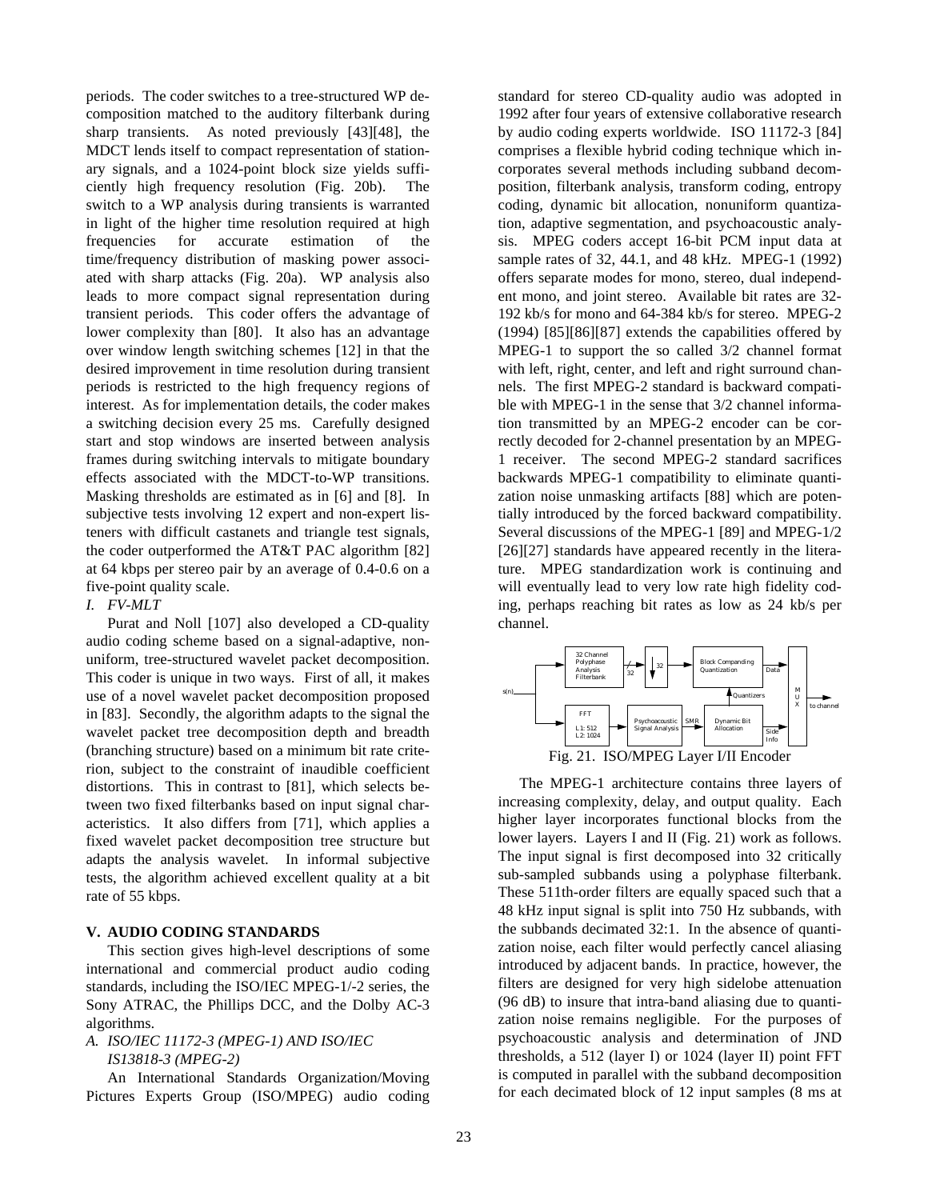periods. The coder switches to a tree-structured WP decomposition matched to the auditory filterbank during sharp transients. As noted previously [43][48], the MDCT lends itself to compact representation of stationary signals, and a 1024-point block size yields sufficiently high frequency resolution (Fig. 20b). The switch to a WP analysis during transients is warranted in light of the higher time resolution required at high frequencies for accurate estimation of the time/frequency distribution of masking power associated with sharp attacks (Fig. 20a). WP analysis also leads to more compact signal representation during transient periods. This coder offers the advantage of lower complexity than [80]. It also has an advantage over window length switching schemes [12] in that the desired improvement in time resolution during transient periods is restricted to the high frequency regions of interest. As for implementation details, the coder makes a switching decision every 25 ms. Carefully designed start and stop windows are inserted between analysis frames during switching intervals to mitigate boundary effects associated with the MDCT-to-WP transitions. Masking thresholds are estimated as in [6] and [8]. In subjective tests involving 12 expert and non-expert listeners with difficult castanets and triangle test signals, the coder outperformed the AT&T PAC algorithm [82] at 64 kbps per stereo pair by an average of 0.4-0.6 on a five-point quality scale.

*I. FV-MLT*

Purat and Noll [107] also developed a CD-quality audio coding scheme based on a signal-adaptive, non-uniform, tree-structured wavelet packet decomposition. This coder is unique in two ways. First of all, it makes use of a novel wavelet packet decomposition proposed in [83]. Secondly, the algorithm adapts to the signal the wavelet packet tree decomposition depth and breadth (branching structure) based on a minimum bit rate criterion, subject to the constraint of inaudible coefficient distortions. This in contrast to [81], which selects between two fixed filterbanks based on input signal characteristics. It also differs from [71], which applies a fixed wavelet packet decomposition tree structure but adapts the analysis wavelet. In informal subjective tests, the algorithm achieved excellent quality at a bit rate of 55 kbps.

## V. AUDIO CODING STANDARDS

This section gives high-level descriptions of some international and commercial product audio coding standards, including the ISO/IEC MPEG-1/-2 series, the Sony ATRAC, the Phillips DCC, and the Dolby AC-3 algorithms.

*A. ISO/IEC 11172-3 (MPEG-1) AND ISO/IEC IS13818-3 (MPEG-2)*

An International Standards Organization/Moving Pictures Experts Group (ISO/MPEG) audio coding standard for stereo CD-quality audio was adopted in 1992 after four years of extensive collaborative research by audio coding experts worldwide. ISO 11172-3 [84] comprises a flexible hybrid coding technique which incorporates several methods including subband decomposition, filterbank analysis, transform coding, entropy coding, dynamic bit allocation, nonuniform quantization, adaptive segmentation, and psychoacoustic analysis. MPEG coders accept 16-bit PCM input data at sample rates of 32, 44.1, and 48 kHz. MPEG-1 (1992) offers separate modes for mono, stereo, dual independent mono, and joint stereo. Available bit rates are 32-192 kb/s for mono and 64-384 kb/s for stereo. MPEG-2 (1994) [85][86][87] extends the capabilities offered by MPEG-1 to support the so called 3/2 channel format with left, right, center, and left and right surround channels. The first MPEG-2 standard is backward compatible with MPEG-1 in the sense that 3/2 channel information transmitted by an MPEG-2 encoder can be correctly decoded for 2-channel presentation by an MPEG-1 receiver. The second MPEG-2 standard sacrifices backwards MPEG-1 compatibility to eliminate quantization noise unmasking artifacts [88] which are potentially introduced by the forced backward compatibility. Several discussions of the MPEG-1 [89] and MPEG-1/2 [26][27] standards have appeared recently in the literature. MPEG standardization work is continuing and will eventually lead to very low rate high fidelity coding, perhaps reaching bit rates as low as 24 kb/s per channel.

32 Channel Polyphase Analysis Filterbank
32
32
Block Companding Quantization
Data
Quantizers
s(n)
M U X
to channel
FFT
L1: 512
L2: 1024
Psychoacoustic Signal Analysis
SMR
Dynamic Bit Allocation
Side Info

Fig. 21. ISO/MPEG Layer I/II Encoder

The MPEG-1 architecture contains three layers of increasing complexity, delay, and output quality. Each higher layer incorporates functional blocks from the lower layers. Layers I and II (Fig. 21) work as follows. The input signal is first decomposed into 32 critically sub-sampled subbands using a polyphase filterbank. These 511th-order filters are equally spaced such that a 48 kHz input signal is split into 750 Hz subbands, with the subbands decimated 32:1. In the absence of quantization noise, each filter would perfectly cancel aliasing introduced by adjacent bands. In practice, however, the filters are designed for very high sidelobe attenuation (96 dB) to insure that intra-band aliasing due to quantization noise remains negligible. For the purposes of psychoacoustic analysis and determination of JND thresholds, a 512 (layer I) or 1024 (layer II) point FFT is computed in parallel with the subband decomposition for each decimated block of 12 input samples (8 ms at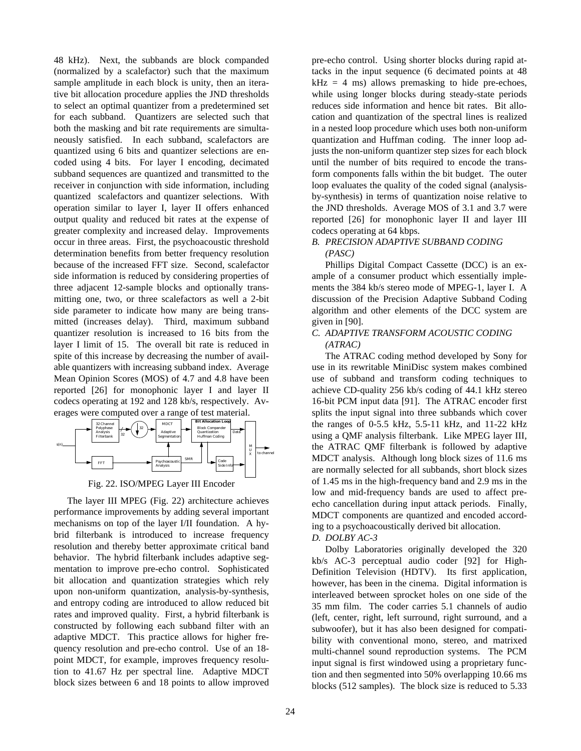48 kHz). Next, the subbands are block companded (normalized by a scalefactor) such that the maximum sample amplitude in each block is unity, then an iterative bit allocation procedure applies the JND thresholds to select an optimal quantizer from a predetermined set for each subband. Quantizers are selected such that both the masking and bit rate requirements are simultaneously satisfied. In each subband, scalefactors are quantized using 6 bits and quantizer selections are encoded using 4 bits. For layer I encoding, decimated subband sequences are quantized and transmitted to the receiver in conjunction with side information, including quantized scalefactors and quantizer selections. With operation similar to layer I, layer II offers enhanced output quality and reduced bit rates at the expense of greater complexity and increased delay. Improvements occur in three areas. First, the psychoacoustic threshold determination benefits from better frequency resolution because of the increased FFT size. Second, scalefactor side information is reduced by considering properties of three adjacent 12-sample blocks and optionally transmitting one, two, or three scalefactors as well a 2-bit side parameter to indicate how many are being transmitted (increases delay). Third, maximum subband quantizer resolution is increased to 16 bits from the layer I limit of 15. The overall bit rate is reduced in spite of this increase by decreasing the number of available quantizers with increasing subband index. Average Mean Opinion Scores (MOS) of 4.7 and 4.8 have been reported [26] for monophonic layer I and layer II codecs operating at 192 and 128 kb/s, respectively. Averages were computed over a range of test material.

s(n)
32 Channel Polyphase Analysis Filterbank
32
32
MDCT
Adaptive Segmentation
Bit Allocation Loop
Block Compander Quantization Huffman Coding
Data
FFT
Psychoacoustic Analysis
SMR
Code Side Info
MUX
to channel

Fig. 22. ISO/MPEG Layer III Encoder

The layer III MPEG (Fig. 22) architecture achieves performance improvements by adding several important mechanisms on top of the layer I/II foundation. A hybrid filterbank is introduced to increase frequency resolution and thereby better approximate critical band behavior. The hybrid filterbank includes adaptive segmentation to improve pre-echo control. Sophisticated bit allocation and quantization strategies which rely upon non-uniform quantization, analysis-by-synthesis, and entropy coding are introduced to allow reduced bit rates and improved quality. First, a hybrid filterbank is constructed by following each subband filter with an adaptive MDCT. This practice allows for higher frequency resolution and pre-echo control. Use of an 18-point MDCT, for example, improves frequency resolution to 41.67 Hz per spectral line. Adaptive MDCT block sizes between 6 and 18 points to allow improved pre-echo control. Using shorter blocks during rapid attacks in the input sequence (6 decimated points at 48 kHz = 4 ms) allows premasking to hide pre-echoes, while using longer blocks during steady-state periods reduces side information and hence bit rates. Bit allocation and quantization of the spectral lines is realized in a nested loop procedure which uses both non-uniform quantization and Huffman coding. The inner loop adjusts the non-uniform quantizer step sizes for each block until the number of bits required to encode the transform components falls within the bit budget. The outer loop evaluates the quality of the coded signal (analysis-by-synthesis) in terms of quantization noise relative to the JND thresholds. Average MOS of 3.1 and 3.7 were reported [26] for monophonic layer II and layer III codecs operating at 64 kbps.

### *B. PRECISION ADAPTIVE SUBBAND CODING (PASC)*

Phillips Digital Compact Cassette (DCC) is an example of a consumer product which essentially implements the 384 kb/s stereo mode of MPEG-1, layer I. A discussion of the Precision Adaptive Subband Coding algorithm and other elements of the DCC system are given in [90].

### *C. ADAPTIVE TRANSFORM ACOUSTIC CODING (ATRAC)*

The ATRAC coding method developed by Sony for use in its rewritable MiniDisc system makes combined use of subband and transform coding techniques to achieve CD-quality 256 kb/s coding of 44.1 kHz stereo 16-bit PCM input data [91]. The ATRAC encoder first splits the input signal into three subbands which cover the ranges of 0-5.5 kHz, 5.5-11 kHz, and 11-22 kHz using a QMF analysis filterbank. Like MPEG layer III, the ATRAC QMF filterbank is followed by adaptive MDCT analysis. Although long block sizes of 11.6 ms are normally selected for all subbands, short block sizes of 1.45 ms in the high-frequency band and 2.9 ms in the low and mid-frequency bands are used to affect pre-echo cancellation during input attack periods. Finally, MDCT components are quantized and encoded according to a psychoacoustically derived bit allocation.

### *D. DOLBY AC-3*

Dolby Laboratories originally developed the 320 kb/s AC-3 perceptual audio coder [92] for High-Definition Television (HDTV). Its first application, however, has been in the cinema. Digital information is interleaved between sprocket holes on one side of the 35 mm film. The coder carries 5.1 channels of audio (left, center, right, left surround, right surround, and a subwoofer), but it has also been designed for compatibility with conventional mono, stereo, and matrixed multi-channel sound reproduction systems. The PCM input signal is first windowed using a proprietary function and then segmented into 50% overlapping 10.66 ms blocks (512 samples). The block size is reduced to 5.33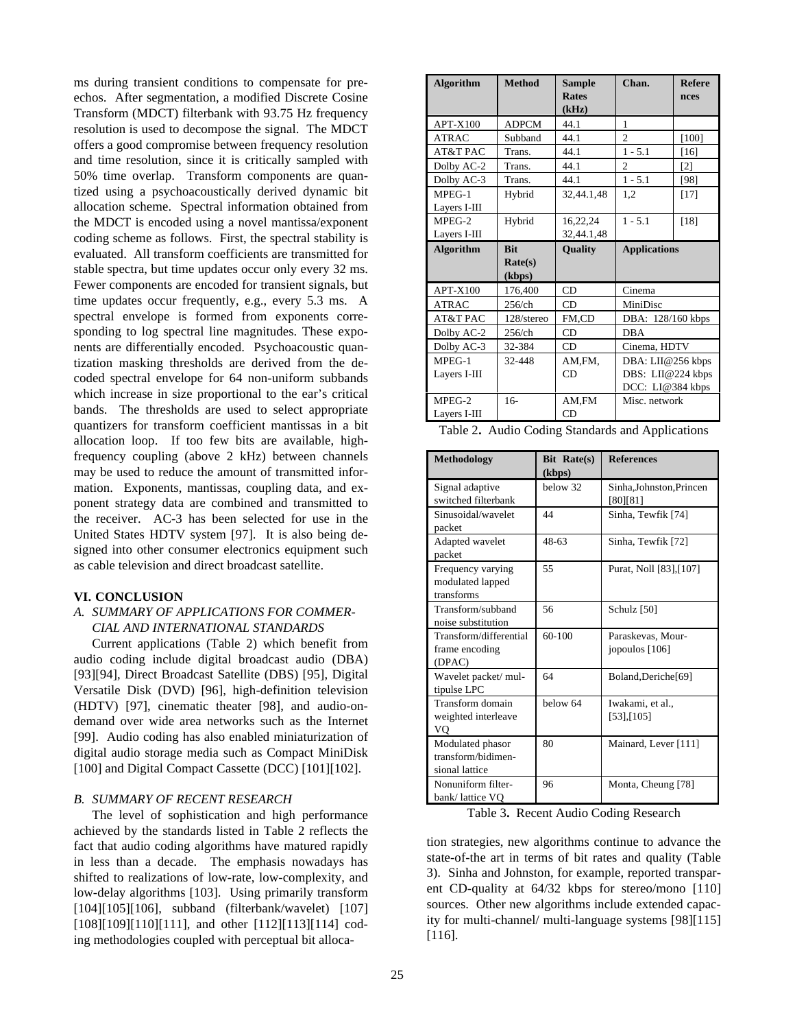ms during transient conditions to compensate for pre-echos. After segmentation, a modified Discrete Cosine Transform (MDCT) filterbank with 93.75 Hz frequency resolution is used to decompose the signal. The MDCT offers a good compromise between frequency resolution and time resolution, since it is critically sampled with 50% time overlap. Transform components are quantized using a psychoacoustically derived dynamic bit allocation scheme. Spectral information obtained from the MDCT is encoded using a novel mantissa/exponent coding scheme as follows. First, the spectral stability is evaluated. All transform coefficients are transmitted for stable spectra, but time updates occur only every 32 ms. Fewer components are encoded for transient signals, but time updates occur frequently, e.g., every 5.3 ms. A spectral envelope is formed from exponents corresponding to log spectral line magnitudes. These exponents are differentially encoded. Psychoacoustic quantization masking thresholds are derived from the decoded spectral envelope for 64 non-uniform subbands which increase in size proportional to the ear's critical bands. The thresholds are used to select appropriate quantizers for transform coefficient mantissas in a bit allocation loop. If too few bits are available, high-frequency coupling (above 2 kHz) between channels may be used to reduce the amount of transmitted information. Exponents, mantissas, coupling data, and exponent strategy data are combined and transmitted to the receiver. AC-3 has been selected for use in the United States HDTV system [97]. It is also being designed into other consumer electronics equipment such as cable television and direct broadcast satellite.

## VI. CONCLUSION

### *A. SUMMARY OF APPLICATIONS FOR COMMERCIAL AND INTERNATIONAL STANDARDS*

Current applications (Table 2) which benefit from audio coding include digital broadcast audio (DBA) [93][94], Direct Broadcast Satellite (DBS) [95], Digital Versatile Disk (DVD) [96], high-definition television (HDTV) [97], cinematic theater [98], and audio-on-demand over wide area networks such as the Internet [99]. Audio coding has also enabled miniaturization of digital audio storage media such as Compact MiniDisk [100] and Digital Compact Cassette (DCC) [101][102].

### *B. SUMMARY OF RECENT RESEARCH*

The level of sophistication and high performance achieved by the standards listed in Table 2 reflects the fact that audio coding algorithms have matured rapidly in less than a decade. The emphasis nowadays has shifted to realizations of low-rate, low-complexity, and low-delay algorithms [103]. Using primarily transform [104][105][106], subband (filterbank/wavelet) [107][108][109][110][111], and other [112][113][114] coding methodologies coupled with perceptual bit allocation strategies, new algorithms continue to advance the state-of-the art in terms of bit rates and quality (Table 3). Sinha and Johnston, for example, reported transparent CD-quality at 64/32 kbps for stereo/mono [110] sources. Other new algorithms include extended capacity for multi-channel/ multi-language systems [98][115][116].

| **Algorithm** | **Method** | **Sample Rates (kHz)** | **Chan.** | **References** |
|---|---|---|---|---|
| APT-X100 | ADPCM | 44.1 | 1 | |
| ATRAC | Subband | 44.1 | 2 | [100] |
| AT&T PAC | Trans. | 44.1 | 1 - 5.1 | [16] |
| Dolby AC-2 | Trans. | 44.1 | 2 | [2] |
| Dolby AC-3 | Trans. | 44.1 | 1 - 5.1 | [98] |
| MPEG-1 Layers I-III | Hybrid | 32,44.1,48 | 1,2 | [17] |
| MPEG-2 Layers I-III | Hybrid | 16,22,24 32,44.1,48 | 1 - 5.1 | [18] |
| **Algorithm** | **Bit Rate(s) (kbps)** | **Quality** | **Applications** | |
| APT-X100 | 176,400 | CD | Cinema | |
| ATRAC | 256/ch | CD | MiniDisc | |
| AT&T PAC | 128/stereo | FM,CD | DBA: 128/160 kbps | |
| Dolby AC-2 | 256/ch | CD | DBA | |
| Dolby AC-3 | 32-384 | CD | Cinema, HDTV | |
| MPEG-1 Layers I-III | 32-448 | AM,FM, CD | DBA: LII@256 kbps DBS: LII@224 kbps DCC: LI@384 kbps | |
| MPEG-2 Layers I-III | 16- | AM,FM CD | Misc. network | |

Table 2. Audio Coding Standards and Applications

| **Methodology** | **Bit Rate(s) (kbps)** | **References** |
|---|---|---|
| Signal adaptive switched filterbank | below 32 | Sinha,Johnston,Princen [80][81] |
| Sinusoidal/wavelet packet | 44 | Sinha, Tewfik [74] |
| Adapted wavelet packet | 48-63 | Sinha, Tewfik [72] |
| Frequency varying modulated lapped transforms | 55 | Purat, Noll [83],[107] |
| Transform/subband noise substitution | 56 | Schulz [50] |
| Transform/differential frame encoding (DPAC) | 60-100 | Paraskevas, Mourjopoulos [106] |
| Wavelet packet/ multipulse LPC | 64 | Boland,Deriche[69] |
| Transform domain weighted interleave VQ | below 64 | Iwakami, et al., [53],[105] |
| Modulated phasor transform/bidimensional lattice | 80 | Mainard, Lever [111] |
| Nonuniform filterbank/ lattice VQ | 96 | Monta, Cheung [78] |

Table 3. Recent Audio Coding Research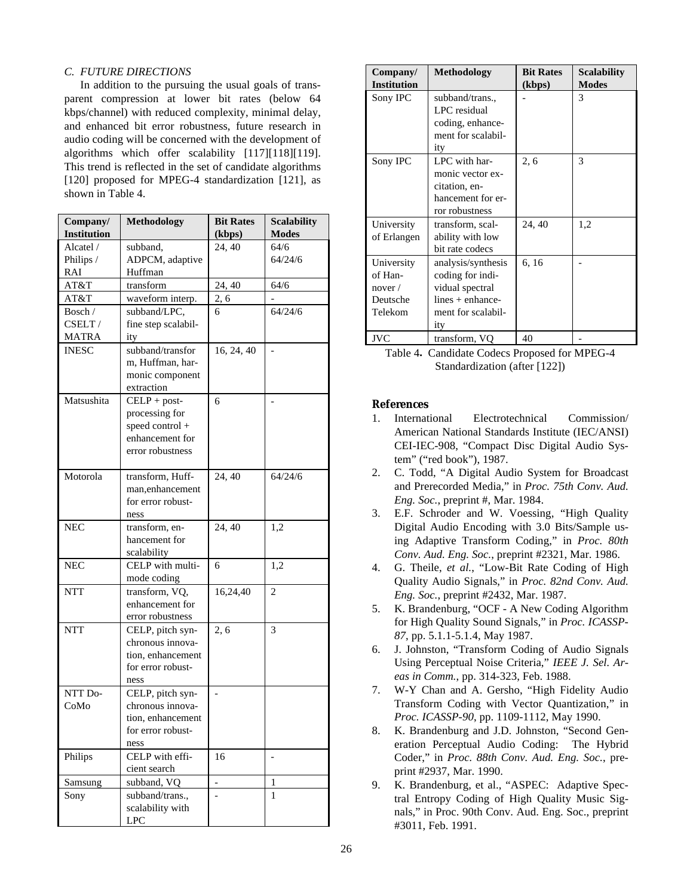### C. FUTURE DIRECTIONS

In addition to the pursuing the usual goals of transparent compression at lower bit rates (below 64 kbps/channel) with reduced complexity, minimal delay, and enhanced bit error robustness, future research in audio coding will be concerned with the development of algorithms which offer scalability [117][118][119]. This trend is reflected in the set of candidate algorithms [120] proposed for MPEG-4 standardization [121], as shown in Table 4.

| Company/ Institution | Methodology | Bit Rates (kbps) | Scalability Modes |
|---|---|---|---|
| Alcatel / Philips / RAI | subband, ADPCM, adaptive Huffman | 24, 40 | 64/6 64/24/6 |
| AT&T | transform | 24, 40 | 64/6 |
| AT&T | waveform interp. | 2, 6 | - |
| Bosch / CSELT / MATRA | subband/LPC, fine step scalability | 6 | 64/24/6 |
| INESC | subband/transform, Huffman, harmonic component extraction | 16, 24, 40 | - |
| Matsushita | CELP + post-processing for speed control + enhancement for error robustness | 6 | - |
| Motorola | transform, Huffman,enhancement for error robustness | 24, 40 | 64/24/6 |
| NEC | transform, enhancement for scalability | 24, 40 | 1,2 |
| NEC | CELP with multi-mode coding | 6 | 1,2 |
| NTT | transform, VQ, enhancement for error robustness | 16,24,40 | 2 |
| NTT | CELP, pitch synchronous innovation, enhancement for error robustness | 2, 6 | 3 |
| NTT DoCoMo | CELP, pitch synchronous innovation, enhancement for error robustness | - | |
| Philips | CELP with efficient search | 16 | - |
| Samsung | subband, VQ | - | 1 |
| Sony | subband/trans., scalability with LPC | - | 1 |
| Sony IPC | subband/trans., LPC residual coding, enhancement for scalability | - | 3 |
| Sony IPC | LPC with harmonic vector excitation, enhancement for error robustness | 2, 6 | 3 |
| University of Erlangen | transform, scalability with low bit rate codecs | 24, 40 | 1,2 |
| University of Hannover / Deutsche Telekom | analysis/synthesis coding for individual spectral lines + enhancement for scalability | 6, 16 | - |
| JVC | transform, VQ | 40 | - |

Table 4. Candidate Codecs Proposed for MPEG-4 Standardization (after [122])

## References

1. International Electrotechnical Commission/ American National Standards Institute (IEC/ANSI) CEI-IEC-908, "Compact Disc Digital Audio System" ("red book"), 1987.
2. C. Todd, "A Digital Audio System for Broadcast and Prerecorded Media," in *Proc. 75th Conv. Aud. Eng. Soc.*, preprint #, Mar. 1984.
3. E.F. Schroder and W. Voessing, "High Quality Digital Audio Encoding with 3.0 Bits/Sample using Adaptive Transform Coding," in *Proc. 80th Conv. Aud. Eng. Soc.*, preprint #2321, Mar. 1986.
4. G. Theile, *et al.*, "Low-Bit Rate Coding of High Quality Audio Signals," in *Proc. 82nd Conv. Aud. Eng. Soc.*, preprint #2432, Mar. 1987.
5. K. Brandenburg, "OCF - A New Coding Algorithm for High Quality Sound Signals," in *Proc. ICASSP-87*, pp. 5.1.1-5.1.4, May 1987.
6. J. Johnston, "Transform Coding of Audio Signals Using Perceptual Noise Criteria," *IEEE J. Sel. Areas in Comm.*, pp. 314-323, Feb. 1988.
7. W-Y Chan and A. Gersho, "High Fidelity Audio Transform Coding with Vector Quantization," in *Proc. ICASSP-90*, pp. 1109-1112, May 1990.
8. K. Brandenburg and J.D. Johnston, "Second Generation Perceptual Audio Coding: The Hybrid Coder," in *Proc. 88th Conv. Aud. Eng. Soc.*, preprint #2937, Mar. 1990.
9. K. Brandenburg, et al., "ASPEC: Adaptive Spectral Entropy Coding of High Quality Music Signals," in Proc. 90th Conv. Aud. Eng. Soc., preprint #3011, Feb. 1991.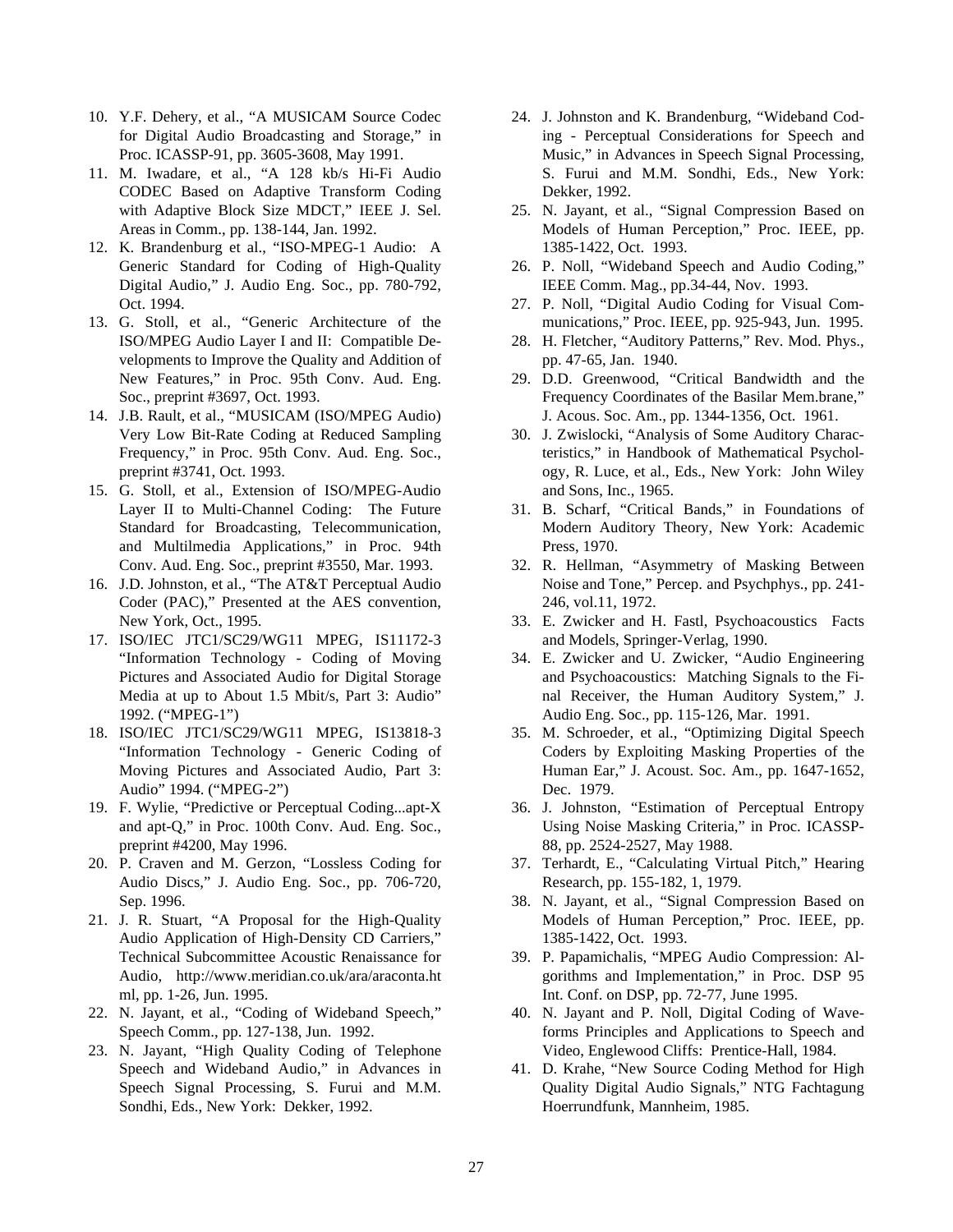10. Y.F. Dehery, et al., "A MUSICAM Source Codec for Digital Audio Broadcasting and Storage," in Proc. ICASSP-91, pp. 3605-3608, May 1991.
11. M. Iwadare, et al., "A 128 kb/s Hi-Fi Audio CODEC Based on Adaptive Transform Coding with Adaptive Block Size MDCT," IEEE J. Sel. Areas in Comm., pp. 138-144, Jan. 1992.
12. K. Brandenburg et al., "ISO-MPEG-1 Audio: A Generic Standard for Coding of High-Quality Digital Audio," J. Audio Eng. Soc., pp. 780-792, Oct. 1994.
13. G. Stoll, et al., "Generic Architecture of the ISO/MPEG Audio Layer I and II: Compatible Developments to Improve the Quality and Addition of New Features," in Proc. 95th Conv. Aud. Eng. Soc., preprint #3697, Oct. 1993.
14. J.B. Rault, et al., "MUSICAM (ISO/MPEG Audio) Very Low Bit-Rate Coding at Reduced Sampling Frequency," in Proc. 95th Conv. Aud. Eng. Soc., preprint #3741, Oct. 1993.
15. G. Stoll, et al., Extension of ISO/MPEG-Audio Layer II to Multi-Channel Coding: The Future Standard for Broadcasting, Telecommunication, and Multilmedia Applications," in Proc. 94th Conv. Aud. Eng. Soc., preprint #3550, Mar. 1993.
16. J.D. Johnston, et al., "The AT&T Perceptual Audio Coder (PAC)," Presented at the AES convention, New York, Oct., 1995.
17. ISO/IEC JTC1/SC29/WG11 MPEG, IS11172-3 "Information Technology - Coding of Moving Pictures and Associated Audio for Digital Storage Media at up to About 1.5 Mbit/s, Part 3: Audio" 1992. ("MPEG-1")
18. ISO/IEC JTC1/SC29/WG11 MPEG, IS13818-3 "Information Technology - Generic Coding of Moving Pictures and Associated Audio, Part 3: Audio" 1994. ("MPEG-2")
19. F. Wylie, "Predictive or Perceptual Coding...apt-X and apt-Q," in Proc. 100th Conv. Aud. Eng. Soc., preprint #4200, May 1996.
20. P. Craven and M. Gerzon, "Lossless Coding for Audio Discs," J. Audio Eng. Soc., pp. 706-720, Sep. 1996.
21. J. R. Stuart, "A Proposal for the High-Quality Audio Application of High-Density CD Carriers," Technical Subcommittee Acoustic Renaissance for Audio, http://www.meridian.co.uk/ara/araconta.html, pp. 1-26, Jun. 1995.
22. N. Jayant, et al., "Coding of Wideband Speech," Speech Comm., pp. 127-138, Jun. 1992.
23. N. Jayant, "High Quality Coding of Telephone Speech and Wideband Audio," in Advances in Speech Signal Processing, S. Furui and M.M. Sondhi, Eds., New York: Dekker, 1992.
24. J. Johnston and K. Brandenburg, "Wideband Coding - Perceptual Considerations for Speech and Music," in Advances in Speech Signal Processing, S. Furui and M.M. Sondhi, Eds., New York: Dekker, 1992.
25. N. Jayant, et al., "Signal Compression Based on Models of Human Perception," Proc. IEEE, pp. 1385-1422, Oct. 1993.
26. P. Noll, "Wideband Speech and Audio Coding," IEEE Comm. Mag., pp.34-44, Nov. 1993.
27. P. Noll, "Digital Audio Coding for Visual Communications," Proc. IEEE, pp. 925-943, Jun. 1995.
28. H. Fletcher, "Auditory Patterns," Rev. Mod. Phys., pp. 47-65, Jan. 1940.
29. D.D. Greenwood, "Critical Bandwidth and the Frequency Coordinates of the Basilar Mem.brane," J. Acous. Soc. Am., pp. 1344-1356, Oct. 1961.
30. J. Zwislocki, "Analysis of Some Auditory Characteristics," in Handbook of Mathematical Psychology, R. Luce, et al., Eds., New York: John Wiley and Sons, Inc., 1965.
31. B. Scharf, "Critical Bands," in Foundations of Modern Auditory Theory, New York: Academic Press, 1970.
32. R. Hellman, "Asymmetry of Masking Between Noise and Tone," Percep. and Psychphys., pp. 241-246, vol.11, 1972.
33. E. Zwicker and H. Fastl, Psychoacoustics Facts and Models, Springer-Verlag, 1990.
34. E. Zwicker and U. Zwicker, "Audio Engineering and Psychoacoustics: Matching Signals to the Final Receiver, the Human Auditory System," J. Audio Eng. Soc., pp. 115-126, Mar. 1991.
35. M. Schroeder, et al., "Optimizing Digital Speech Coders by Exploiting Masking Properties of the Human Ear," J. Acoust. Soc. Am., pp. 1647-1652, Dec. 1979.
36. J. Johnston, "Estimation of Perceptual Entropy Using Noise Masking Criteria," in Proc. ICASSP-88, pp. 2524-2527, May 1988.
37. Terhardt, E., "Calculating Virtual Pitch," Hearing Research, pp. 155-182, 1, 1979.
38. N. Jayant, et al., "Signal Compression Based on Models of Human Perception," Proc. IEEE, pp. 1385-1422, Oct. 1993.
39. P. Papamichalis, "MPEG Audio Compression: Algorithms and Implementation," in Proc. DSP 95 Int. Conf. on DSP, pp. 72-77, June 1995.
40. N. Jayant and P. Noll, Digital Coding of Waveforms Principles and Applications to Speech and Video, Englewood Cliffs: Prentice-Hall, 1984.
41. D. Krahe, "New Source Coding Method for High Quality Digital Audio Signals," NTG Fachtagung Hoerrundfunk, Mannheim, 1985.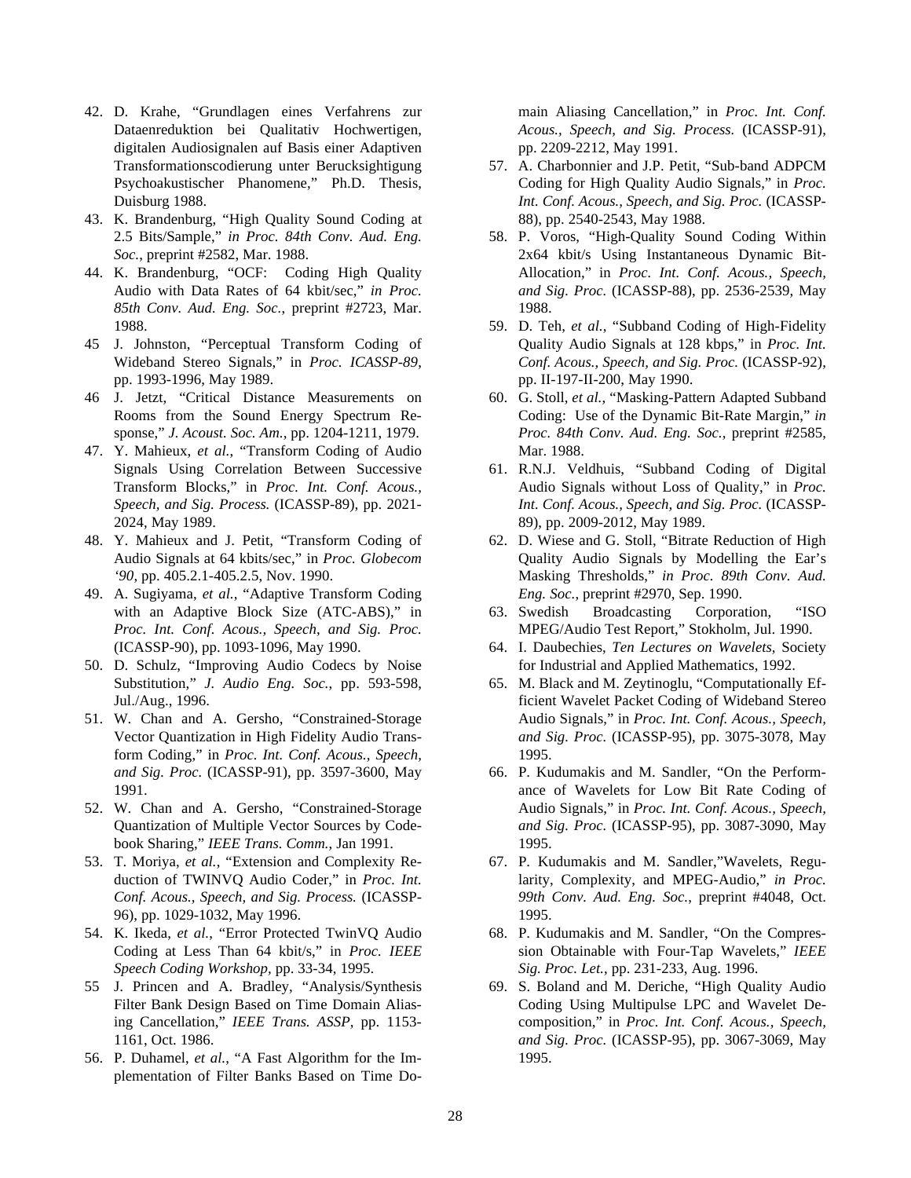42. D. Krahe, "Grundlagen eines Verfahrens zur Dataenreduktion bei Qualitativ Hochwertigen, digitalen Audiosignalen auf Basis einer Adaptiven Transformationscodierung unter Berucksightigung Psychoakustischer Phanomene," Ph.D. Thesis, Duisburg 1988.
43. K. Brandenburg, "High Quality Sound Coding at 2.5 Bits/Sample," *in Proc. 84th Conv. Aud. Eng. Soc.*, preprint #2582, Mar. 1988.
44. K. Brandenburg, "OCF: Coding High Quality Audio with Data Rates of 64 kbit/sec," *in Proc. 85th Conv. Aud. Eng. Soc.*, preprint #2723, Mar. 1988.
45 J. Johnston, "Perceptual Transform Coding of Wideband Stereo Signals," in *Proc. ICASSP-89*, pp. 1993-1996, May 1989.
46 J. Jetzt, "Critical Distance Measurements on Rooms from the Sound Energy Spectrum Response," *J. Acoust. Soc. Am.*, pp. 1204-1211, 1979.
47. Y. Mahieux, *et al.*, "Transform Coding of Audio Signals Using Correlation Between Successive Transform Blocks," in *Proc. Int. Conf. Acous., Speech, and Sig. Process.* (ICASSP-89), pp. 2021-2024, May 1989.
48. Y. Mahieux and J. Petit, "Transform Coding of Audio Signals at 64 kbits/sec," in *Proc. Globecom '90*, pp. 405.2.1-405.2.5, Nov. 1990.
49. A. Sugiyama, *et al.*, "Adaptive Transform Coding with an Adaptive Block Size (ATC-ABS)," in *Proc. Int. Conf. Acous., Speech, and Sig. Proc.* (ICASSP-90), pp. 1093-1096, May 1990.
50. D. Schulz, "Improving Audio Codecs by Noise Substitution," *J. Audio Eng. Soc.*, pp. 593-598, Jul./Aug., 1996.
51. W. Chan and A. Gersho, "Constrained-Storage Vector Quantization in High Fidelity Audio Transform Coding," in *Proc. Int. Conf. Acous., Speech, and Sig. Proc.* (ICASSP-91), pp. 3597-3600, May 1991.
52. W. Chan and A. Gersho, "Constrained-Storage Quantization of Multiple Vector Sources by Codebook Sharing," *IEEE Trans. Comm.*, Jan 1991.
53. T. Moriya, *et al.*, "Extension and Complexity Reduction of TWINVQ Audio Coder," in *Proc. Int. Conf. Acous., Speech, and Sig. Process.* (ICASSP-96), pp. 1029-1032, May 1996.
54. K. Ikeda, *et al.*, "Error Protected TwinVQ Audio Coding at Less Than 64 kbit/s," in *Proc. IEEE Speech Coding Workshop*, pp. 33-34, 1995.
55 J. Princen and A. Bradley, "Analysis/Synthesis Filter Bank Design Based on Time Domain Aliasing Cancellation," *IEEE Trans. ASSP*, pp. 1153-1161, Oct. 1986.
56. P. Duhamel, *et al.*, "A Fast Algorithm for the Implementation of Filter Banks Based on Time Domain Aliasing Cancellation," in *Proc. Int. Conf. Acous., Speech, and Sig. Process.* (ICASSP-91), pp. 2209-2212, May 1991.
57. A. Charbonnier and J.P. Petit, "Sub-band ADPCM Coding for High Quality Audio Signals," in *Proc. Int. Conf. Acous., Speech, and Sig. Proc.* (ICASSP-88), pp. 2540-2543, May 1988.
58. P. Voros, "High-Quality Sound Coding Within 2x64 kbit/s Using Instantaneous Dynamic Bit-Allocation," in *Proc. Int. Conf. Acous., Speech, and Sig. Proc.* (ICASSP-88), pp. 2536-2539, May 1988.
59. D. Teh, *et al.*, "Subband Coding of High-Fidelity Quality Audio Signals at 128 kbps," in *Proc. Int. Conf. Acous., Speech, and Sig. Proc.* (ICASSP-92), pp. II-197-II-200, May 1990.
60. G. Stoll, *et al.*, "Masking-Pattern Adapted Subband Coding: Use of the Dynamic Bit-Rate Margin," *in Proc. 84th Conv. Aud. Eng. Soc.*, preprint #2585, Mar. 1988.
61. R.N.J. Veldhuis, "Subband Coding of Digital Audio Signals without Loss of Quality," in *Proc. Int. Conf. Acous., Speech, and Sig. Proc.* (ICASSP-89), pp. 2009-2012, May 1989.
62. D. Wiese and G. Stoll, "Bitrate Reduction of High Quality Audio Signals by Modelling the Ear's Masking Thresholds," *in Proc. 89th Conv. Aud. Eng. Soc.*, preprint #2970, Sep. 1990.
63. Swedish Broadcasting Corporation, "ISO MPEG/Audio Test Report," Stokholm, Jul. 1990.
64. I. Daubechies, *Ten Lectures on Wavelets*, Society for Industrial and Applied Mathematics, 1992.
65. M. Black and M. Zeytinoglu, "Computationally Efficient Wavelet Packet Coding of Wideband Stereo Audio Signals," in *Proc. Int. Conf. Acous., Speech, and Sig. Proc.* (ICASSP-95), pp. 3075-3078, May 1995.
66. P. Kudumakis and M. Sandler, "On the Performance of Wavelets for Low Bit Rate Coding of Audio Signals," in *Proc. Int. Conf. Acous., Speech, and Sig. Proc.* (ICASSP-95), pp. 3087-3090, May 1995.
67. P. Kudumakis and M. Sandler,"Wavelets, Regularity, Complexity, and MPEG-Audio," *in Proc. 99th Conv. Aud. Eng. Soc.*, preprint #4048, Oct. 1995.
68. P. Kudumakis and M. Sandler, "On the Compression Obtainable with Four-Tap Wavelets," *IEEE Sig. Proc. Let.*, pp. 231-233, Aug. 1996.
69. S. Boland and M. Deriche, "High Quality Audio Coding Using Multipulse LPC and Wavelet Decomposition," in *Proc. Int. Conf. Acous., Speech, and Sig. Proc.* (ICASSP-95), pp. 3067-3069, May 1995.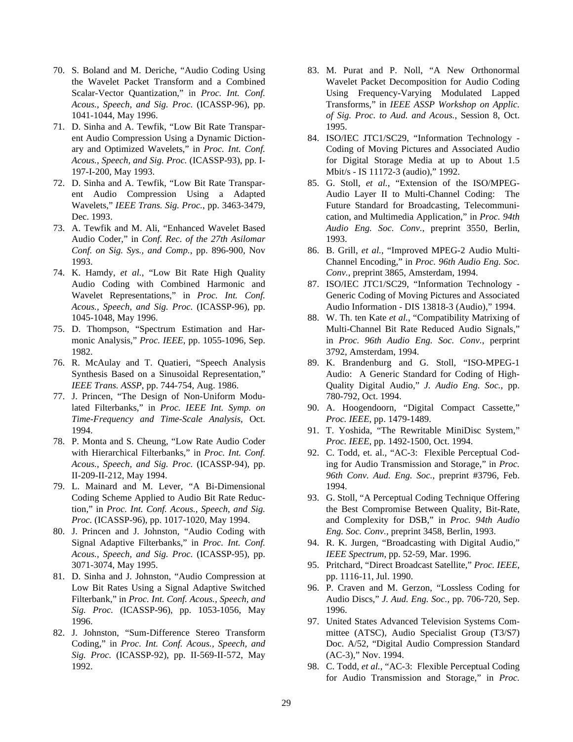70. S. Boland and M. Deriche, "Audio Coding Using the Wavelet Packet Transform and a Combined Scalar-Vector Quantization," in *Proc. Int. Conf. Acous., Speech, and Sig. Proc.* (ICASSP-96), pp. 1041-1044, May 1996.
71. D. Sinha and A. Tewfik, "Low Bit Rate Transparent Audio Compression Using a Dynamic Dictionary and Optimized Wavelets," in *Proc. Int. Conf. Acous., Speech, and Sig. Proc.* (ICASSP-93), pp. I-197-I-200, May 1993.
72. D. Sinha and A. Tewfik, "Low Bit Rate Transparent Audio Compression Using a Adapted Wavelets," *IEEE Trans. Sig. Proc.*, pp. 3463-3479, Dec. 1993.
73. A. Tewfik and M. Ali, "Enhanced Wavelet Based Audio Coder," in *Conf. Rec. of the 27th Asilomar Conf. on Sig. Sys., and Comp.*, pp. 896-900, Nov 1993.
74. K. Hamdy, *et al.*, "Low Bit Rate High Quality Audio Coding with Combined Harmonic and Wavelet Representations," in *Proc. Int. Conf. Acous., Speech, and Sig. Proc.* (ICASSP-96), pp. 1045-1048, May 1996.
75. D. Thompson, "Spectrum Estimation and Harmonic Analysis," *Proc. IEEE*, pp. 1055-1096, Sep. 1982.
76. R. McAulay and T. Quatieri, "Speech Analysis Synthesis Based on a Sinusoidal Representation," *IEEE Trans. ASSP*, pp. 744-754, Aug. 1986.
77. J. Princen, "The Design of Non-Uniform Modulated Filterbanks," in *Proc. IEEE Int. Symp. on Time-Frequency and Time-Scale Analysis*, Oct. 1994.
78. P. Monta and S. Cheung, "Low Rate Audio Coder with Hierarchical Filterbanks," in *Proc. Int. Conf. Acous., Speech, and Sig. Proc.* (ICASSP-94), pp. II-209-II-212, May 1994.
79. L. Mainard and M. Lever, "A Bi-Dimensional Coding Scheme Applied to Audio Bit Rate Reduction," in *Proc. Int. Conf. Acous., Speech, and Sig. Proc.* (ICASSP-96), pp. 1017-1020, May 1994.
80. J. Princen and J. Johnston, "Audio Coding with Signal Adaptive Filterbanks," in *Proc. Int. Conf. Acous., Speech, and Sig. Proc.* (ICASSP-95), pp. 3071-3074, May 1995.
81. D. Sinha and J. Johnston, "Audio Compression at Low Bit Rates Using a Signal Adaptive Switched Filterbank," in *Proc. Int. Conf. Acous., Speech, and Sig. Proc.* (ICASSP-96), pp. 1053-1056, May 1996.
82. J. Johnston, "Sum-Difference Stereo Transform Coding," in *Proc. Int. Conf. Acous., Speech, and Sig. Proc.* (ICASSP-92), pp. II-569-II-572, May 1992.
83. M. Purat and P. Noll, "A New Orthonormal Wavelet Packet Decomposition for Audio Coding Using Frequency-Varying Modulated Lapped Transforms," in *IEEE ASSP Workshop on Applic. of Sig. Proc. to Aud. and Acous.*, Session 8, Oct. 1995.
84. ISO/IEC JTC1/SC29, "Information Technology - Coding of Moving Pictures and Associated Audio for Digital Storage Media at up to About 1.5 Mbit/s - IS 11172-3 (audio)," 1992.
85. G. Stoll, *et al.*, "Extension of the ISO/MPEG-Audio Layer II to Multi-Channel Coding: The Future Standard for Broadcasting, Telecommunication, and Multimedia Application," in *Proc. 94th Audio Eng. Soc. Conv.*, preprint 3550, Berlin, 1993.
86. B. Grill, *et al.*, "Improved MPEG-2 Audio Multi-Channel Encoding," in *Proc. 96th Audio Eng. Soc. Conv.*, preprint 3865, Amsterdam, 1994.
87. ISO/IEC JTC1/SC29, "Information Technology - Generic Coding of Moving Pictures and Associated Audio Information - DIS 13818-3 (Audio)," 1994.
88. W. Th. ten Kate *et al.*, "Compatibility Matrixing of Multi-Channel Bit Rate Reduced Audio Signals," in *Proc. 96th Audio Eng. Soc. Conv.*, perprint 3792, Amsterdam, 1994.
89. K. Brandenburg and G. Stoll, "ISO-MPEG-1 Audio: A Generic Standard for Coding of High-Quality Digital Audio," *J. Audio Eng. Soc.*, pp. 780-792, Oct. 1994.
90. A. Hoogendoorn, "Digital Compact Cassette," *Proc. IEEE*, pp. 1479-1489.
91. T. Yoshida, "The Rewritable MiniDisc System," *Proc. IEEE*, pp. 1492-1500, Oct. 1994.
92. C. Todd, et. al., "AC-3: Flexible Perceptual Coding for Audio Transmission and Storage," in *Proc. 96th Conv. Aud. Eng. Soc.*, preprint #3796, Feb. 1994.
93. G. Stoll, "A Perceptual Coding Technique Offering the Best Compromise Between Quality, Bit-Rate, and Complexity for DSB," in *Proc. 94th Audio Eng. Soc. Conv.*, preprint 3458, Berlin, 1993.
94. R. K. Jurgen, "Broadcasting with Digital Audio," *IEEE Spectrum*, pp. 52-59, Mar. 1996.
95. Pritchard, "Direct Broadcast Satellite," *Proc. IEEE*, pp. 1116-11, Jul. 1990.
96. P. Craven and M. Gerzon, "Lossless Coding for Audio Discs," *J. Aud. Eng. Soc.*, pp. 706-720, Sep. 1996.
97. United States Advanced Television Systems Committee (ATSC), Audio Specialist Group (T3/S7) Doc. A/52, "Digital Audio Compression Standard (AC-3)," Nov. 1994.
98. C. Todd, *et al.*, "AC-3: Flexible Perceptual Coding for Audio Transmission and Storage," in *Proc.*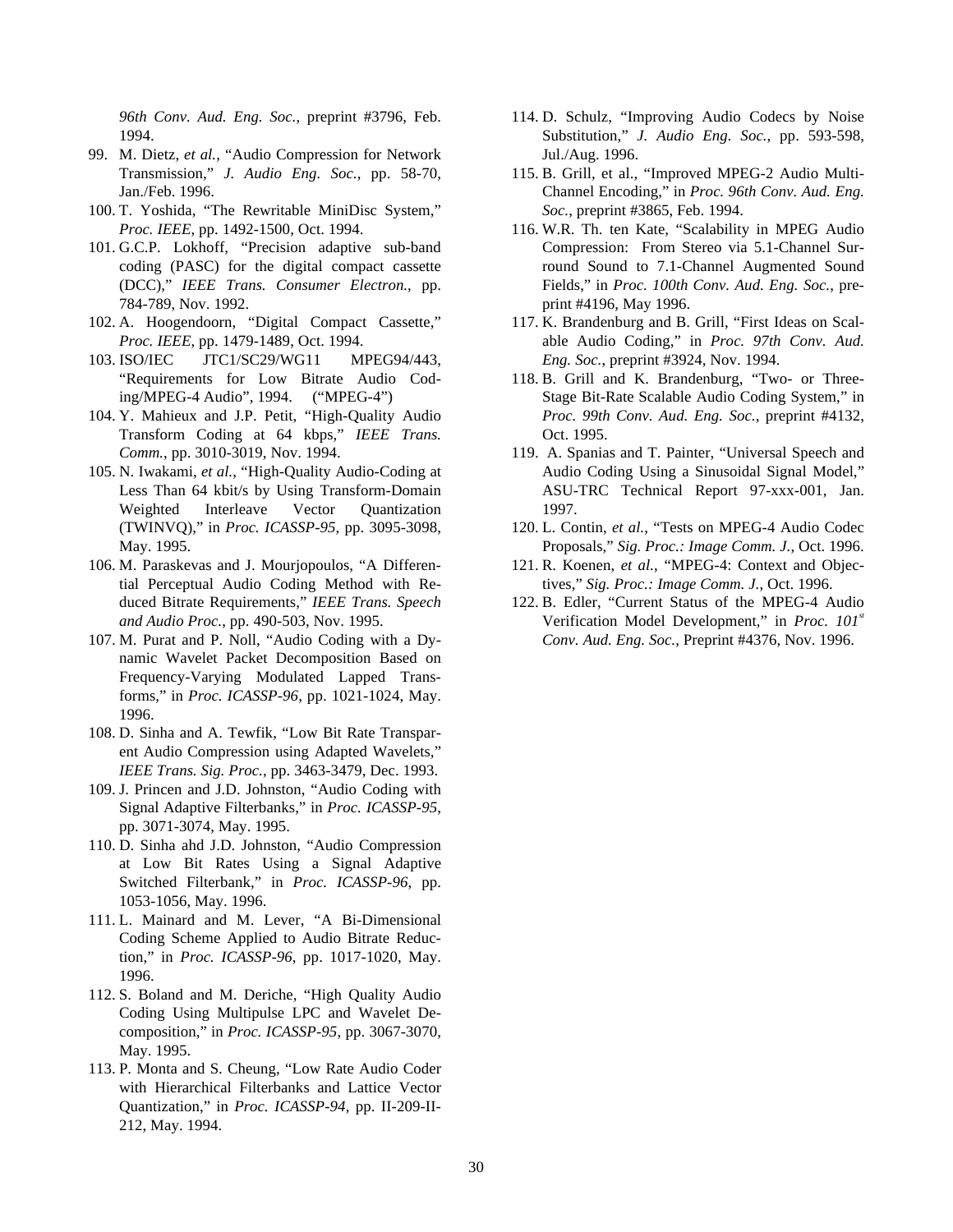*96th Conv. Aud. Eng. Soc.*, preprint #3796, Feb. 1994.

99. M. Dietz, *et al.*, "Audio Compression for Network Transmission," *J. Audio Eng. Soc.*, pp. 58-70, Jan./Feb. 1996.
100. T. Yoshida, "The Rewritable MiniDisc System," *Proc. IEEE*, pp. 1492-1500, Oct. 1994.
101. G.C.P. Lokhoff, "Precision adaptive sub-band coding (PASC) for the digital compact cassette (DCC)," *IEEE Trans. Consumer Electron.*, pp. 784-789, Nov. 1992.
102. A. Hoogendoorn, "Digital Compact Cassette," *Proc. IEEE*, pp. 1479-1489, Oct. 1994.
103. ISO/IEC JTC1/SC29/WG11 MPEG94/443, "Requirements for Low Bitrate Audio Coding/MPEG-4 Audio", 1994. ("MPEG-4")
104. Y. Mahieux and J.P. Petit, "High-Quality Audio Transform Coding at 64 kbps," *IEEE Trans. Comm.*, pp. 3010-3019, Nov. 1994.
105. N. Iwakami, *et al.*, "High-Quality Audio-Coding at Less Than 64 kbit/s by Using Transform-Domain Weighted Interleave Vector Quantization (TWINVQ)," in *Proc. ICASSP-95*, pp. 3095-3098, May. 1995.
106. M. Paraskevas and J. Mourjopoulos, "A Differential Perceptual Audio Coding Method with Reduced Bitrate Requirements," *IEEE Trans. Speech and Audio Proc.*, pp. 490-503, Nov. 1995.
107. M. Purat and P. Noll, "Audio Coding with a Dynamic Wavelet Packet Decomposition Based on Frequency-Varying Modulated Lapped Transforms," in *Proc. ICASSP-96*, pp. 1021-1024, May. 1996.
108. D. Sinha and A. Tewfik, "Low Bit Rate Transparent Audio Compression using Adapted Wavelets," *IEEE Trans. Sig. Proc.*, pp. 3463-3479, Dec. 1993.
109. J. Princen and J.D. Johnston, "Audio Coding with Signal Adaptive Filterbanks," in *Proc. ICASSP-95*, pp. 3071-3074, May. 1995.
110. D. Sinha ahd J.D. Johnston, "Audio Compression at Low Bit Rates Using a Signal Adaptive Switched Filterbank," in *Proc. ICASSP-96*, pp. 1053-1056, May. 1996.
111. L. Mainard and M. Lever, "A Bi-Dimensional Coding Scheme Applied to Audio Bitrate Reduction," in *Proc. ICASSP-96*, pp. 1017-1020, May. 1996.
112. S. Boland and M. Deriche, "High Quality Audio Coding Using Multipulse LPC and Wavelet Decomposition," in *Proc. ICASSP-95*, pp. 3067-3070, May. 1995.
113. P. Monta and S. Cheung, "Low Rate Audio Coder with Hierarchical Filterbanks and Lattice Vector Quantization," in *Proc. ICASSP-94*, pp. II-209-II-212, May. 1994.
114. D. Schulz, "Improving Audio Codecs by Noise Substitution," *J. Audio Eng. Soc.*, pp. 593-598, Jul./Aug. 1996.
115. B. Grill, et al., "Improved MPEG-2 Audio Multi-Channel Encoding," in *Proc. 96th Conv. Aud. Eng. Soc.*, preprint #3865, Feb. 1994.
116. W.R. Th. ten Kate, "Scalability in MPEG Audio Compression: From Stereo via 5.1-Channel Surround Sound to 7.1-Channel Augmented Sound Fields," in *Proc. 100th Conv. Aud. Eng. Soc.*, preprint #4196, May 1996.
117. K. Brandenburg and B. Grill, "First Ideas on Scalable Audio Coding," in *Proc. 97th Conv. Aud. Eng. Soc.*, preprint #3924, Nov. 1994.
118. B. Grill and K. Brandenburg, "Two- or Three-Stage Bit-Rate Scalable Audio Coding System," in *Proc. 99th Conv. Aud. Eng. Soc.*, preprint #4132, Oct. 1995.
119. A. Spanias and T. Painter, "Universal Speech and Audio Coding Using a Sinusoidal Signal Model," ASU-TRC Technical Report 97-xxx-001, Jan. 1997.
120. L. Contin, *et al.*, "Tests on MPEG-4 Audio Codec Proposals," *Sig. Proc.: Image Comm. J.*, Oct. 1996.
121. R. Koenen, *et al.*, "MPEG-4: Context and Objectives," *Sig. Proc.: Image Comm. J.*, Oct. 1996.
122. B. Edler, "Current Status of the MPEG-4 Audio Verification Model Development," in *Proc. 101st Conv. Aud. Eng. Soc.*, Preprint #4376, Nov. 1996.